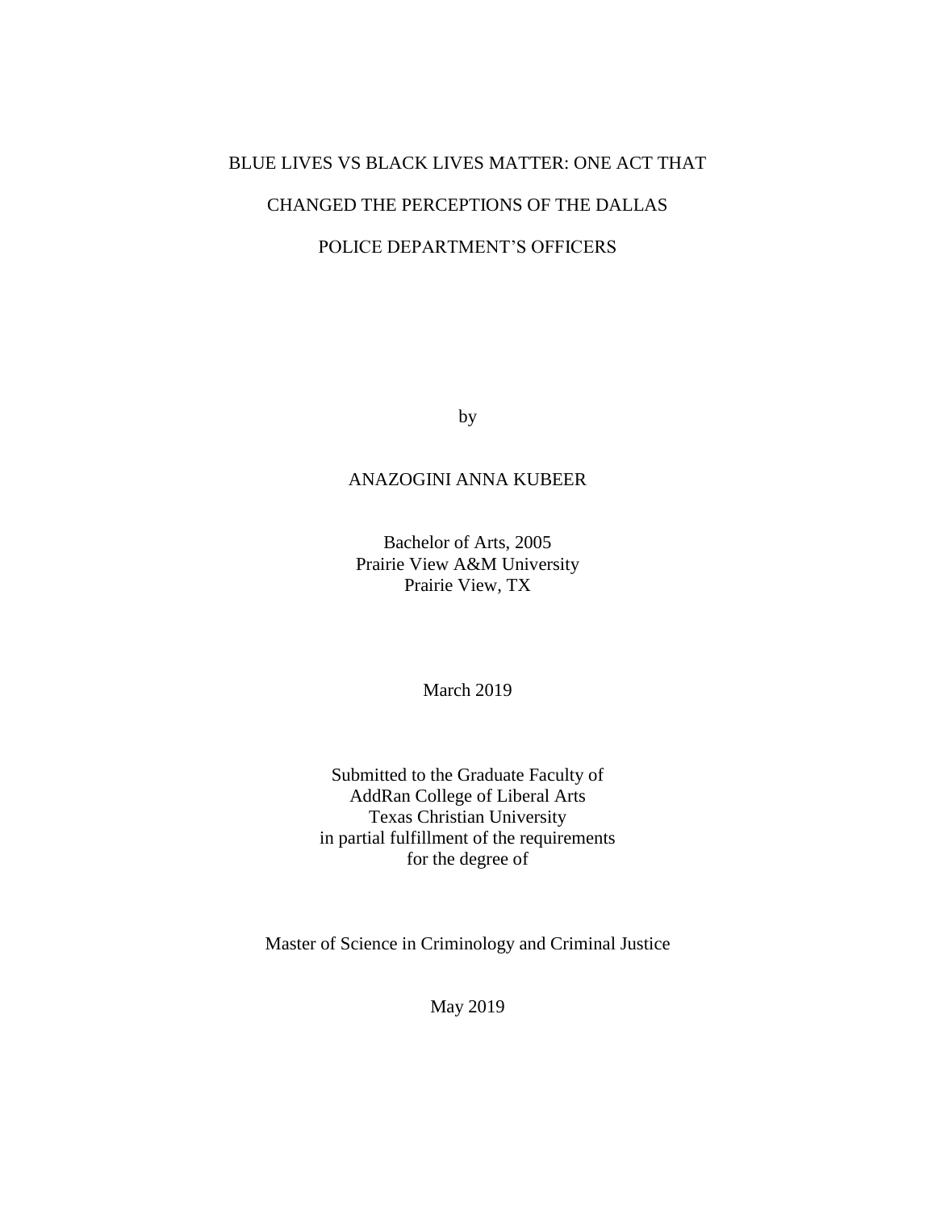# BLUE LIVES VS BLACK LIVES MATTER: ONE ACT THAT CHANGED THE PERCEPTIONS OF THE DALLAS POLICE DEPARTMENT'S OFFICERS

by

ANAZOGINI ANNA KUBEER

Bachelor of Arts, 2005
Prairie View A&M University
Prairie View, TX

March 2019

Submitted to the Graduate Faculty of
AddRan College of Liberal Arts
Texas Christian University
in partial fulfillment of the requirements
for the degree of

Master of Science in Criminology and Criminal Justice

May 2019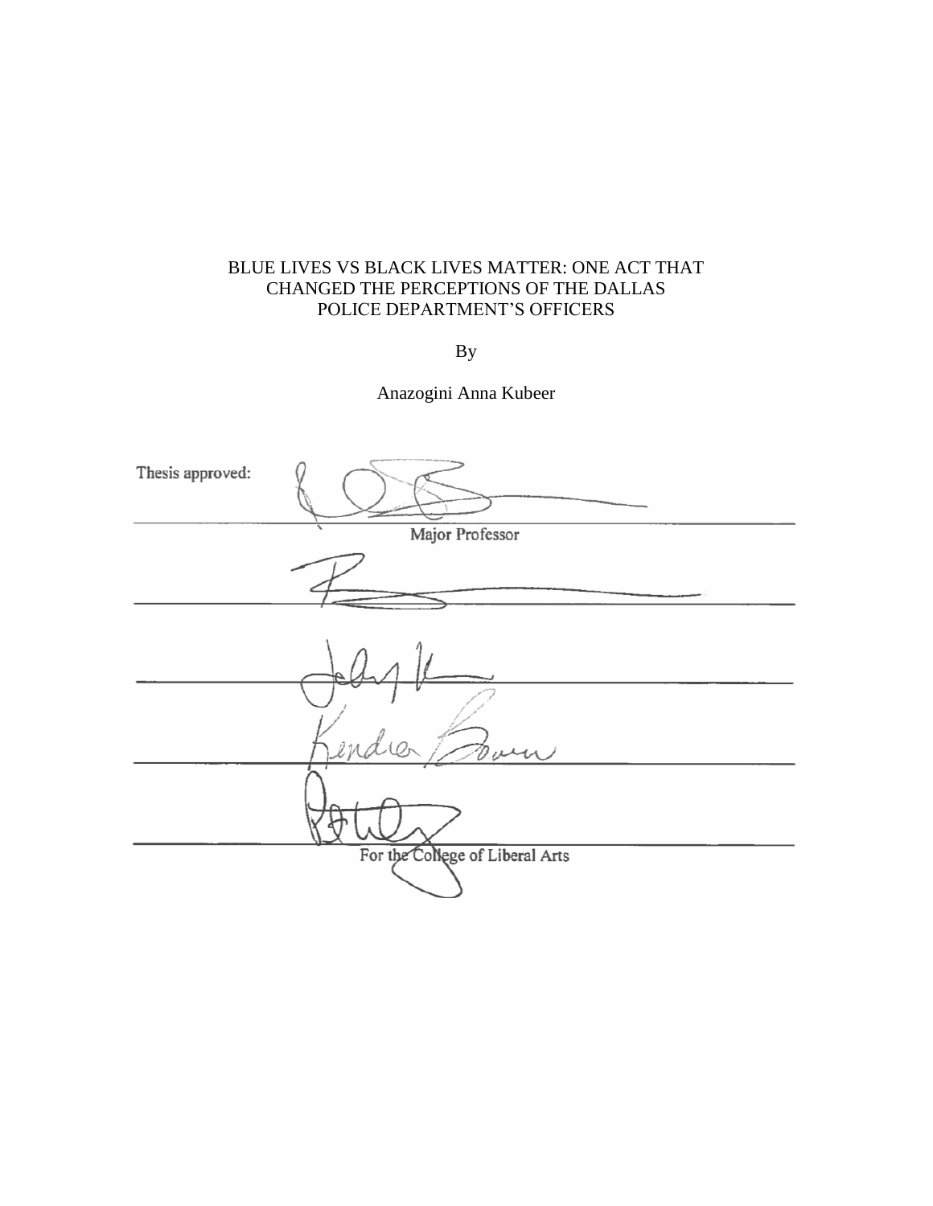BLUE LIVES VS BLACK LIVES MATTER: ONE ACT THAT CHANGED THE PERCEPTIONS OF THE DALLAS POLICE DEPARTMENT'S OFFICERS

By

Anazogini Anna Kubeer

Thesis approved:

______________________________
Major Professor

______________________________

______________________________

______________________________

______________________________
For the College of Liberal Arts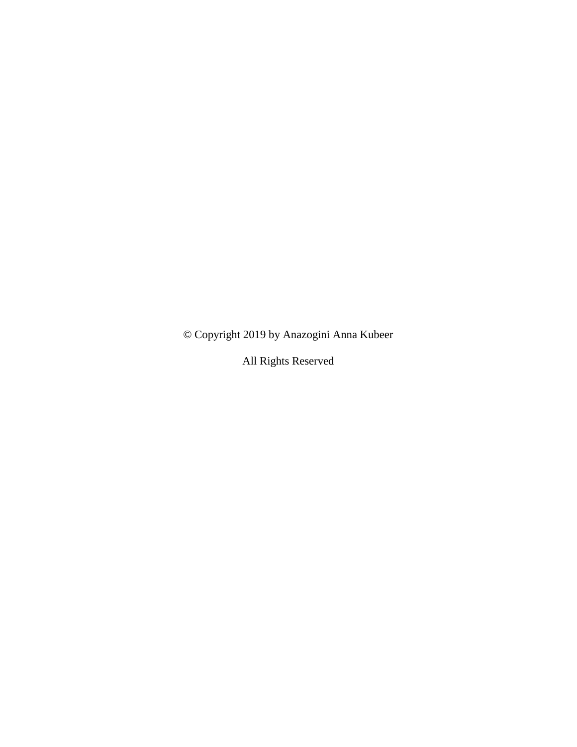© Copyright 2019 by Anazogini Anna Kubeer

All Rights Reserved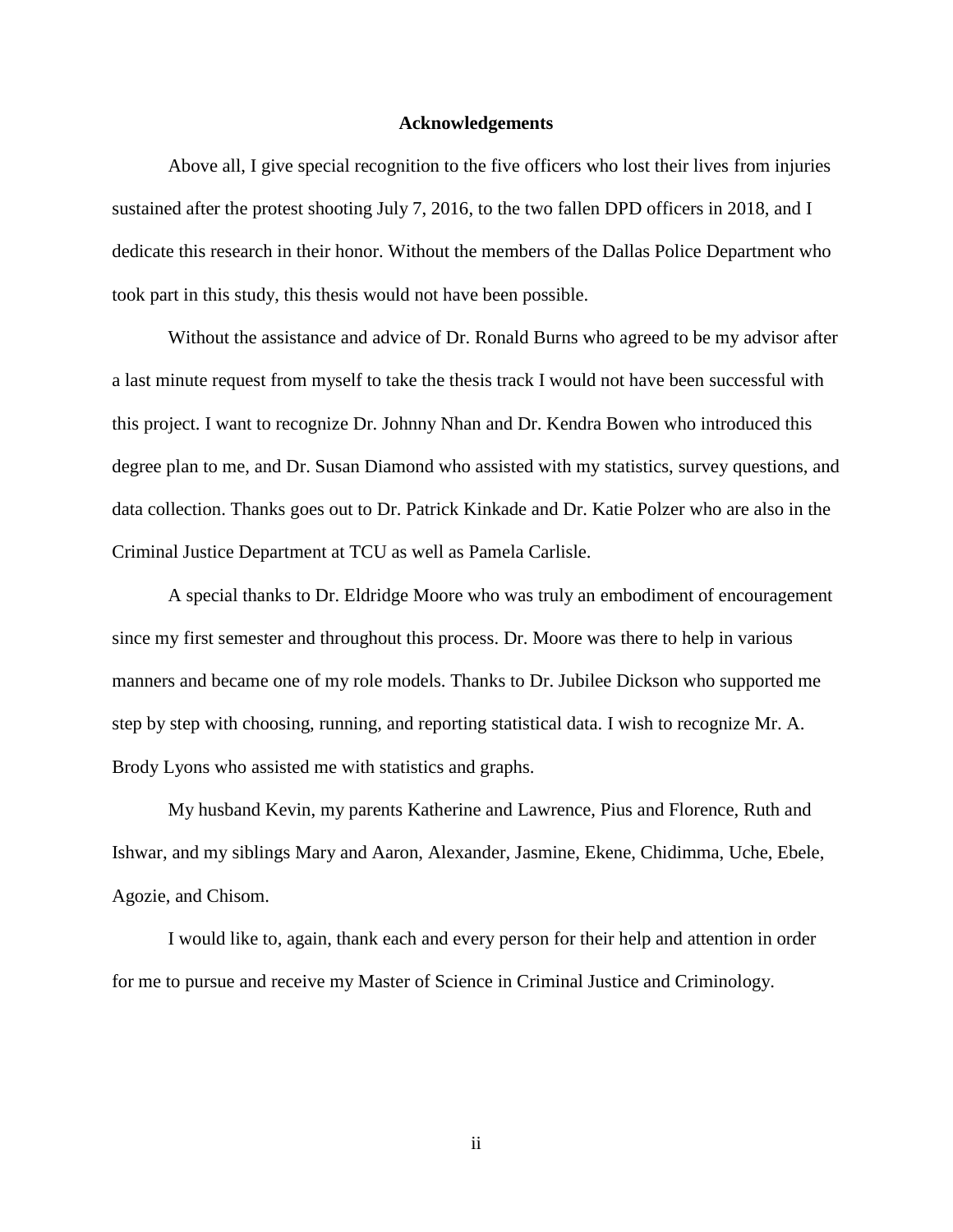# Acknowledgements

Above all, I give special recognition to the five officers who lost their lives from injuries sustained after the protest shooting July 7, 2016, to the two fallen DPD officers in 2018, and I dedicate this research in their honor. Without the members of the Dallas Police Department who took part in this study, this thesis would not have been possible.

Without the assistance and advice of Dr. Ronald Burns who agreed to be my advisor after a last minute request from myself to take the thesis track I would not have been successful with this project. I want to recognize Dr. Johnny Nhan and Dr. Kendra Bowen who introduced this degree plan to me, and Dr. Susan Diamond who assisted with my statistics, survey questions, and data collection. Thanks goes out to Dr. Patrick Kinkade and Dr. Katie Polzer who are also in the Criminal Justice Department at TCU as well as Pamela Carlisle.

A special thanks to Dr. Eldridge Moore who was truly an embodiment of encouragement since my first semester and throughout this process. Dr. Moore was there to help in various manners and became one of my role models. Thanks to Dr. Jubilee Dickson who supported me step by step with choosing, running, and reporting statistical data. I wish to recognize Mr. A. Brody Lyons who assisted me with statistics and graphs.

My husband Kevin, my parents Katherine and Lawrence, Pius and Florence, Ruth and Ishwar, and my siblings Mary and Aaron, Alexander, Jasmine, Ekene, Chidimma, Uche, Ebele, Agozie, and Chisom.

I would like to, again, thank each and every person for their help and attention in order for me to pursue and receive my Master of Science in Criminal Justice and Criminology.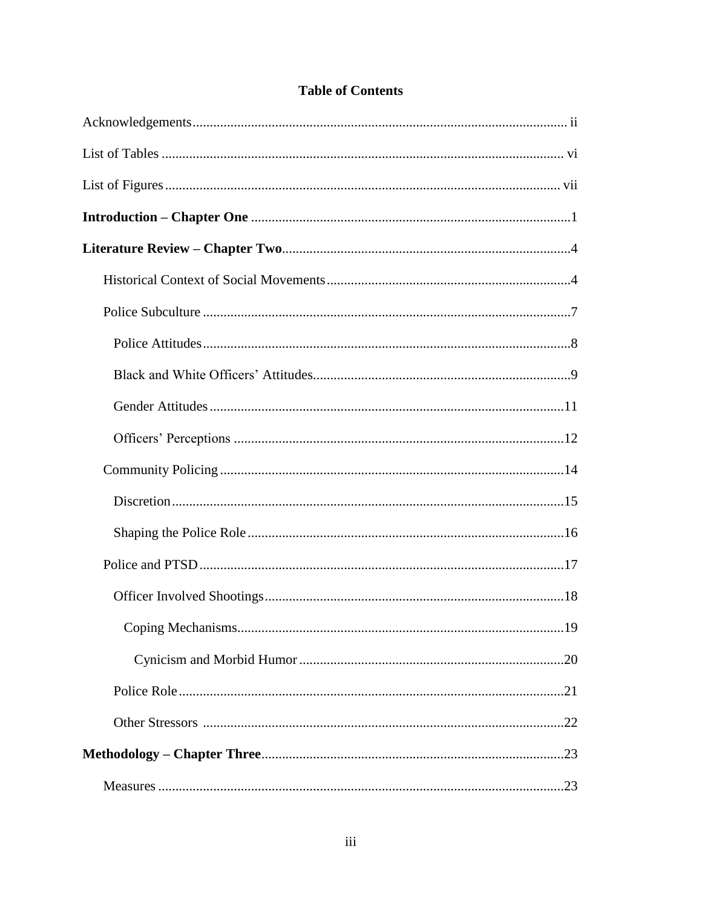# Table of Contents

Acknowledgements ........ ii

List of Tables ........ vi

List of Figures ........ vii

**Introduction – Chapter One** ........ 1

**Literature Review – Chapter Two** ........ 4

- Historical Context of Social Movements ........ 4
- Police Subculture ........ 7
  - Police Attitudes ........ 8
  - Black and White Officers' Attitudes ........ 9
  - Gender Attitudes ........ 11
  - Officers' Perceptions ........ 12
- Community Policing ........ 14
  - Discretion ........ 15
  - Shaping the Police Role ........ 16
- Police and PTSD ........ 17
  - Officer Involved Shootings ........ 18
    - Coping Mechanisms ........ 19
      - Cynicism and Morbid Humor ........ 20
  - Police Role ........ 21
  - Other Stressors ........ 22

**Methodology – Chapter Three** ........ 23

- Measures ........ 23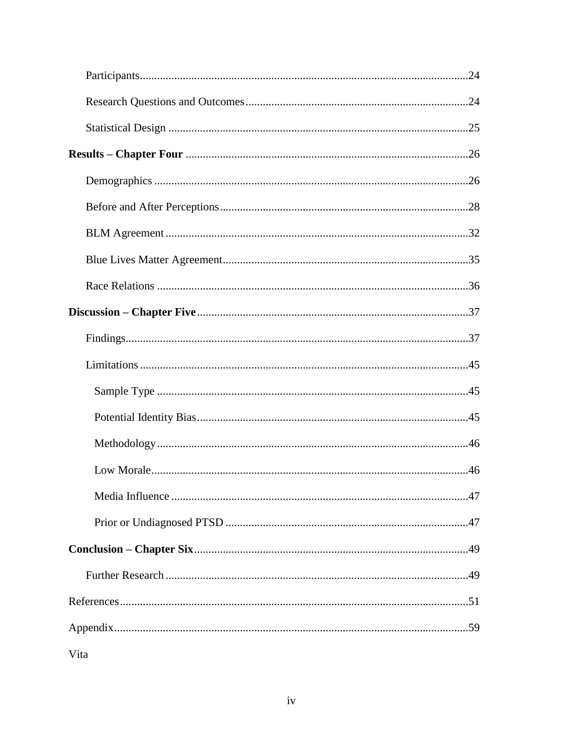Participants ..................................................................................................24

Research Questions and Outcomes ..........................................................................24

Statistical Design .....................................................................................................25

**Results – Chapter Four** ..................................................................................................26

Demographics ..........................................................................................................26

Before and After Perceptions....................................................................................28

BLM Agreement ......................................................................................................32

Blue Lives Matter Agreement...................................................................................35

Race Relations .........................................................................................................36

**Discussion – Chapter Five** ............................................................................................37

Findings....................................................................................................................37

Limitations ...............................................................................................................45

Sample Type .........................................................................................................45

Potential Identity Bias...........................................................................................45

Methodology .........................................................................................................46

Low Morale...........................................................................................................46

Media Influence ....................................................................................................47

Prior or Undiagnosed PTSD .................................................................................47

**Conclusion – Chapter Six** .............................................................................................49

Further Research ......................................................................................................49

References.........................................................................................................................51

Appendix..........................................................................................................................59

Vita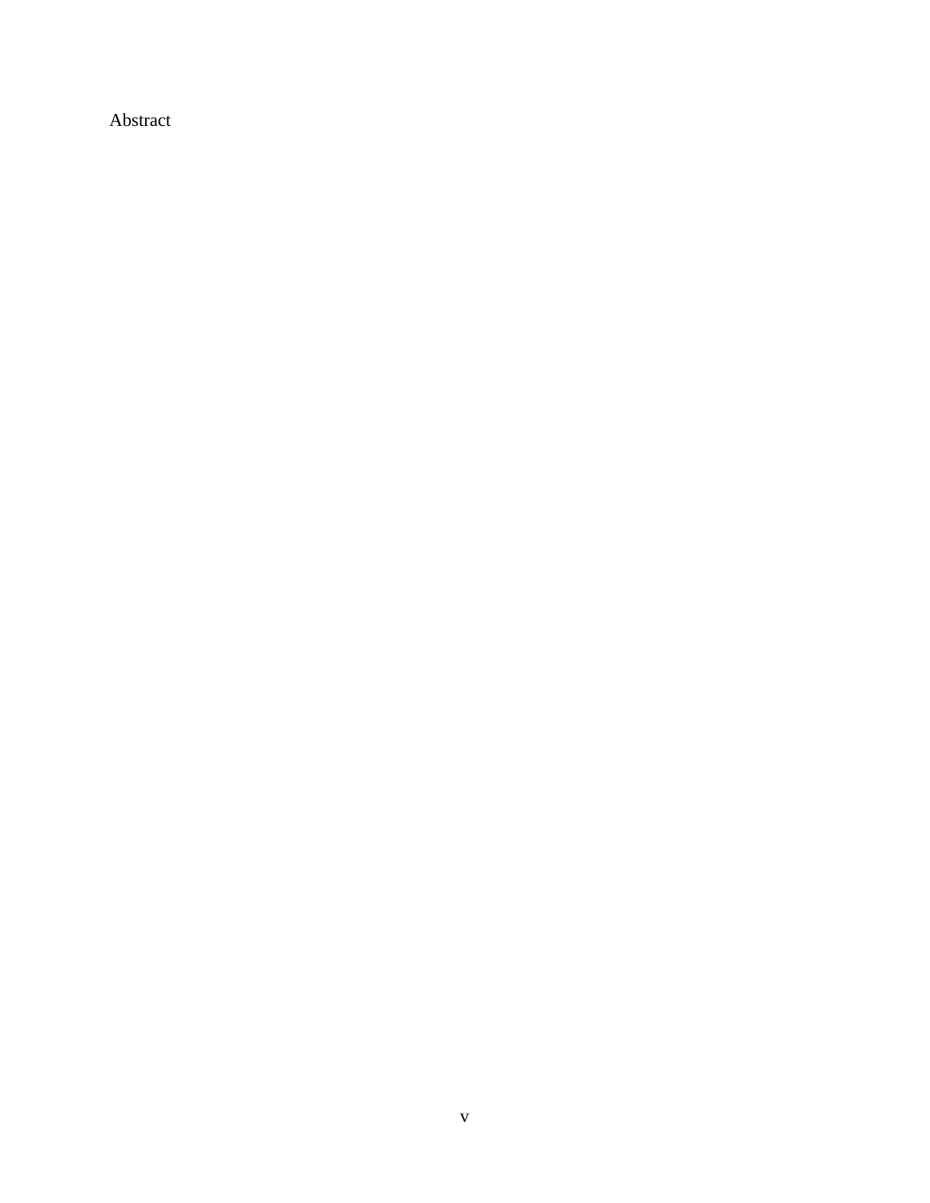# Abstract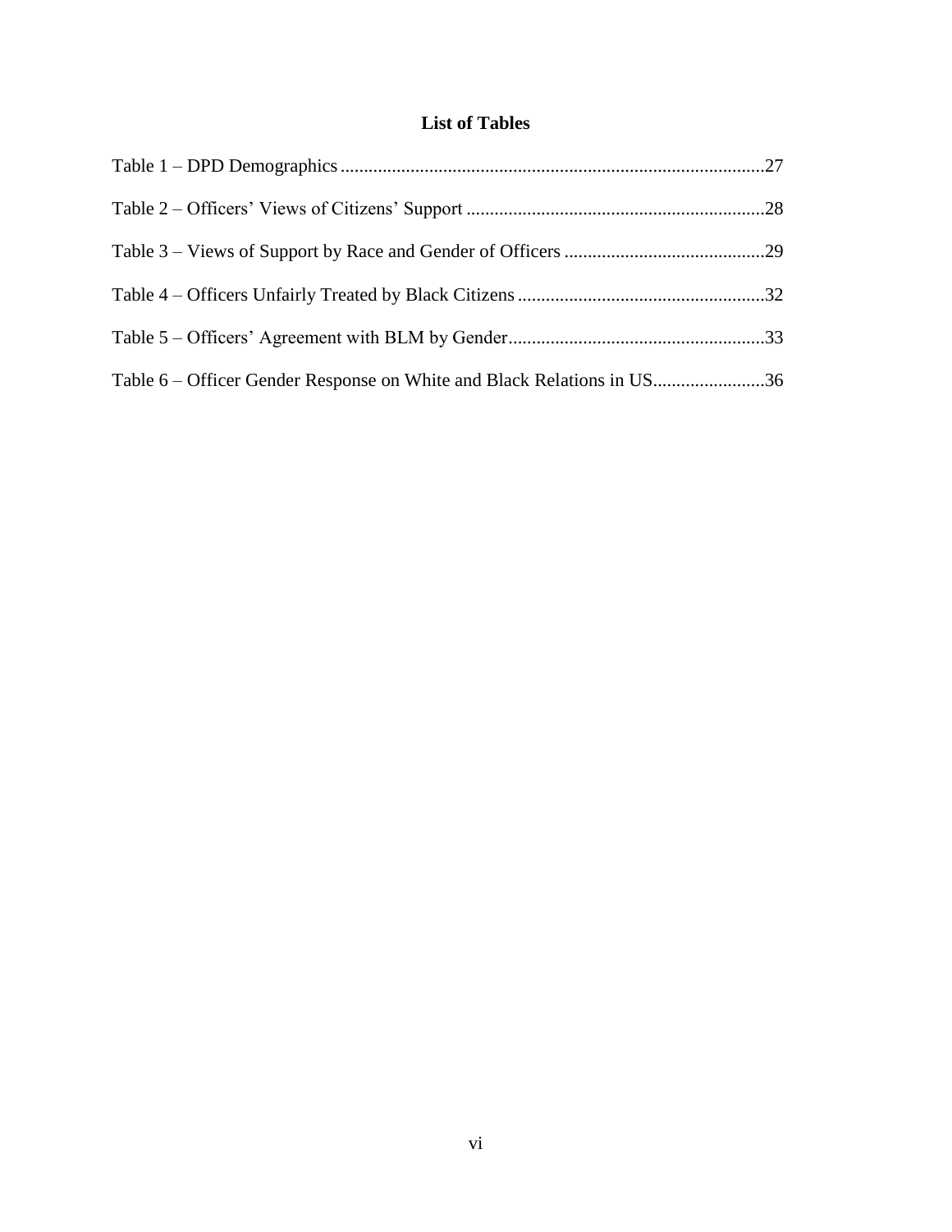## List of Tables

Table 1 – DPD Demographics ..........................................................................................27

Table 2 – Officers' Views of Citizens' Support ...............................................................28

Table 3 – Views of Support by Race and Gender of Officers ..........................................29

Table 4 – Officers Unfairly Treated by Black Citizens ....................................................32

Table 5 – Officers' Agreement with BLM by Gender......................................................33

Table 6 – Officer Gender Response on White and Black Relations in US........................36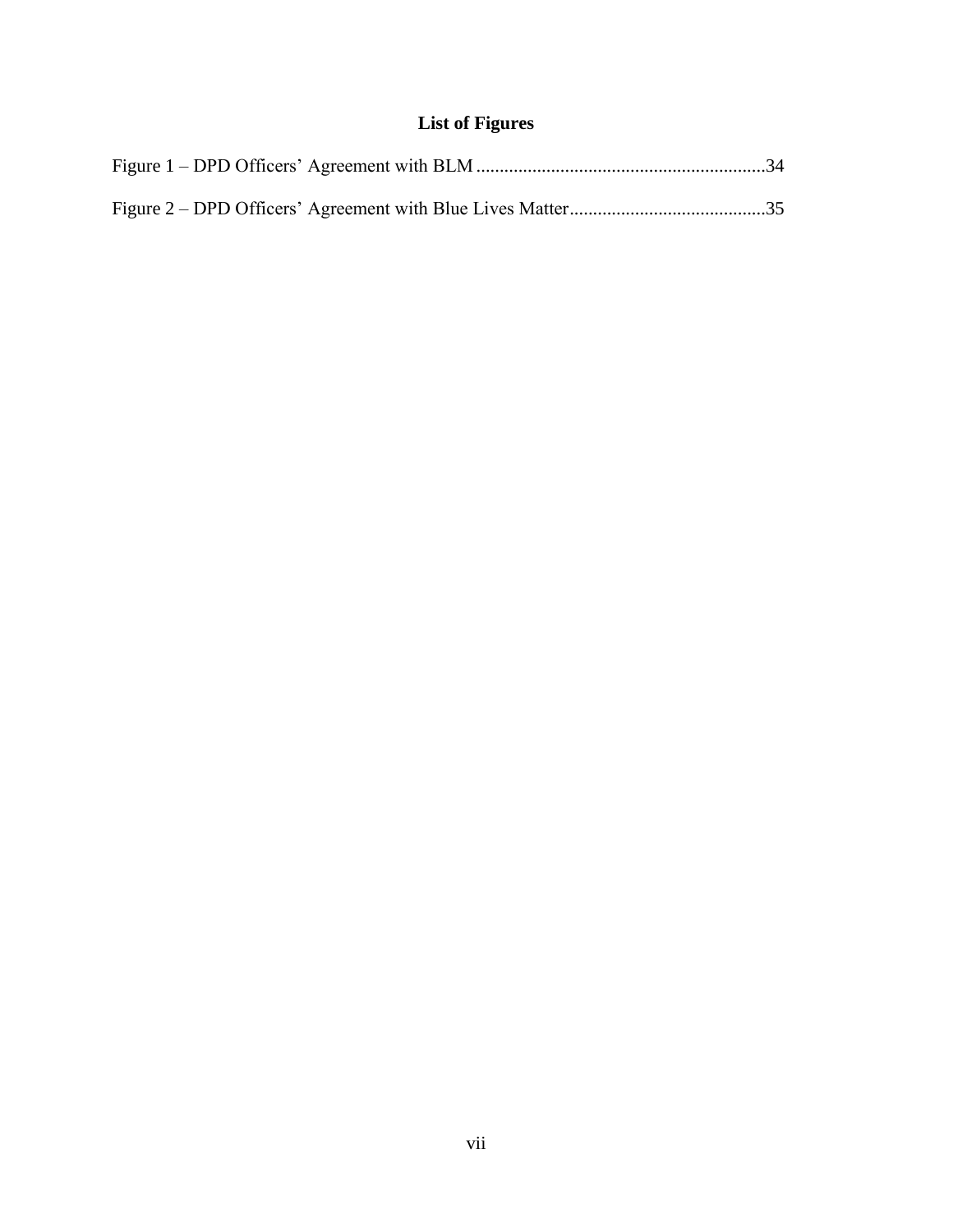# List of Figures

Figure 1 – DPD Officers' Agreement with BLM .............................................................34

Figure 2 – DPD Officers' Agreement with Blue Lives Matter..........................................35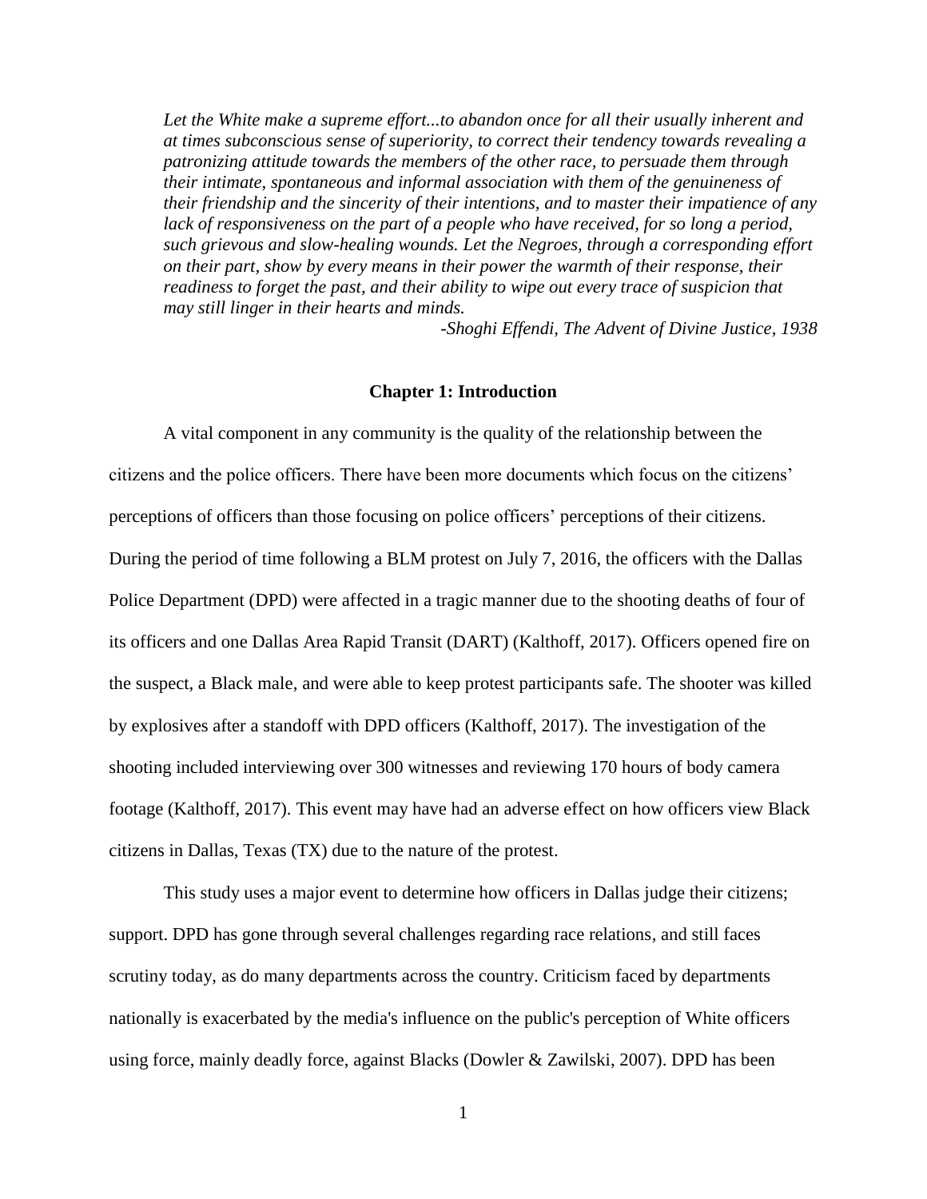*Let the White make a supreme effort...to abandon once for all their usually inherent and at times subconscious sense of superiority, to correct their tendency towards revealing a patronizing attitude towards the members of the other race, to persuade them through their intimate, spontaneous and informal association with them of the genuineness of their friendship and the sincerity of their intentions, and to master their impatience of any lack of responsiveness on the part of a people who have received, for so long a period, such grievous and slow-healing wounds. Let the Negroes, through a corresponding effort on their part, show by every means in their power the warmth of their response, their readiness to forget the past, and their ability to wipe out every trace of suspicion that may still linger in their hearts and minds.*

*-Shoghi Effendi, The Advent of Divine Justice, 1938*

## Chapter 1: Introduction

A vital component in any community is the quality of the relationship between the citizens and the police officers. There have been more documents which focus on the citizens' perceptions of officers than those focusing on police officers' perceptions of their citizens. During the period of time following a BLM protest on July 7, 2016, the officers with the Dallas Police Department (DPD) were affected in a tragic manner due to the shooting deaths of four of its officers and one Dallas Area Rapid Transit (DART) (Kalthoff, 2017). Officers opened fire on the suspect, a Black male, and were able to keep protest participants safe. The shooter was killed by explosives after a standoff with DPD officers (Kalthoff, 2017). The investigation of the shooting included interviewing over 300 witnesses and reviewing 170 hours of body camera footage (Kalthoff, 2017). This event may have had an adverse effect on how officers view Black citizens in Dallas, Texas (TX) due to the nature of the protest.

This study uses a major event to determine how officers in Dallas judge their citizens; support. DPD has gone through several challenges regarding race relations, and still faces scrutiny today, as do many departments across the country. Criticism faced by departments nationally is exacerbated by the media's influence on the public's perception of White officers using force, mainly deadly force, against Blacks (Dowler & Zawilski, 2007). DPD has been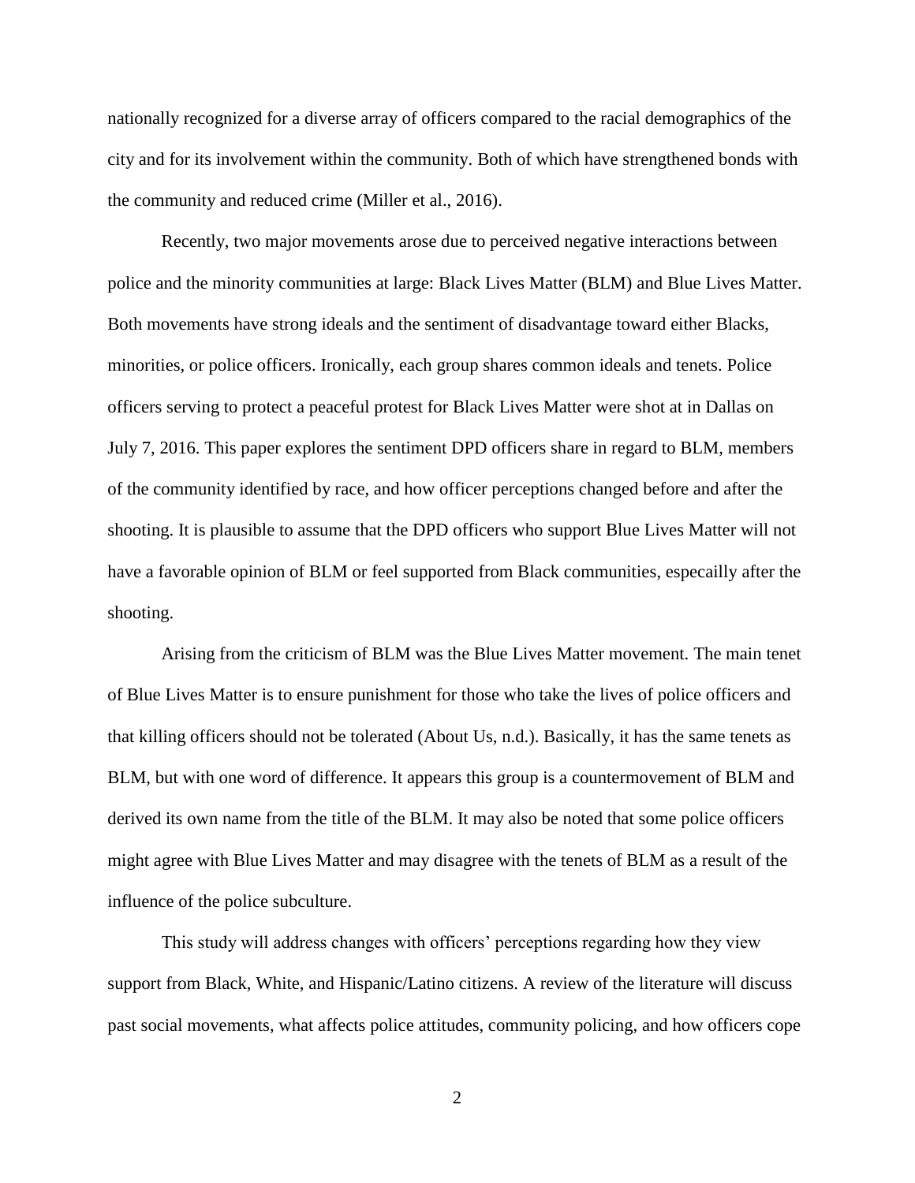nationally recognized for a diverse array of officers compared to the racial demographics of the city and for its involvement within the community. Both of which have strengthened bonds with the community and reduced crime (Miller et al., 2016).

Recently, two major movements arose due to perceived negative interactions between police and the minority communities at large: Black Lives Matter (BLM) and Blue Lives Matter. Both movements have strong ideals and the sentiment of disadvantage toward either Blacks, minorities, or police officers. Ironically, each group shares common ideals and tenets. Police officers serving to protect a peaceful protest for Black Lives Matter were shot at in Dallas on July 7, 2016. This paper explores the sentiment DPD officers share in regard to BLM, members of the community identified by race, and how officer perceptions changed before and after the shooting. It is plausible to assume that the DPD officers who support Blue Lives Matter will not have a favorable opinion of BLM or feel supported from Black communities, especailly after the shooting.

Arising from the criticism of BLM was the Blue Lives Matter movement. The main tenet of Blue Lives Matter is to ensure punishment for those who take the lives of police officers and that killing officers should not be tolerated (About Us, n.d.). Basically, it has the same tenets as BLM, but with one word of difference. It appears this group is a countermovement of BLM and derived its own name from the title of the BLM. It may also be noted that some police officers might agree with Blue Lives Matter and may disagree with the tenets of BLM as a result of the influence of the police subculture.

This study will address changes with officers' perceptions regarding how they view support from Black, White, and Hispanic/Latino citizens. A review of the literature will discuss past social movements, what affects police attitudes, community policing, and how officers cope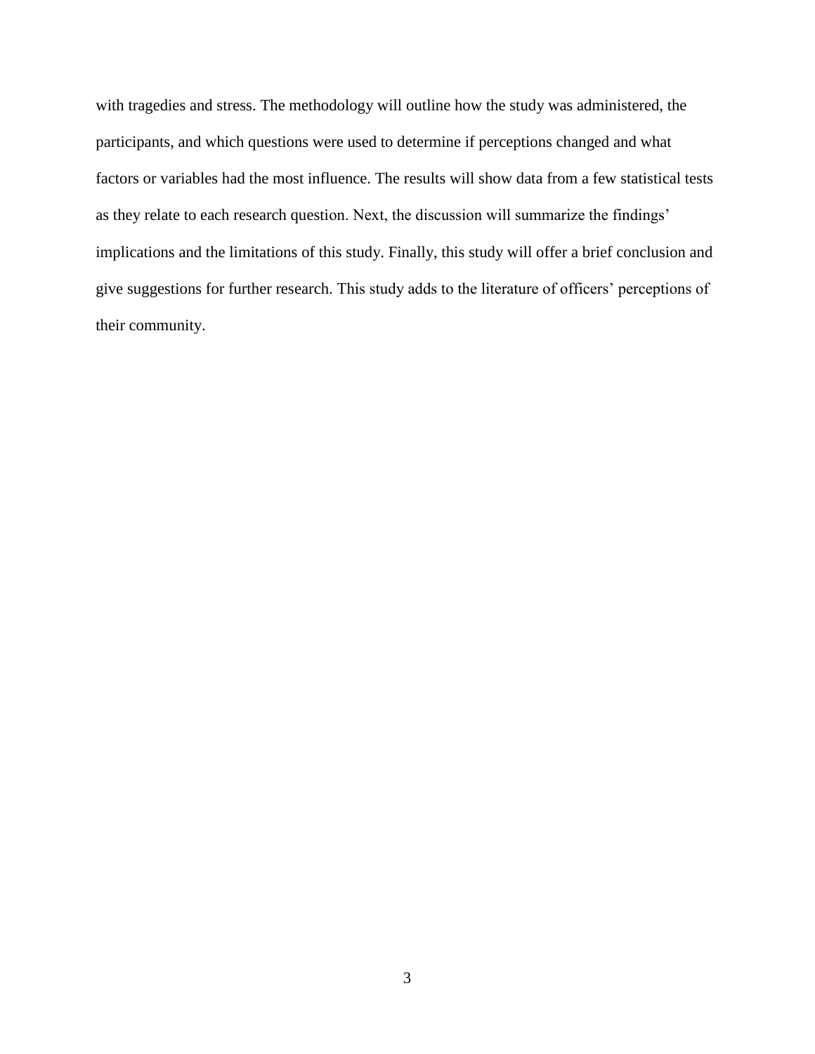with tragedies and stress. The methodology will outline how the study was administered, the participants, and which questions were used to determine if perceptions changed and what factors or variables had the most influence. The results will show data from a few statistical tests as they relate to each research question. Next, the discussion will summarize the findings' implications and the limitations of this study. Finally, this study will offer a brief conclusion and give suggestions for further research. This study adds to the literature of officers' perceptions of their community.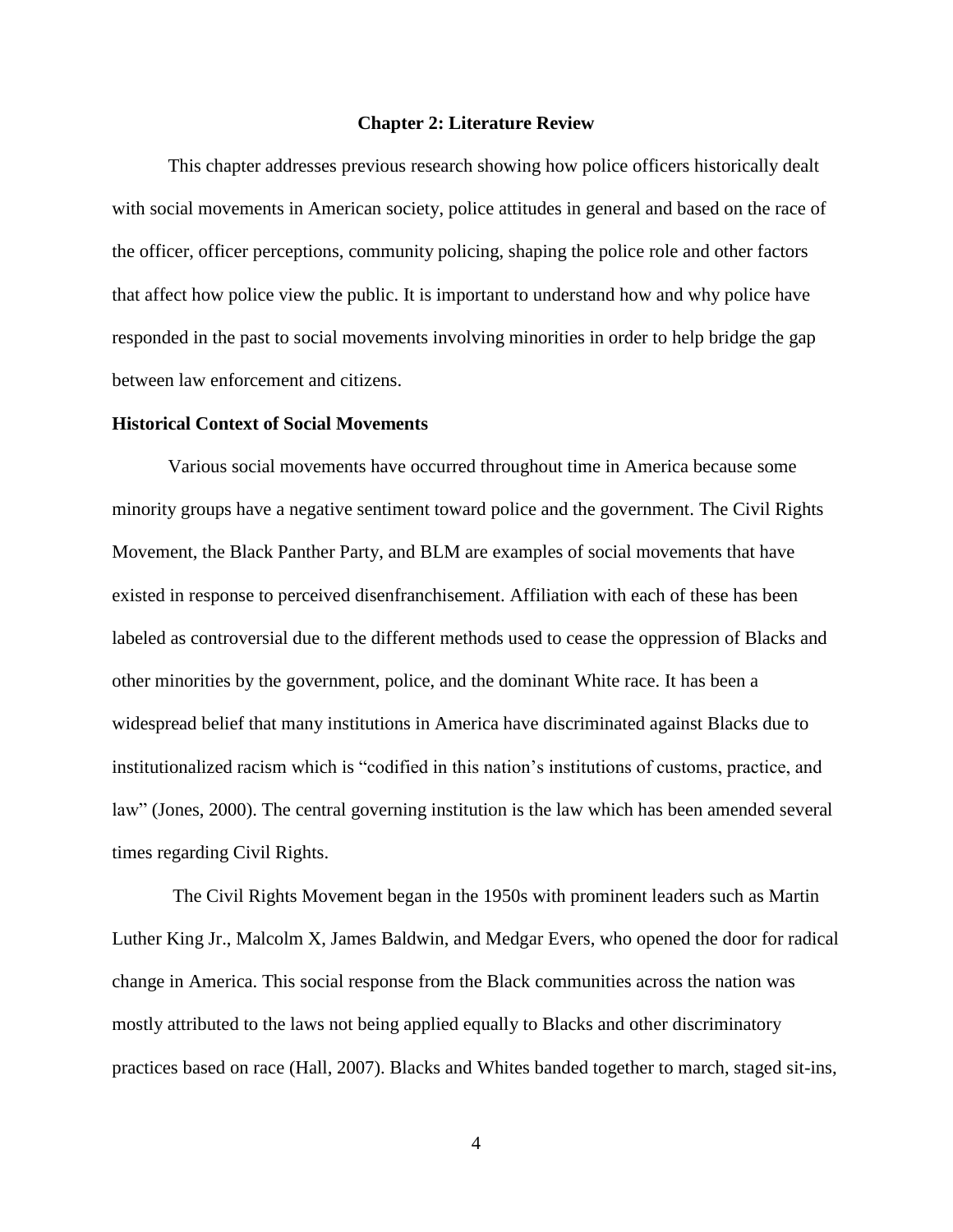## Chapter 2: Literature Review

This chapter addresses previous research showing how police officers historically dealt with social movements in American society, police attitudes in general and based on the race of the officer, officer perceptions, community policing, shaping the police role and other factors that affect how police view the public. It is important to understand how and why police have responded in the past to social movements involving minorities in order to help bridge the gap between law enforcement and citizens.

### Historical Context of Social Movements

Various social movements have occurred throughout time in America because some minority groups have a negative sentiment toward police and the government. The Civil Rights Movement, the Black Panther Party, and BLM are examples of social movements that have existed in response to perceived disenfranchisement. Affiliation with each of these has been labeled as controversial due to the different methods used to cease the oppression of Blacks and other minorities by the government, police, and the dominant White race. It has been a widespread belief that many institutions in America have discriminated against Blacks due to institutionalized racism which is "codified in this nation's institutions of customs, practice, and law" (Jones, 2000). The central governing institution is the law which has been amended several times regarding Civil Rights.

The Civil Rights Movement began in the 1950s with prominent leaders such as Martin Luther King Jr., Malcolm X, James Baldwin, and Medgar Evers, who opened the door for radical change in America. This social response from the Black communities across the nation was mostly attributed to the laws not being applied equally to Blacks and other discriminatory practices based on race (Hall, 2007). Blacks and Whites banded together to march, staged sit-ins,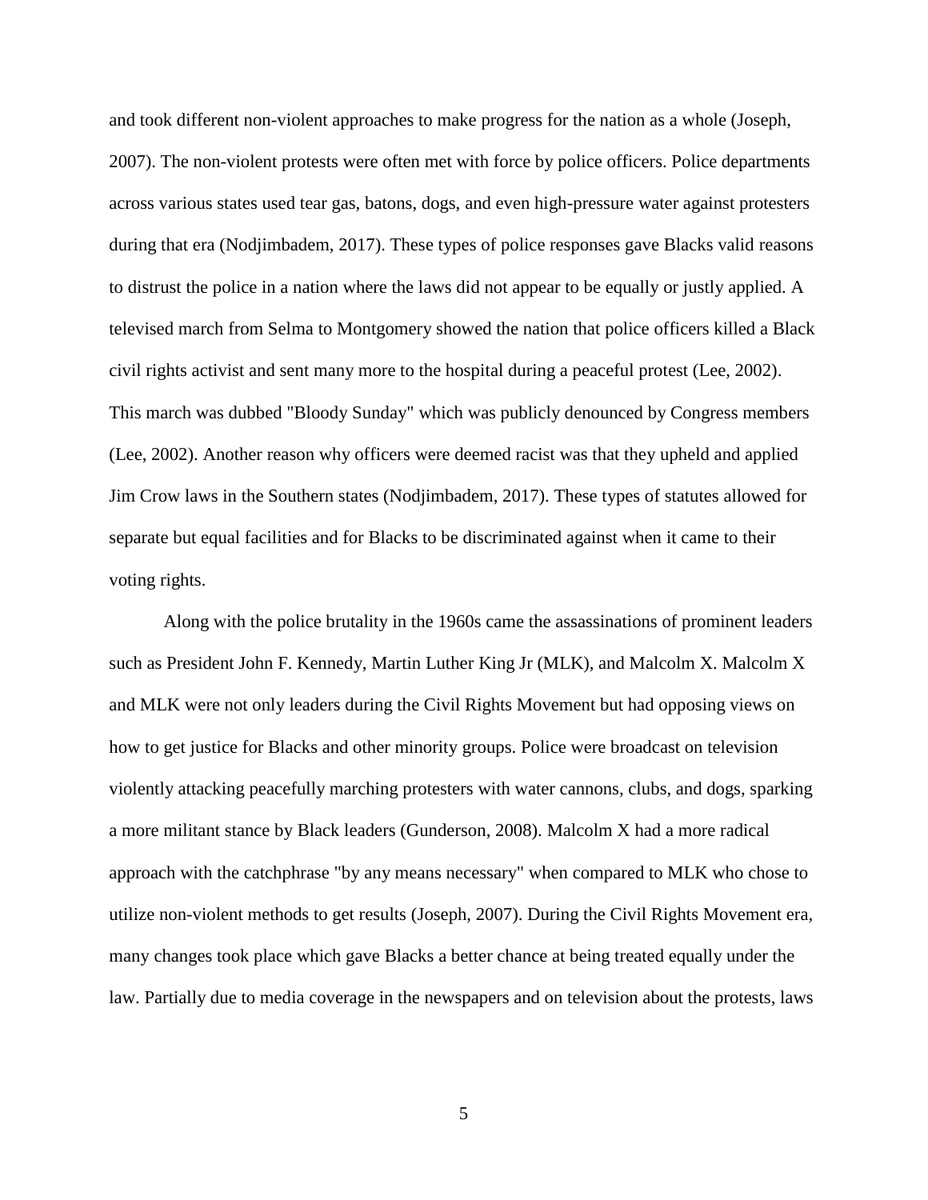and took different non-violent approaches to make progress for the nation as a whole (Joseph, 2007). The non-violent protests were often met with force by police officers. Police departments across various states used tear gas, batons, dogs, and even high-pressure water against protesters during that era (Nodjimbadem, 2017). These types of police responses gave Blacks valid reasons to distrust the police in a nation where the laws did not appear to be equally or justly applied. A televised march from Selma to Montgomery showed the nation that police officers killed a Black civil rights activist and sent many more to the hospital during a peaceful protest (Lee, 2002). This march was dubbed "Bloody Sunday" which was publicly denounced by Congress members (Lee, 2002). Another reason why officers were deemed racist was that they upheld and applied Jim Crow laws in the Southern states (Nodjimbadem, 2017). These types of statutes allowed for separate but equal facilities and for Blacks to be discriminated against when it came to their voting rights.

Along with the police brutality in the 1960s came the assassinations of prominent leaders such as President John F. Kennedy, Martin Luther King Jr (MLK), and Malcolm X. Malcolm X and MLK were not only leaders during the Civil Rights Movement but had opposing views on how to get justice for Blacks and other minority groups. Police were broadcast on television violently attacking peacefully marching protesters with water cannons, clubs, and dogs, sparking a more militant stance by Black leaders (Gunderson, 2008). Malcolm X had a more radical approach with the catchphrase "by any means necessary" when compared to MLK who chose to utilize non-violent methods to get results (Joseph, 2007). During the Civil Rights Movement era, many changes took place which gave Blacks a better chance at being treated equally under the law. Partially due to media coverage in the newspapers and on television about the protests, laws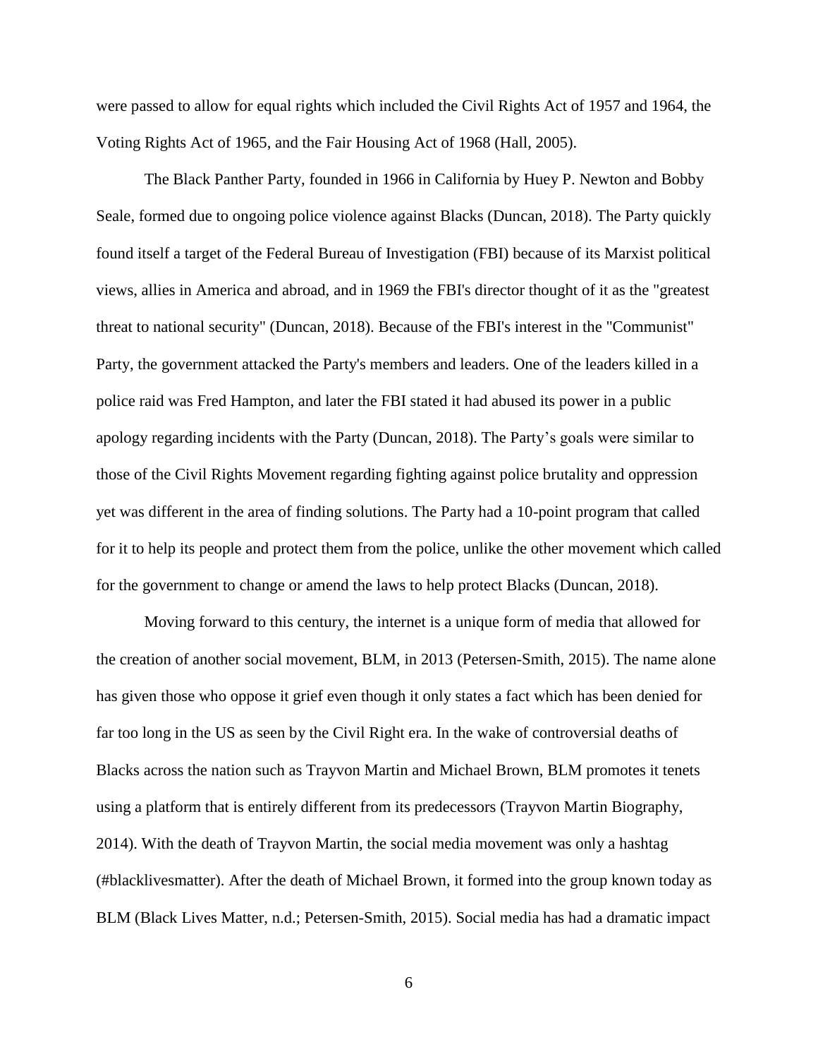were passed to allow for equal rights which included the Civil Rights Act of 1957 and 1964, the Voting Rights Act of 1965, and the Fair Housing Act of 1968 (Hall, 2005).

The Black Panther Party, founded in 1966 in California by Huey P. Newton and Bobby Seale, formed due to ongoing police violence against Blacks (Duncan, 2018). The Party quickly found itself a target of the Federal Bureau of Investigation (FBI) because of its Marxist political views, allies in America and abroad, and in 1969 the FBI's director thought of it as the "greatest threat to national security" (Duncan, 2018). Because of the FBI's interest in the "Communist" Party, the government attacked the Party's members and leaders. One of the leaders killed in a police raid was Fred Hampton, and later the FBI stated it had abused its power in a public apology regarding incidents with the Party (Duncan, 2018). The Party's goals were similar to those of the Civil Rights Movement regarding fighting against police brutality and oppression yet was different in the area of finding solutions. The Party had a 10-point program that called for it to help its people and protect them from the police, unlike the other movement which called for the government to change or amend the laws to help protect Blacks (Duncan, 2018).

Moving forward to this century, the internet is a unique form of media that allowed for the creation of another social movement, BLM, in 2013 (Petersen-Smith, 2015). The name alone has given those who oppose it grief even though it only states a fact which has been denied for far too long in the US as seen by the Civil Right era. In the wake of controversial deaths of Blacks across the nation such as Trayvon Martin and Michael Brown, BLM promotes it tenets using a platform that is entirely different from its predecessors (Trayvon Martin Biography, 2014). With the death of Trayvon Martin, the social media movement was only a hashtag (#blacklivesmatter). After the death of Michael Brown, it formed into the group known today as BLM (Black Lives Matter, n.d.; Petersen-Smith, 2015). Social media has had a dramatic impact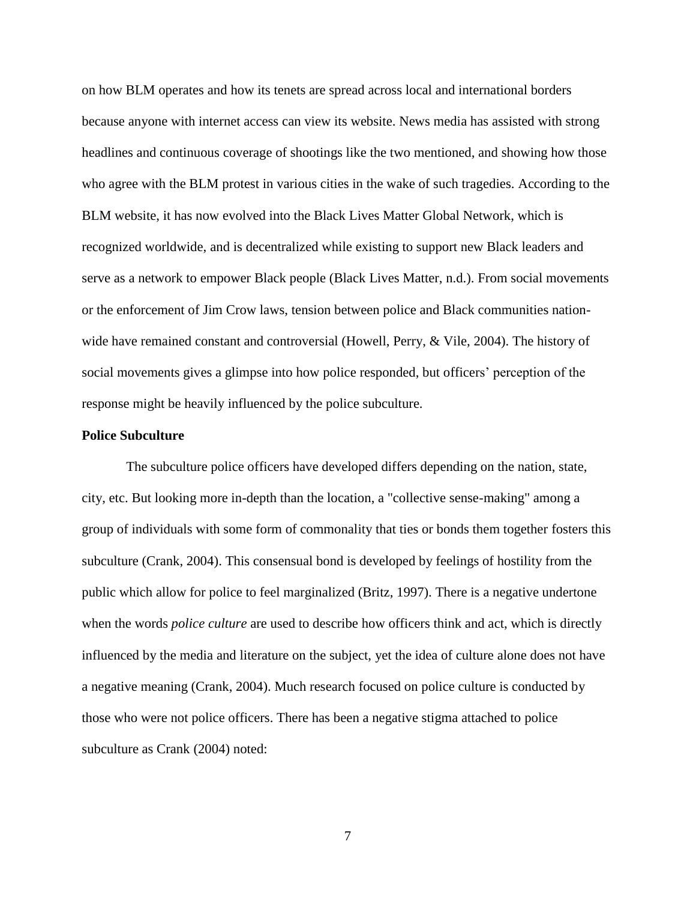on how BLM operates and how its tenets are spread across local and international borders because anyone with internet access can view its website. News media has assisted with strong headlines and continuous coverage of shootings like the two mentioned, and showing how those who agree with the BLM protest in various cities in the wake of such tragedies. According to the BLM website, it has now evolved into the Black Lives Matter Global Network, which is recognized worldwide, and is decentralized while existing to support new Black leaders and serve as a network to empower Black people (Black Lives Matter, n.d.). From social movements or the enforcement of Jim Crow laws, tension between police and Black communities nation-wide have remained constant and controversial (Howell, Perry, & Vile, 2004). The history of social movements gives a glimpse into how police responded, but officers' perception of the response might be heavily influenced by the police subculture.

**Police Subculture**

The subculture police officers have developed differs depending on the nation, state, city, etc. But looking more in-depth than the location, a "collective sense-making" among a group of individuals with some form of commonality that ties or bonds them together fosters this subculture (Crank, 2004). This consensual bond is developed by feelings of hostility from the public which allow for police to feel marginalized (Britz, 1997). There is a negative undertone when the words *police culture* are used to describe how officers think and act, which is directly influenced by the media and literature on the subject, yet the idea of culture alone does not have a negative meaning (Crank, 2004). Much research focused on police culture is conducted by those who were not police officers. There has been a negative stigma attached to police subculture as Crank (2004) noted: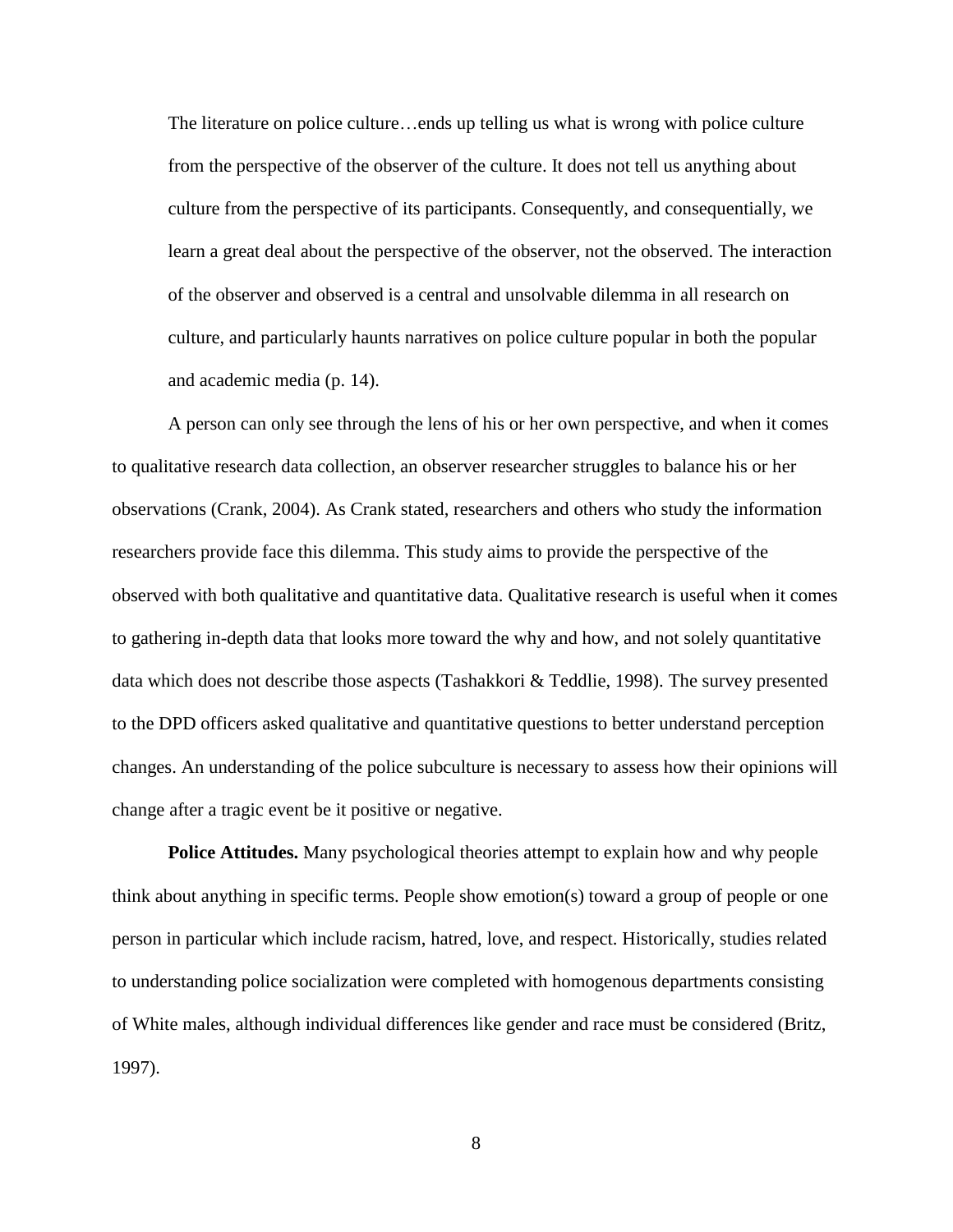> The literature on police culture…ends up telling us what is wrong with police culture from the perspective of the observer of the culture. It does not tell us anything about culture from the perspective of its participants. Consequently, and consequentially, we learn a great deal about the perspective of the observer, not the observed. The interaction of the observer and observed is a central and unsolvable dilemma in all research on culture, and particularly haunts narratives on police culture popular in both the popular and academic media (p. 14).

A person can only see through the lens of his or her own perspective, and when it comes to qualitative research data collection, an observer researcher struggles to balance his or her observations (Crank, 2004). As Crank stated, researchers and others who study the information researchers provide face this dilemma. This study aims to provide the perspective of the observed with both qualitative and quantitative data. Qualitative research is useful when it comes to gathering in-depth data that looks more toward the why and how, and not solely quantitative data which does not describe those aspects (Tashakkori & Teddlie, 1998). The survey presented to the DPD officers asked qualitative and quantitative questions to better understand perception changes. An understanding of the police subculture is necessary to assess how their opinions will change after a tragic event be it positive or negative.

**Police Attitudes.** Many psychological theories attempt to explain how and why people think about anything in specific terms. People show emotion(s) toward a group of people or one person in particular which include racism, hatred, love, and respect. Historically, studies related to understanding police socialization were completed with homogenous departments consisting of White males, although individual differences like gender and race must be considered (Britz, 1997).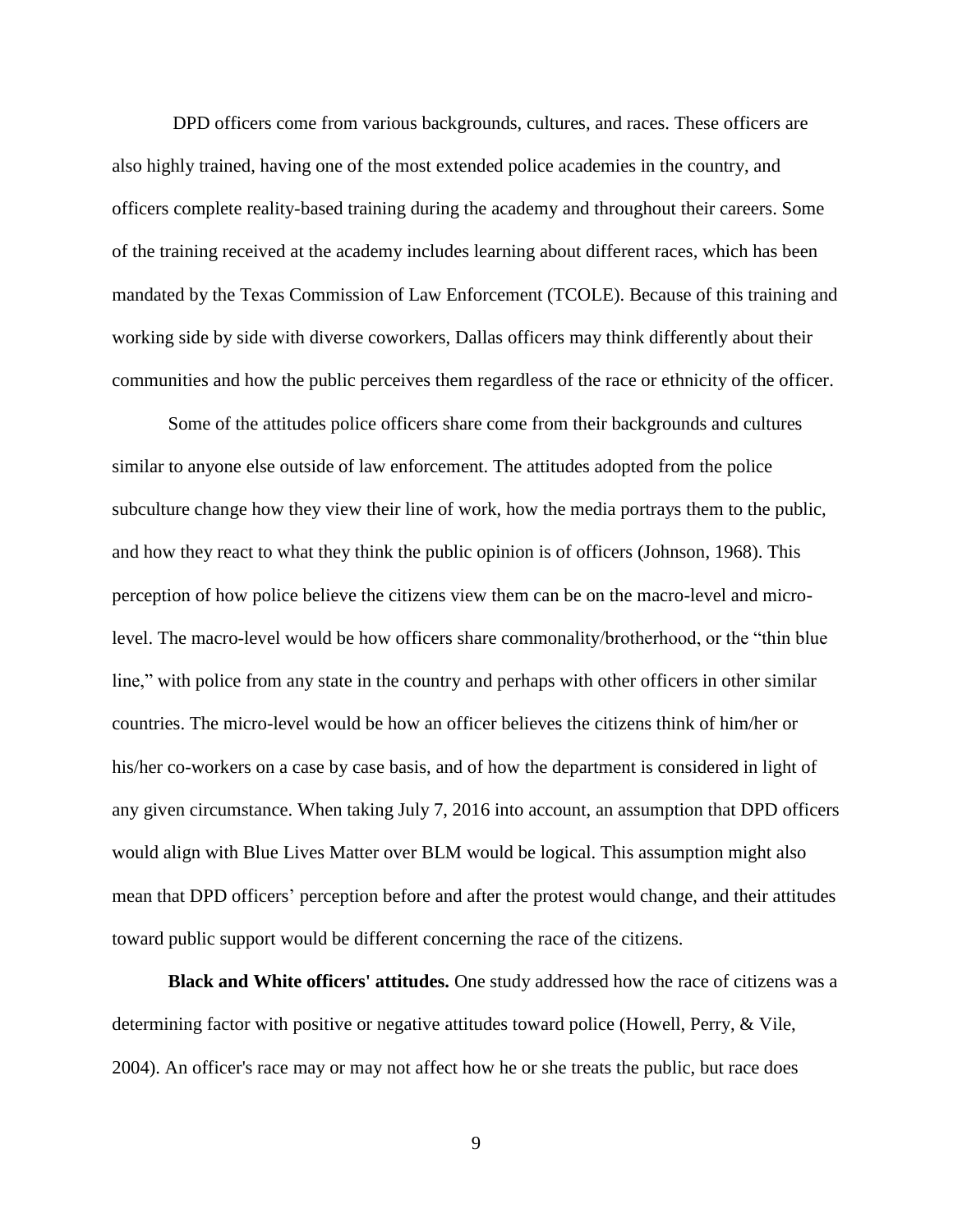DPD officers come from various backgrounds, cultures, and races. These officers are also highly trained, having one of the most extended police academies in the country, and officers complete reality-based training during the academy and throughout their careers. Some of the training received at the academy includes learning about different races, which has been mandated by the Texas Commission of Law Enforcement (TCOLE). Because of this training and working side by side with diverse coworkers, Dallas officers may think differently about their communities and how the public perceives them regardless of the race or ethnicity of the officer.

Some of the attitudes police officers share come from their backgrounds and cultures similar to anyone else outside of law enforcement. The attitudes adopted from the police subculture change how they view their line of work, how the media portrays them to the public, and how they react to what they think the public opinion is of officers (Johnson, 1968). This perception of how police believe the citizens view them can be on the macro-level and micro-level. The macro-level would be how officers share commonality/brotherhood, or the "thin blue line," with police from any state in the country and perhaps with other officers in other similar countries. The micro-level would be how an officer believes the citizens think of him/her or his/her co-workers on a case by case basis, and of how the department is considered in light of any given circumstance. When taking July 7, 2016 into account, an assumption that DPD officers would align with Blue Lives Matter over BLM would be logical. This assumption might also mean that DPD officers' perception before and after the protest would change, and their attitudes toward public support would be different concerning the race of the citizens.

**Black and White officers' attitudes.** One study addressed how the race of citizens was a determining factor with positive or negative attitudes toward police (Howell, Perry, & Vile, 2004). An officer's race may or may not affect how he or she treats the public, but race does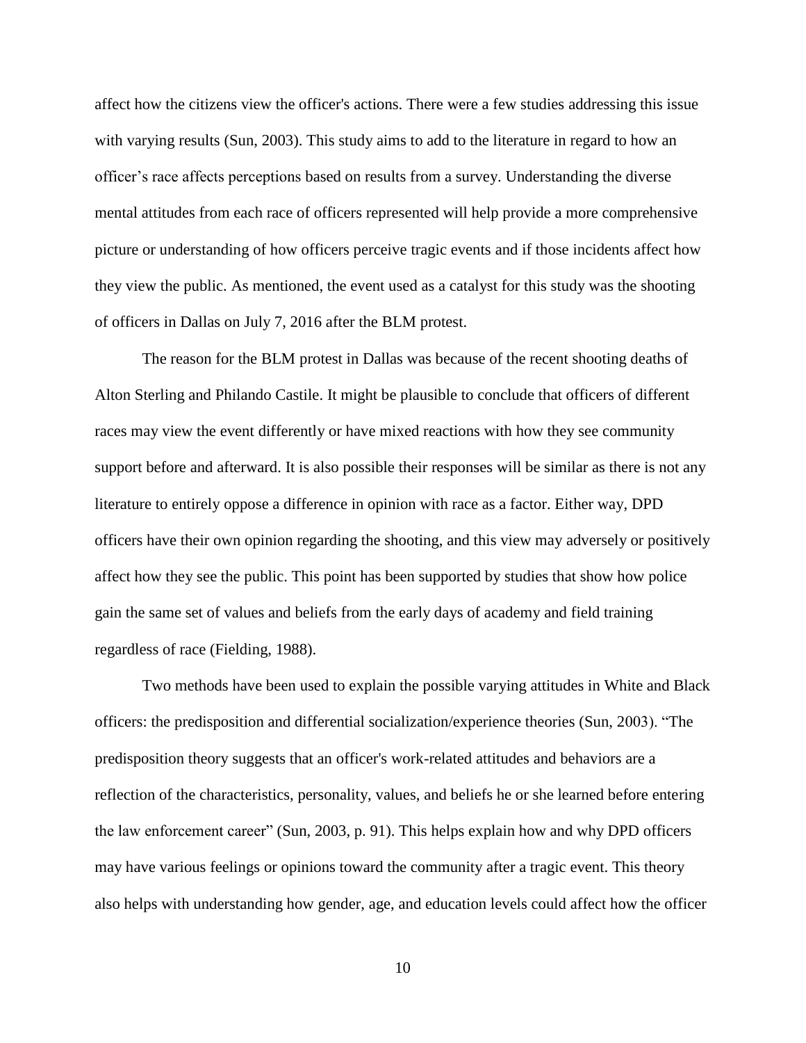affect how the citizens view the officer's actions. There were a few studies addressing this issue with varying results (Sun, 2003). This study aims to add to the literature in regard to how an officer's race affects perceptions based on results from a survey. Understanding the diverse mental attitudes from each race of officers represented will help provide a more comprehensive picture or understanding of how officers perceive tragic events and if those incidents affect how they view the public. As mentioned, the event used as a catalyst for this study was the shooting of officers in Dallas on July 7, 2016 after the BLM protest.

The reason for the BLM protest in Dallas was because of the recent shooting deaths of Alton Sterling and Philando Castile. It might be plausible to conclude that officers of different races may view the event differently or have mixed reactions with how they see community support before and afterward. It is also possible their responses will be similar as there is not any literature to entirely oppose a difference in opinion with race as a factor. Either way, DPD officers have their own opinion regarding the shooting, and this view may adversely or positively affect how they see the public. This point has been supported by studies that show how police gain the same set of values and beliefs from the early days of academy and field training regardless of race (Fielding, 1988).

Two methods have been used to explain the possible varying attitudes in White and Black officers: the predisposition and differential socialization/experience theories (Sun, 2003). "The predisposition theory suggests that an officer's work-related attitudes and behaviors are a reflection of the characteristics, personality, values, and beliefs he or she learned before entering the law enforcement career" (Sun, 2003, p. 91). This helps explain how and why DPD officers may have various feelings or opinions toward the community after a tragic event. This theory also helps with understanding how gender, age, and education levels could affect how the officer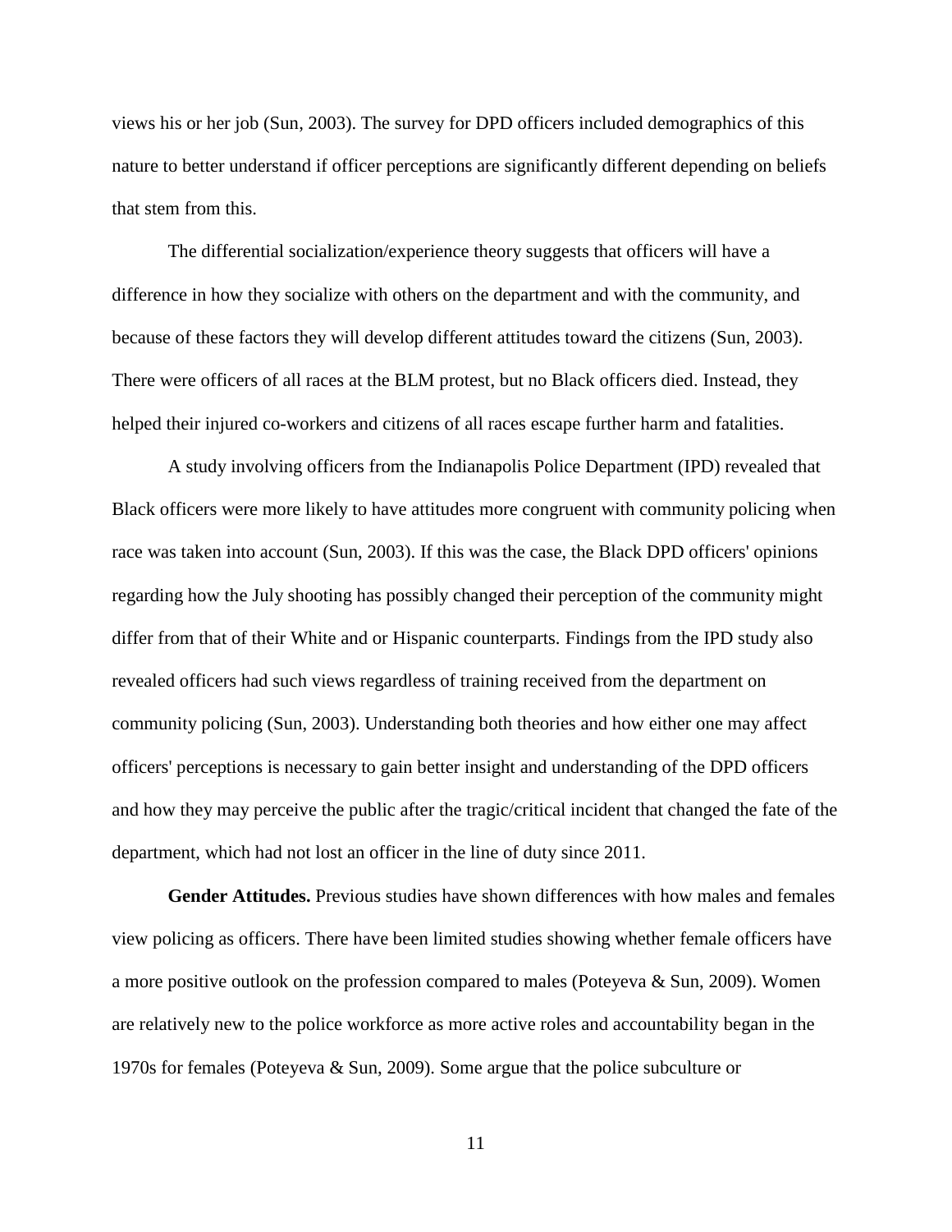views his or her job (Sun, 2003). The survey for DPD officers included demographics of this nature to better understand if officer perceptions are significantly different depending on beliefs that stem from this.

The differential socialization/experience theory suggests that officers will have a difference in how they socialize with others on the department and with the community, and because of these factors they will develop different attitudes toward the citizens (Sun, 2003). There were officers of all races at the BLM protest, but no Black officers died. Instead, they helped their injured co-workers and citizens of all races escape further harm and fatalities.

A study involving officers from the Indianapolis Police Department (IPD) revealed that Black officers were more likely to have attitudes more congruent with community policing when race was taken into account (Sun, 2003). If this was the case, the Black DPD officers' opinions regarding how the July shooting has possibly changed their perception of the community might differ from that of their White and or Hispanic counterparts. Findings from the IPD study also revealed officers had such views regardless of training received from the department on community policing (Sun, 2003). Understanding both theories and how either one may affect officers' perceptions is necessary to gain better insight and understanding of the DPD officers and how they may perceive the public after the tragic/critical incident that changed the fate of the department, which had not lost an officer in the line of duty since 2011.

**Gender Attitudes.** Previous studies have shown differences with how males and females view policing as officers. There have been limited studies showing whether female officers have a more positive outlook on the profession compared to males (Poteyeva & Sun, 2009). Women are relatively new to the police workforce as more active roles and accountability began in the 1970s for females (Poteyeva & Sun, 2009). Some argue that the police subculture or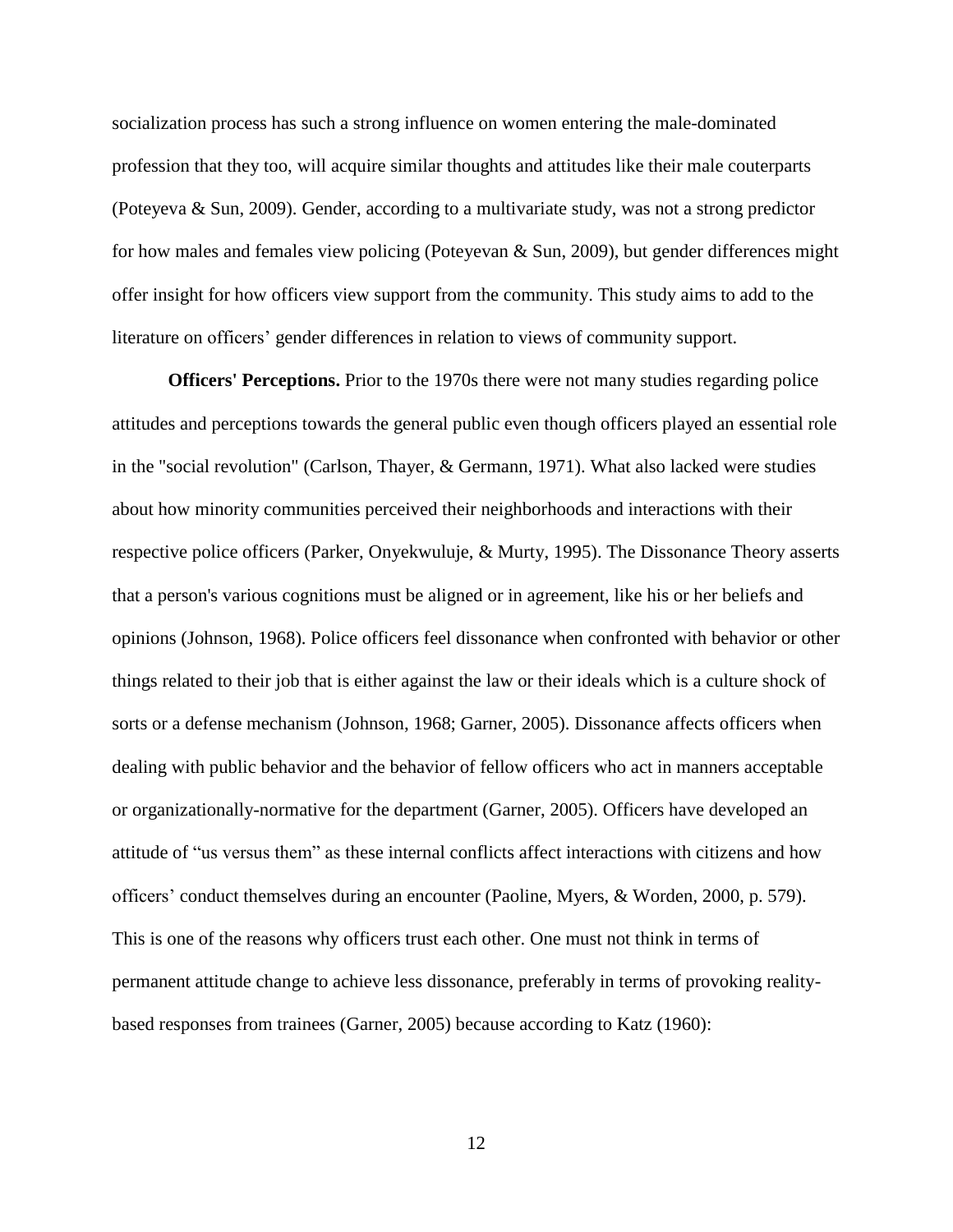socialization process has such a strong influence on women entering the male-dominated profession that they too, will acquire similar thoughts and attitudes like their male couterparts (Poteyeva & Sun, 2009). Gender, according to a multivariate study, was not a strong predictor for how males and females view policing (Poteyevan & Sun, 2009), but gender differences might offer insight for how officers view support from the community. This study aims to add to the literature on officers' gender differences in relation to views of community support.

**Officers' Perceptions.** Prior to the 1970s there were not many studies regarding police attitudes and perceptions towards the general public even though officers played an essential role in the "social revolution" (Carlson, Thayer, & Germann, 1971). What also lacked were studies about how minority communities perceived their neighborhoods and interactions with their respective police officers (Parker, Onyekwuluje, & Murty, 1995). The Dissonance Theory asserts that a person's various cognitions must be aligned or in agreement, like his or her beliefs and opinions (Johnson, 1968). Police officers feel dissonance when confronted with behavior or other things related to their job that is either against the law or their ideals which is a culture shock of sorts or a defense mechanism (Johnson, 1968; Garner, 2005). Dissonance affects officers when dealing with public behavior and the behavior of fellow officers who act in manners acceptable or organizationally-normative for the department (Garner, 2005). Officers have developed an attitude of "us versus them" as these internal conflicts affect interactions with citizens and how officers' conduct themselves during an encounter (Paoline, Myers, & Worden, 2000, p. 579). This is one of the reasons why officers trust each other. One must not think in terms of permanent attitude change to achieve less dissonance, preferably in terms of provoking reality-based responses from trainees (Garner, 2005) because according to Katz (1960):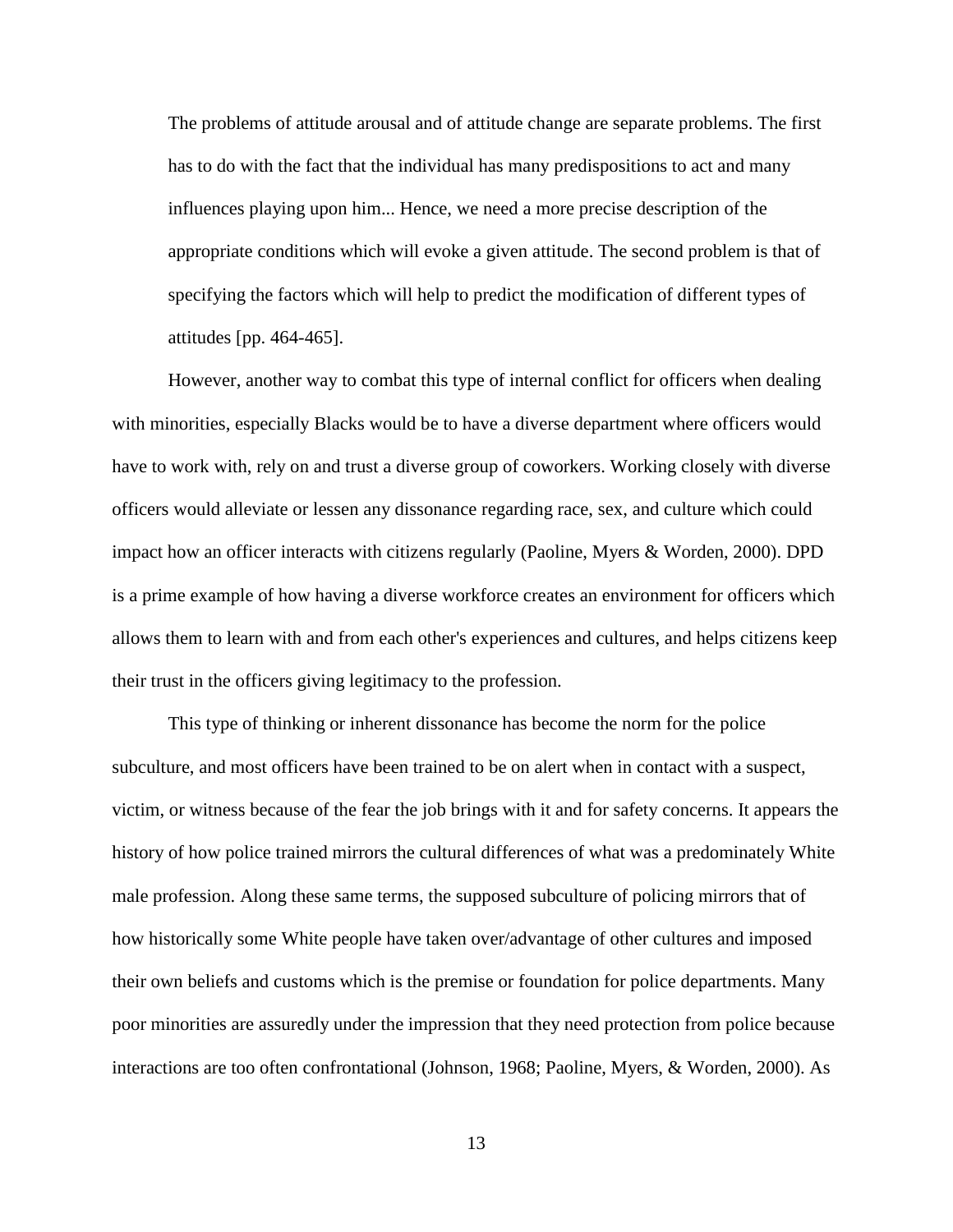> The problems of attitude arousal and of attitude change are separate problems. The first has to do with the fact that the individual has many predispositions to act and many influences playing upon him... Hence, we need a more precise description of the appropriate conditions which will evoke a given attitude. The second problem is that of specifying the factors which will help to predict the modification of different types of attitudes [pp. 464-465].

However, another way to combat this type of internal conflict for officers when dealing with minorities, especially Blacks would be to have a diverse department where officers would have to work with, rely on and trust a diverse group of coworkers. Working closely with diverse officers would alleviate or lessen any dissonance regarding race, sex, and culture which could impact how an officer interacts with citizens regularly (Paoline, Myers & Worden, 2000). DPD is a prime example of how having a diverse workforce creates an environment for officers which allows them to learn with and from each other's experiences and cultures, and helps citizens keep their trust in the officers giving legitimacy to the profession.

This type of thinking or inherent dissonance has become the norm for the police subculture, and most officers have been trained to be on alert when in contact with a suspect, victim, or witness because of the fear the job brings with it and for safety concerns. It appears the history of how police trained mirrors the cultural differences of what was a predominately White male profession. Along these same terms, the supposed subculture of policing mirrors that of how historically some White people have taken over/advantage of other cultures and imposed their own beliefs and customs which is the premise or foundation for police departments. Many poor minorities are assuredly under the impression that they need protection from police because interactions are too often confrontational (Johnson, 1968; Paoline, Myers, & Worden, 2000). As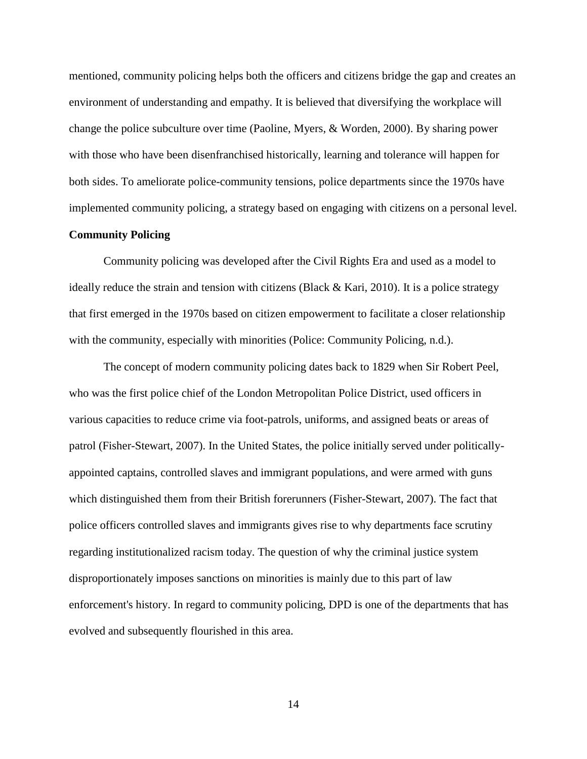mentioned, community policing helps both the officers and citizens bridge the gap and creates an environment of understanding and empathy. It is believed that diversifying the workplace will change the police subculture over time (Paoline, Myers, & Worden, 2000). By sharing power with those who have been disenfranchised historically, learning and tolerance will happen for both sides. To ameliorate police-community tensions, police departments since the 1970s have implemented community policing, a strategy based on engaging with citizens on a personal level.

**Community Policing**

Community policing was developed after the Civil Rights Era and used as a model to ideally reduce the strain and tension with citizens (Black & Kari, 2010). It is a police strategy that first emerged in the 1970s based on citizen empowerment to facilitate a closer relationship with the community, especially with minorities (Police: Community Policing, n.d.).

The concept of modern community policing dates back to 1829 when Sir Robert Peel, who was the first police chief of the London Metropolitan Police District, used officers in various capacities to reduce crime via foot-patrols, uniforms, and assigned beats or areas of patrol (Fisher-Stewart, 2007). In the United States, the police initially served under politically-appointed captains, controlled slaves and immigrant populations, and were armed with guns which distinguished them from their British forerunners (Fisher-Stewart, 2007). The fact that police officers controlled slaves and immigrants gives rise to why departments face scrutiny regarding institutionalized racism today. The question of why the criminal justice system disproportionately imposes sanctions on minorities is mainly due to this part of law enforcement's history. In regard to community policing, DPD is one of the departments that has evolved and subsequently flourished in this area.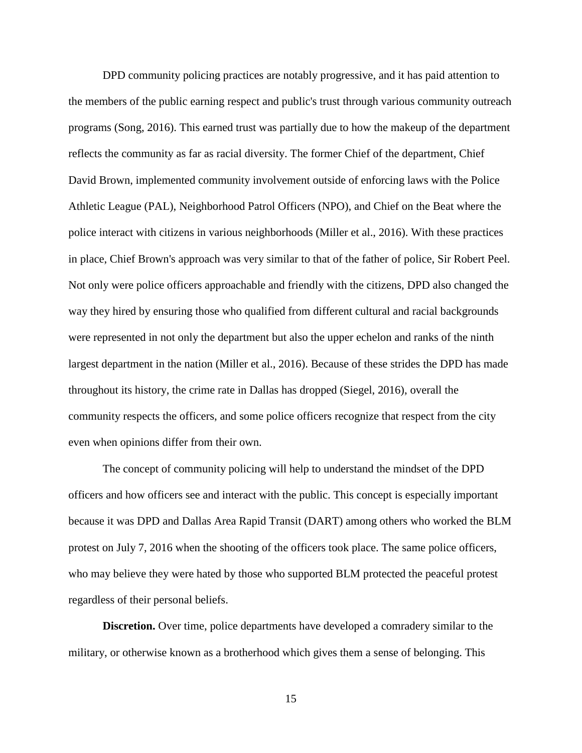DPD community policing practices are notably progressive, and it has paid attention to the members of the public earning respect and public's trust through various community outreach programs (Song, 2016). This earned trust was partially due to how the makeup of the department reflects the community as far as racial diversity. The former Chief of the department, Chief David Brown, implemented community involvement outside of enforcing laws with the Police Athletic League (PAL), Neighborhood Patrol Officers (NPO), and Chief on the Beat where the police interact with citizens in various neighborhoods (Miller et al., 2016). With these practices in place, Chief Brown's approach was very similar to that of the father of police, Sir Robert Peel. Not only were police officers approachable and friendly with the citizens, DPD also changed the way they hired by ensuring those who qualified from different cultural and racial backgrounds were represented in not only the department but also the upper echelon and ranks of the ninth largest department in the nation (Miller et al., 2016). Because of these strides the DPD has made throughout its history, the crime rate in Dallas has dropped (Siegel, 2016), overall the community respects the officers, and some police officers recognize that respect from the city even when opinions differ from their own.

The concept of community policing will help to understand the mindset of the DPD officers and how officers see and interact with the public. This concept is especially important because it was DPD and Dallas Area Rapid Transit (DART) among others who worked the BLM protest on July 7, 2016 when the shooting of the officers took place. The same police officers, who may believe they were hated by those who supported BLM protected the peaceful protest regardless of their personal beliefs.

**Discretion.** Over time, police departments have developed a comradery similar to the military, or otherwise known as a brotherhood which gives them a sense of belonging. This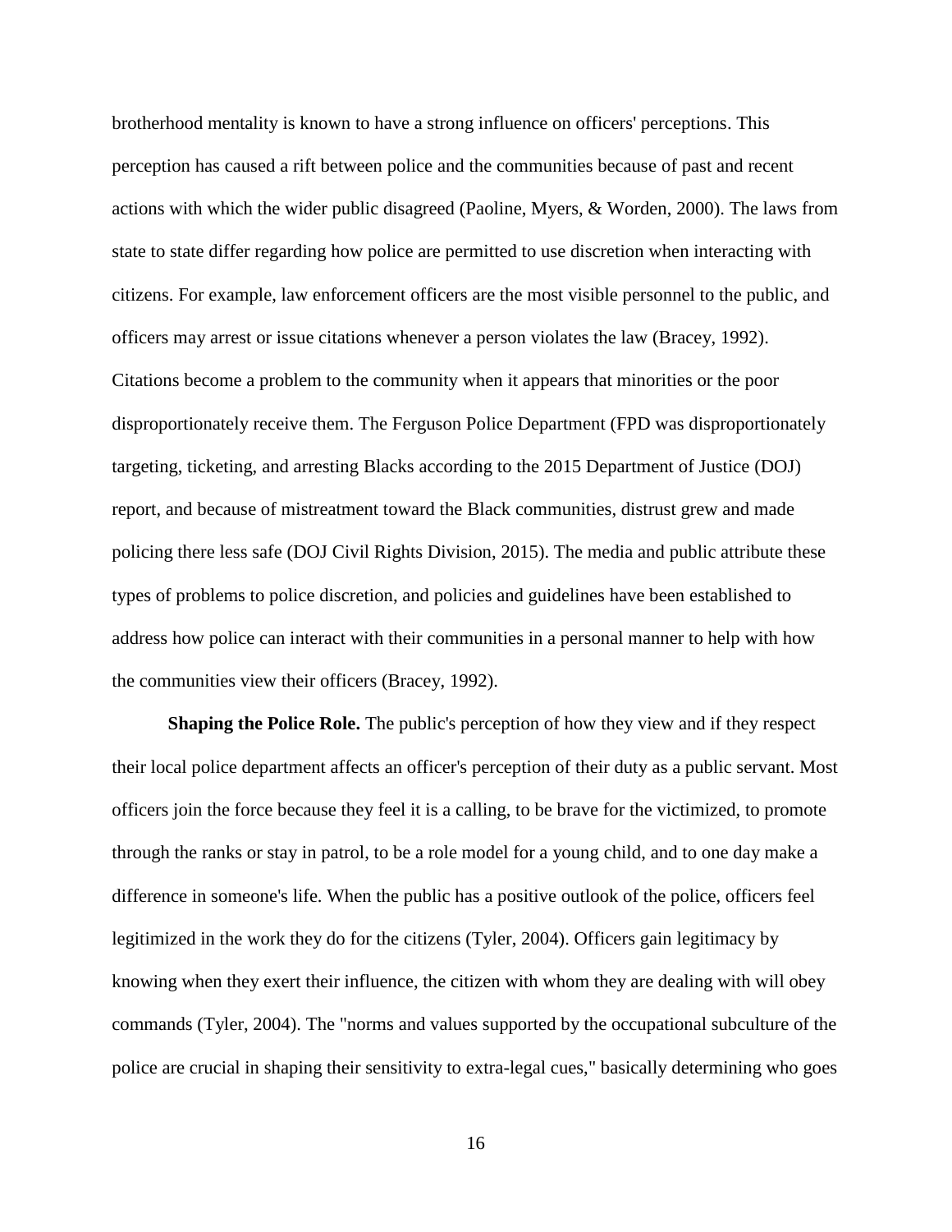brotherhood mentality is known to have a strong influence on officers' perceptions. This perception has caused a rift between police and the communities because of past and recent actions with which the wider public disagreed (Paoline, Myers, & Worden, 2000). The laws from state to state differ regarding how police are permitted to use discretion when interacting with citizens. For example, law enforcement officers are the most visible personnel to the public, and officers may arrest or issue citations whenever a person violates the law (Bracey, 1992). Citations become a problem to the community when it appears that minorities or the poor disproportionately receive them. The Ferguson Police Department (FPD was disproportionately targeting, ticketing, and arresting Blacks according to the 2015 Department of Justice (DOJ) report, and because of mistreatment toward the Black communities, distrust grew and made policing there less safe (DOJ Civil Rights Division, 2015). The media and public attribute these types of problems to police discretion, and policies and guidelines have been established to address how police can interact with their communities in a personal manner to help with how the communities view their officers (Bracey, 1992).

**Shaping the Police Role.** The public's perception of how they view and if they respect their local police department affects an officer's perception of their duty as a public servant. Most officers join the force because they feel it is a calling, to be brave for the victimized, to promote through the ranks or stay in patrol, to be a role model for a young child, and to one day make a difference in someone's life. When the public has a positive outlook of the police, officers feel legitimized in the work they do for the citizens (Tyler, 2004). Officers gain legitimacy by knowing when they exert their influence, the citizen with whom they are dealing with will obey commands (Tyler, 2004). The "norms and values supported by the occupational subculture of the police are crucial in shaping their sensitivity to extra-legal cues," basically determining who goes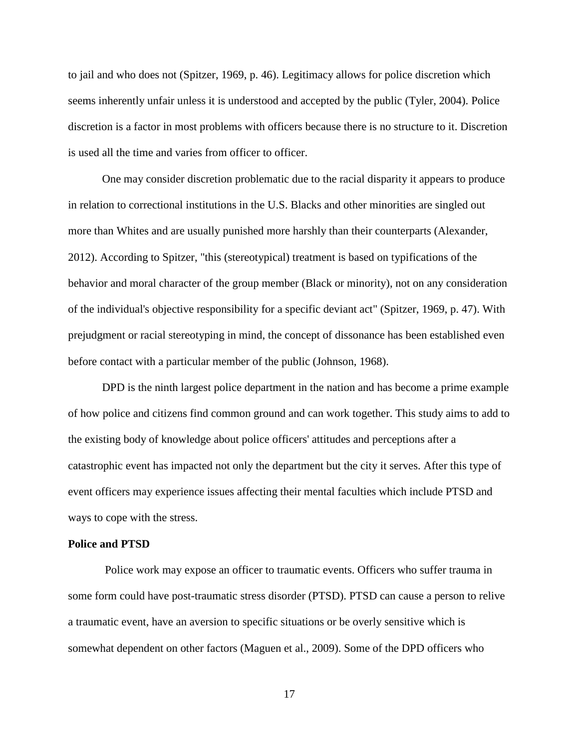to jail and who does not (Spitzer, 1969, p. 46). Legitimacy allows for police discretion which seems inherently unfair unless it is understood and accepted by the public (Tyler, 2004). Police discretion is a factor in most problems with officers because there is no structure to it. Discretion is used all the time and varies from officer to officer.

One may consider discretion problematic due to the racial disparity it appears to produce in relation to correctional institutions in the U.S. Blacks and other minorities are singled out more than Whites and are usually punished more harshly than their counterparts (Alexander, 2012). According to Spitzer, "this (stereotypical) treatment is based on typifications of the behavior and moral character of the group member (Black or minority), not on any consideration of the individual's objective responsibility for a specific deviant act" (Spitzer, 1969, p. 47). With prejudgment or racial stereotyping in mind, the concept of dissonance has been established even before contact with a particular member of the public (Johnson, 1968).

DPD is the ninth largest police department in the nation and has become a prime example of how police and citizens find common ground and can work together. This study aims to add to the existing body of knowledge about police officers' attitudes and perceptions after a catastrophic event has impacted not only the department but the city it serves. After this type of event officers may experience issues affecting their mental faculties which include PTSD and ways to cope with the stress.

**Police and PTSD**

Police work may expose an officer to traumatic events. Officers who suffer trauma in some form could have post-traumatic stress disorder (PTSD). PTSD can cause a person to relive a traumatic event, have an aversion to specific situations or be overly sensitive which is somewhat dependent on other factors (Maguen et al., 2009). Some of the DPD officers who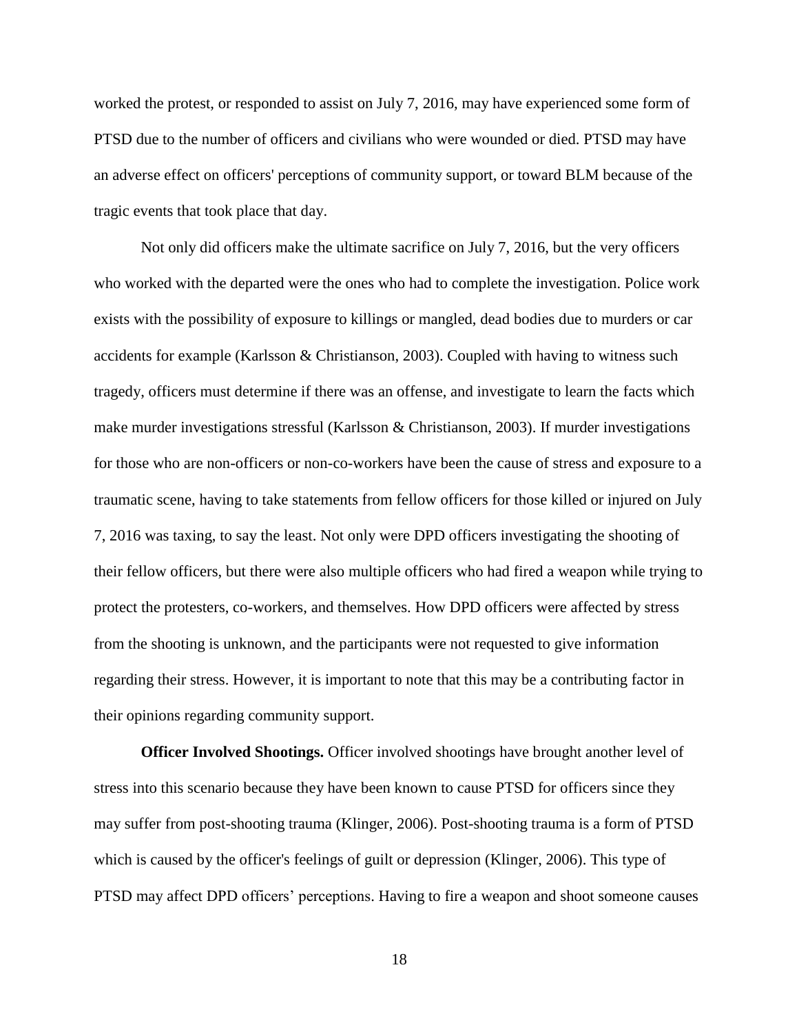worked the protest, or responded to assist on July 7, 2016, may have experienced some form of PTSD due to the number of officers and civilians who were wounded or died. PTSD may have an adverse effect on officers' perceptions of community support, or toward BLM because of the tragic events that took place that day.

Not only did officers make the ultimate sacrifice on July 7, 2016, but the very officers who worked with the departed were the ones who had to complete the investigation. Police work exists with the possibility of exposure to killings or mangled, dead bodies due to murders or car accidents for example (Karlsson & Christianson, 2003). Coupled with having to witness such tragedy, officers must determine if there was an offense, and investigate to learn the facts which make murder investigations stressful (Karlsson & Christianson, 2003). If murder investigations for those who are non-officers or non-co-workers have been the cause of stress and exposure to a traumatic scene, having to take statements from fellow officers for those killed or injured on July 7, 2016 was taxing, to say the least. Not only were DPD officers investigating the shooting of their fellow officers, but there were also multiple officers who had fired a weapon while trying to protect the protesters, co-workers, and themselves. How DPD officers were affected by stress from the shooting is unknown, and the participants were not requested to give information regarding their stress. However, it is important to note that this may be a contributing factor in their opinions regarding community support.

**Officer Involved Shootings.** Officer involved shootings have brought another level of stress into this scenario because they have been known to cause PTSD for officers since they may suffer from post-shooting trauma (Klinger, 2006). Post-shooting trauma is a form of PTSD which is caused by the officer's feelings of guilt or depression (Klinger, 2006). This type of PTSD may affect DPD officers' perceptions. Having to fire a weapon and shoot someone causes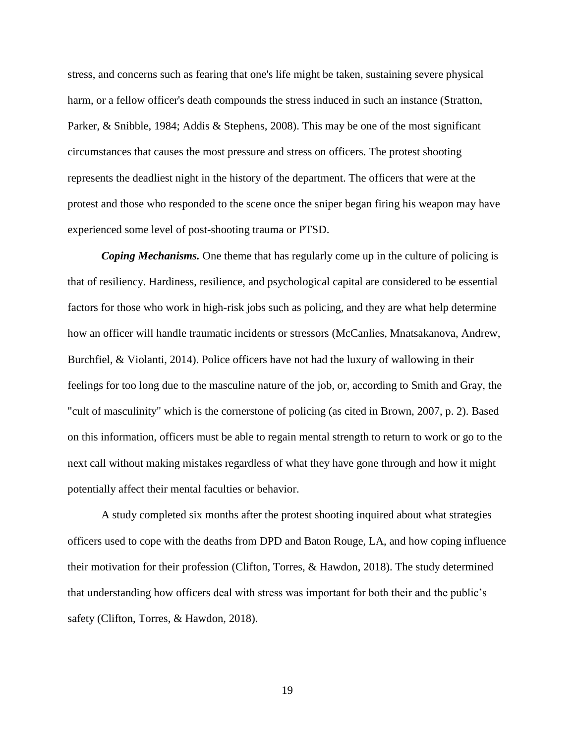stress, and concerns such as fearing that one's life might be taken, sustaining severe physical harm, or a fellow officer's death compounds the stress induced in such an instance (Stratton, Parker, & Snibble, 1984; Addis & Stephens, 2008). This may be one of the most significant circumstances that causes the most pressure and stress on officers. The protest shooting represents the deadliest night in the history of the department. The officers that were at the protest and those who responded to the scene once the sniper began firing his weapon may have experienced some level of post-shooting trauma or PTSD.

***Coping Mechanisms.*** One theme that has regularly come up in the culture of policing is that of resiliency. Hardiness, resilience, and psychological capital are considered to be essential factors for those who work in high-risk jobs such as policing, and they are what help determine how an officer will handle traumatic incidents or stressors (McCanlies, Mnatsakanova, Andrew, Burchfiel, & Violanti, 2014). Police officers have not had the luxury of wallowing in their feelings for too long due to the masculine nature of the job, or, according to Smith and Gray, the "cult of masculinity" which is the cornerstone of policing (as cited in Brown, 2007, p. 2). Based on this information, officers must be able to regain mental strength to return to work or go to the next call without making mistakes regardless of what they have gone through and how it might potentially affect their mental faculties or behavior.

A study completed six months after the protest shooting inquired about what strategies officers used to cope with the deaths from DPD and Baton Rouge, LA, and how coping influence their motivation for their profession (Clifton, Torres, & Hawdon, 2018). The study determined that understanding how officers deal with stress was important for both their and the public's safety (Clifton, Torres, & Hawdon, 2018).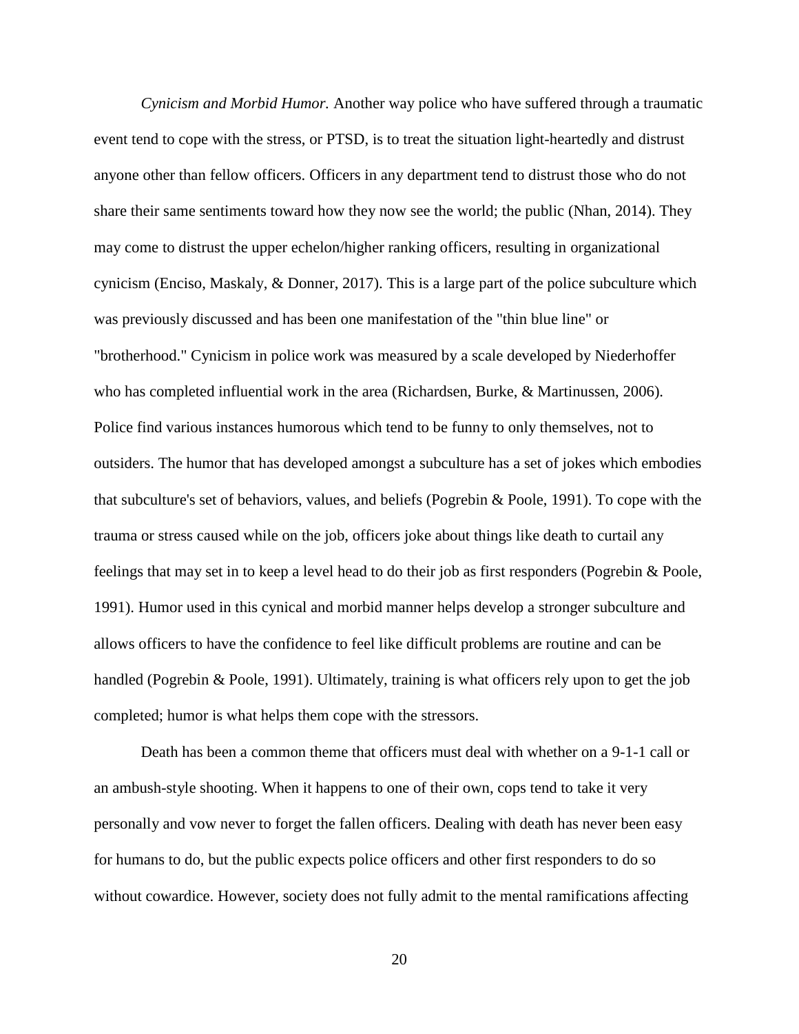*Cynicism and Morbid Humor.* Another way police who have suffered through a traumatic event tend to cope with the stress, or PTSD, is to treat the situation light-heartedly and distrust anyone other than fellow officers. Officers in any department tend to distrust those who do not share their same sentiments toward how they now see the world; the public (Nhan, 2014). They may come to distrust the upper echelon/higher ranking officers, resulting in organizational cynicism (Enciso, Maskaly, & Donner, 2017). This is a large part of the police subculture which was previously discussed and has been one manifestation of the "thin blue line" or "brotherhood." Cynicism in police work was measured by a scale developed by Niederhoffer who has completed influential work in the area (Richardsen, Burke, & Martinussen, 2006). Police find various instances humorous which tend to be funny to only themselves, not to outsiders. The humor that has developed amongst a subculture has a set of jokes which embodies that subculture's set of behaviors, values, and beliefs (Pogrebin & Poole, 1991). To cope with the trauma or stress caused while on the job, officers joke about things like death to curtail any feelings that may set in to keep a level head to do their job as first responders (Pogrebin & Poole, 1991). Humor used in this cynical and morbid manner helps develop a stronger subculture and allows officers to have the confidence to feel like difficult problems are routine and can be handled (Pogrebin & Poole, 1991). Ultimately, training is what officers rely upon to get the job completed; humor is what helps them cope with the stressors.

Death has been a common theme that officers must deal with whether on a 9-1-1 call or an ambush-style shooting. When it happens to one of their own, cops tend to take it very personally and vow never to forget the fallen officers. Dealing with death has never been easy for humans to do, but the public expects police officers and other first responders to do so without cowardice. However, society does not fully admit to the mental ramifications affecting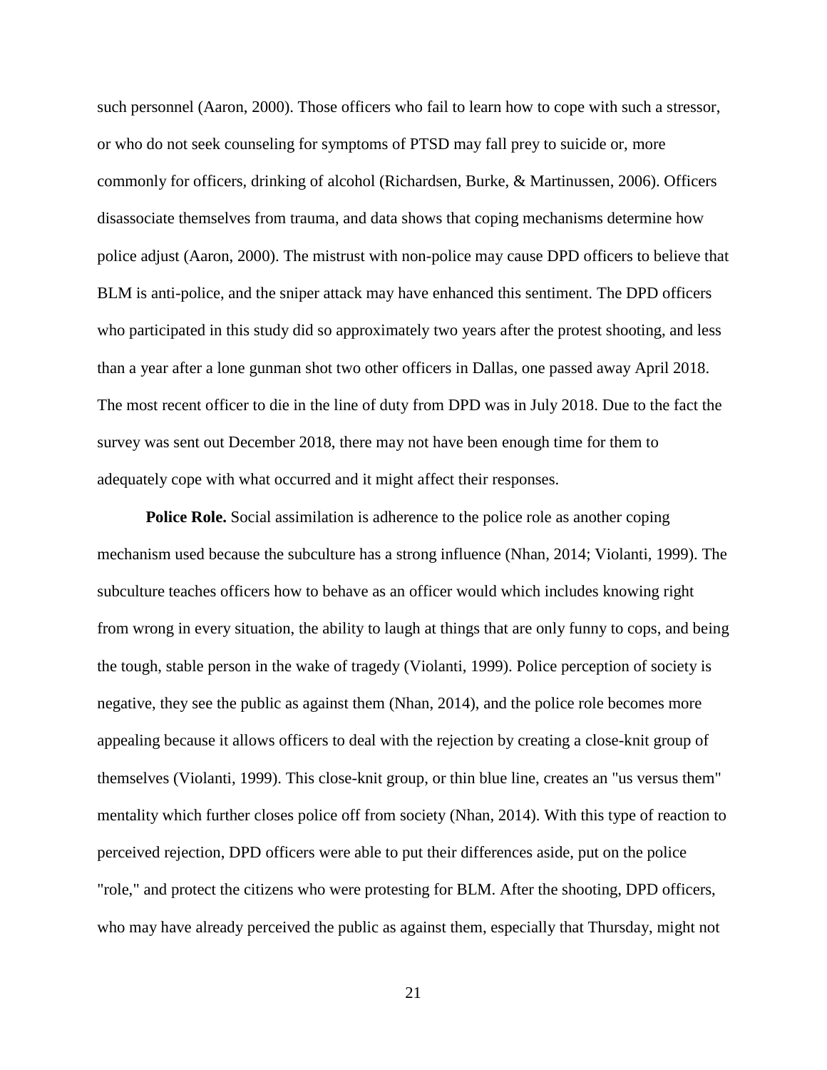such personnel (Aaron, 2000). Those officers who fail to learn how to cope with such a stressor, or who do not seek counseling for symptoms of PTSD may fall prey to suicide or, more commonly for officers, drinking of alcohol (Richardsen, Burke, & Martinussen, 2006). Officers disassociate themselves from trauma, and data shows that coping mechanisms determine how police adjust (Aaron, 2000). The mistrust with non-police may cause DPD officers to believe that BLM is anti-police, and the sniper attack may have enhanced this sentiment. The DPD officers who participated in this study did so approximately two years after the protest shooting, and less than a year after a lone gunman shot two other officers in Dallas, one passed away April 2018. The most recent officer to die in the line of duty from DPD was in July 2018. Due to the fact the survey was sent out December 2018, there may not have been enough time for them to adequately cope with what occurred and it might affect their responses.

**Police Role.** Social assimilation is adherence to the police role as another coping mechanism used because the subculture has a strong influence (Nhan, 2014; Violanti, 1999). The subculture teaches officers how to behave as an officer would which includes knowing right from wrong in every situation, the ability to laugh at things that are only funny to cops, and being the tough, stable person in the wake of tragedy (Violanti, 1999). Police perception of society is negative, they see the public as against them (Nhan, 2014), and the police role becomes more appealing because it allows officers to deal with the rejection by creating a close-knit group of themselves (Violanti, 1999). This close-knit group, or thin blue line, creates an "us versus them" mentality which further closes police off from society (Nhan, 2014). With this type of reaction to perceived rejection, DPD officers were able to put their differences aside, put on the police "role," and protect the citizens who were protesting for BLM. After the shooting, DPD officers, who may have already perceived the public as against them, especially that Thursday, might not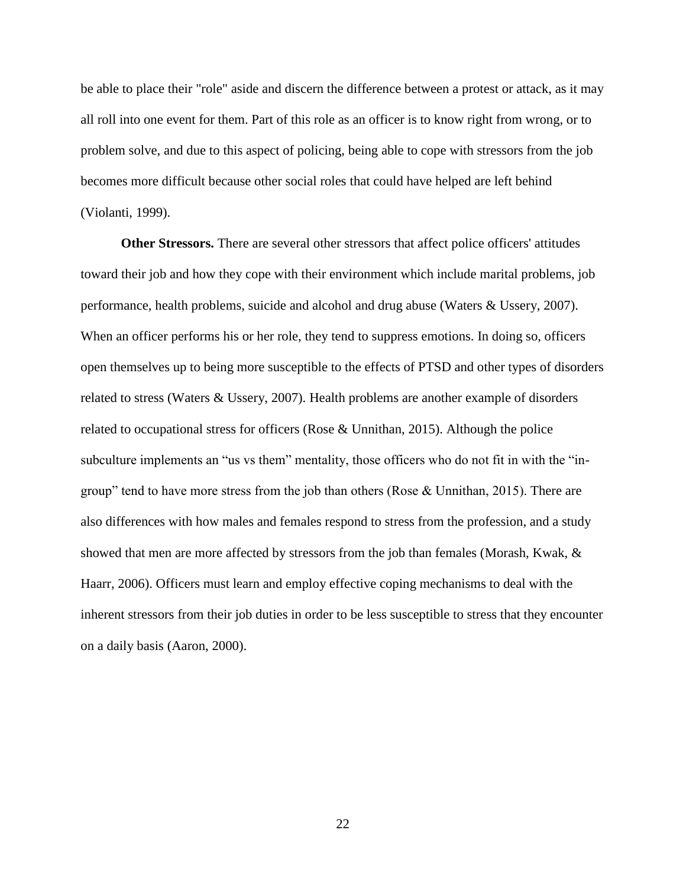be able to place their "role" aside and discern the difference between a protest or attack, as it may all roll into one event for them. Part of this role as an officer is to know right from wrong, or to problem solve, and due to this aspect of policing, being able to cope with stressors from the job becomes more difficult because other social roles that could have helped are left behind (Violanti, 1999).

**Other Stressors.** There are several other stressors that affect police officers' attitudes toward their job and how they cope with their environment which include marital problems, job performance, health problems, suicide and alcohol and drug abuse (Waters & Ussery, 2007). When an officer performs his or her role, they tend to suppress emotions. In doing so, officers open themselves up to being more susceptible to the effects of PTSD and other types of disorders related to stress (Waters & Ussery, 2007). Health problems are another example of disorders related to occupational stress for officers (Rose & Unnithan, 2015). Although the police subculture implements an "us vs them" mentality, those officers who do not fit in with the "in-group" tend to have more stress from the job than others (Rose & Unnithan, 2015). There are also differences with how males and females respond to stress from the profession, and a study showed that men are more affected by stressors from the job than females (Morash, Kwak, & Haarr, 2006). Officers must learn and employ effective coping mechanisms to deal with the inherent stressors from their job duties in order to be less susceptible to stress that they encounter on a daily basis (Aaron, 2000).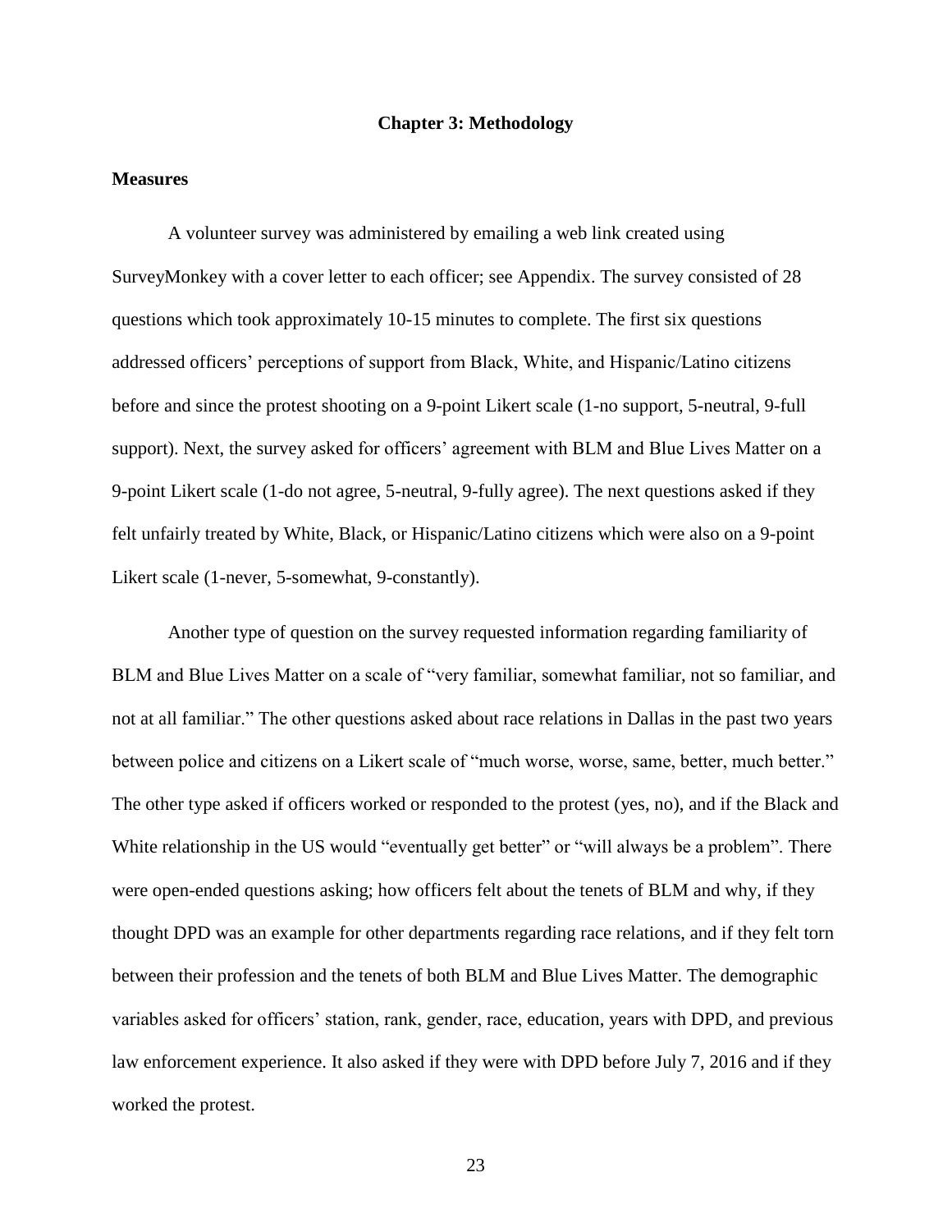# Chapter 3: Methodology

## Measures

A volunteer survey was administered by emailing a web link created using SurveyMonkey with a cover letter to each officer; see Appendix. The survey consisted of 28 questions which took approximately 10-15 minutes to complete. The first six questions addressed officers' perceptions of support from Black, White, and Hispanic/Latino citizens before and since the protest shooting on a 9-point Likert scale (1-no support, 5-neutral, 9-full support). Next, the survey asked for officers' agreement with BLM and Blue Lives Matter on a 9-point Likert scale (1-do not agree, 5-neutral, 9-fully agree). The next questions asked if they felt unfairly treated by White, Black, or Hispanic/Latino citizens which were also on a 9-point Likert scale (1-never, 5-somewhat, 9-constantly).

Another type of question on the survey requested information regarding familiarity of BLM and Blue Lives Matter on a scale of "very familiar, somewhat familiar, not so familiar, and not at all familiar." The other questions asked about race relations in Dallas in the past two years between police and citizens on a Likert scale of "much worse, worse, same, better, much better." The other type asked if officers worked or responded to the protest (yes, no), and if the Black and White relationship in the US would "eventually get better" or "will always be a problem". There were open-ended questions asking; how officers felt about the tenets of BLM and why, if they thought DPD was an example for other departments regarding race relations, and if they felt torn between their profession and the tenets of both BLM and Blue Lives Matter. The demographic variables asked for officers' station, rank, gender, race, education, years with DPD, and previous law enforcement experience. It also asked if they were with DPD before July 7, 2016 and if they worked the protest.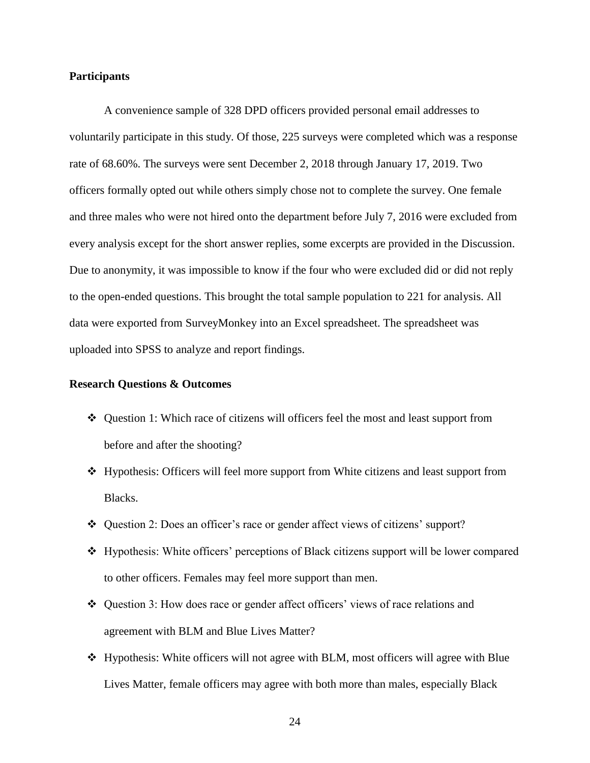**Participants**

A convenience sample of 328 DPD officers provided personal email addresses to voluntarily participate in this study. Of those, 225 surveys were completed which was a response rate of 68.60%. The surveys were sent December 2, 2018 through January 17, 2019. Two officers formally opted out while others simply chose not to complete the survey. One female and three males who were not hired onto the department before July 7, 2016 were excluded from every analysis except for the short answer replies, some excerpts are provided in the Discussion. Due to anonymity, it was impossible to know if the four who were excluded did or did not reply to the open-ended questions. This brought the total sample population to 221 for analysis. All data were exported from SurveyMonkey into an Excel spreadsheet. The spreadsheet was uploaded into SPSS to analyze and report findings.

**Research Questions & Outcomes**

- Question 1: Which race of citizens will officers feel the most and least support from before and after the shooting?
- Hypothesis: Officers will feel more support from White citizens and least support from Blacks.
- Question 2: Does an officer's race or gender affect views of citizens' support?
- Hypothesis: White officers' perceptions of Black citizens support will be lower compared to other officers. Females may feel more support than men.
- Question 3: How does race or gender affect officers' views of race relations and agreement with BLM and Blue Lives Matter?
- Hypothesis: White officers will not agree with BLM, most officers will agree with Blue Lives Matter, female officers may agree with both more than males, especially Black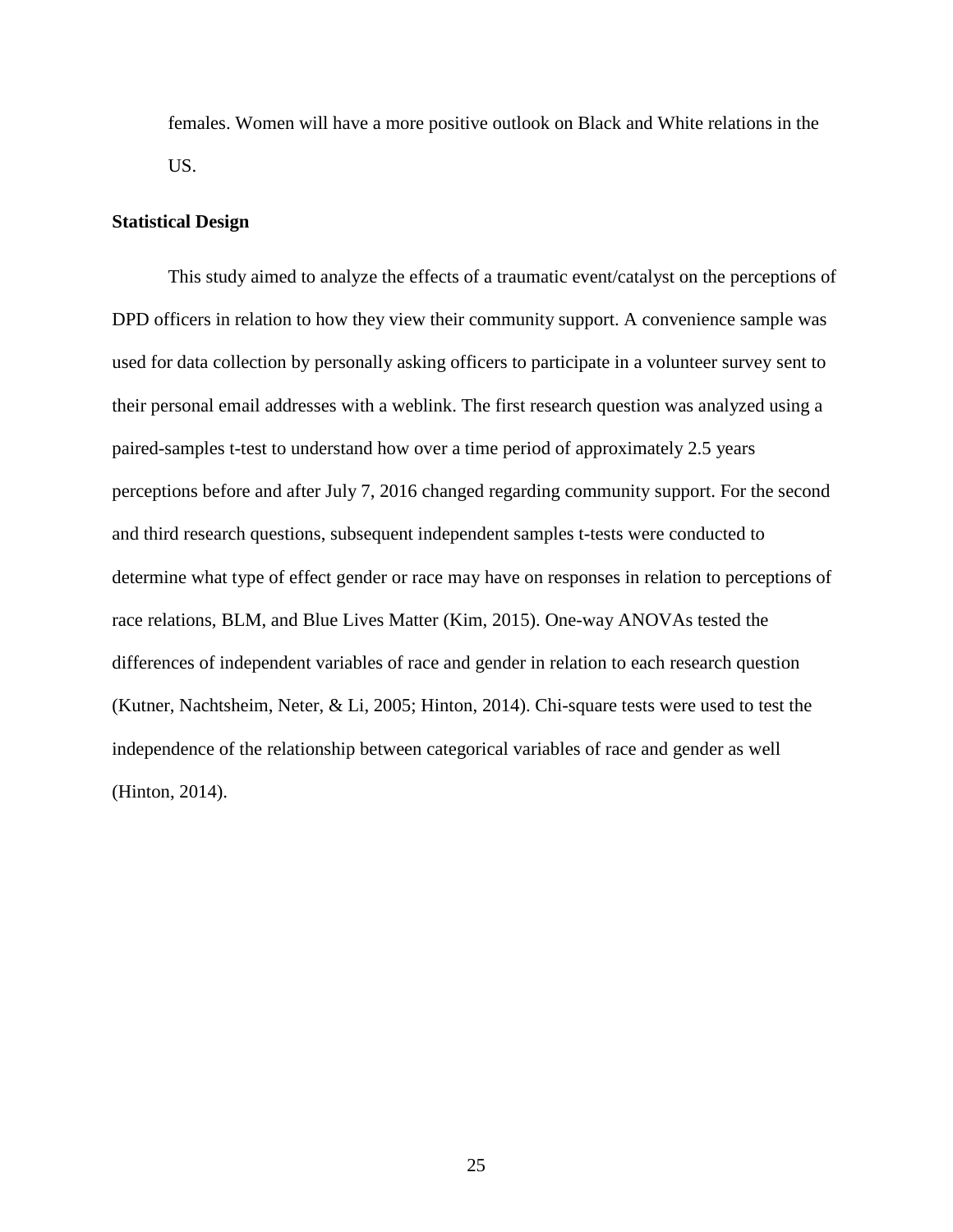females. Women will have a more positive outlook on Black and White relations in the US.

## Statistical Design

This study aimed to analyze the effects of a traumatic event/catalyst on the perceptions of DPD officers in relation to how they view their community support. A convenience sample was used for data collection by personally asking officers to participate in a volunteer survey sent to their personal email addresses with a weblink. The first research question was analyzed using a paired-samples t-test to understand how over a time period of approximately 2.5 years perceptions before and after July 7, 2016 changed regarding community support. For the second and third research questions, subsequent independent samples t-tests were conducted to determine what type of effect gender or race may have on responses in relation to perceptions of race relations, BLM, and Blue Lives Matter (Kim, 2015). One-way ANOVAs tested the differences of independent variables of race and gender in relation to each research question (Kutner, Nachtsheim, Neter, & Li, 2005; Hinton, 2014). Chi-square tests were used to test the independence of the relationship between categorical variables of race and gender as well (Hinton, 2014).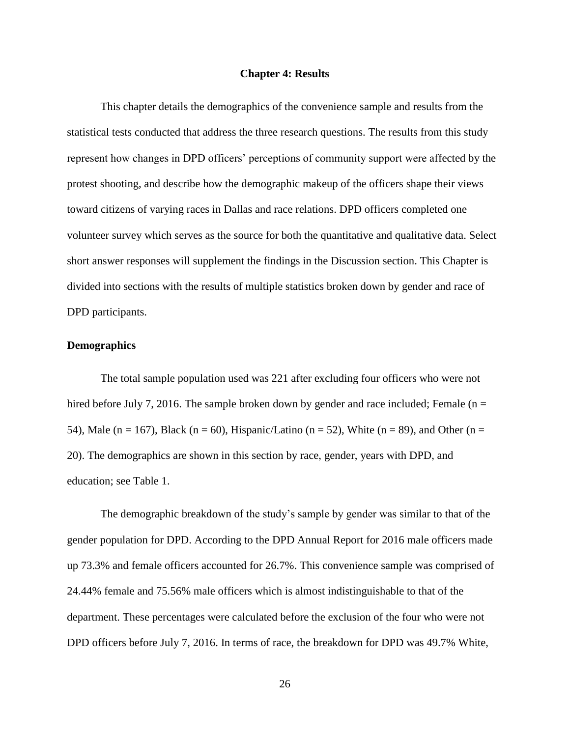# Chapter 4: Results

This chapter details the demographics of the convenience sample and results from the statistical tests conducted that address the three research questions. The results from this study represent how changes in DPD officers' perceptions of community support were affected by the protest shooting, and describe how the demographic makeup of the officers shape their views toward citizens of varying races in Dallas and race relations. DPD officers completed one volunteer survey which serves as the source for both the quantitative and qualitative data. Select short answer responses will supplement the findings in the Discussion section. This Chapter is divided into sections with the results of multiple statistics broken down by gender and race of DPD participants.

## Demographics

The total sample population used was 221 after excluding four officers who were not hired before July 7, 2016. The sample broken down by gender and race included; Female ($n = 54$), Male ($n = 167$), Black ($n = 60$), Hispanic/Latino ($n = 52$), White ($n = 89$), and Other ($n = 20$). The demographics are shown in this section by race, gender, years with DPD, and education; see Table 1.

The demographic breakdown of the study's sample by gender was similar to that of the gender population for DPD. According to the DPD Annual Report for 2016 male officers made up 73.3% and female officers accounted for 26.7%. This convenience sample was comprised of 24.44% female and 75.56% male officers which is almost indistinguishable to that of the department. These percentages were calculated before the exclusion of the four who were not DPD officers before July 7, 2016. In terms of race, the breakdown for DPD was 49.7% White,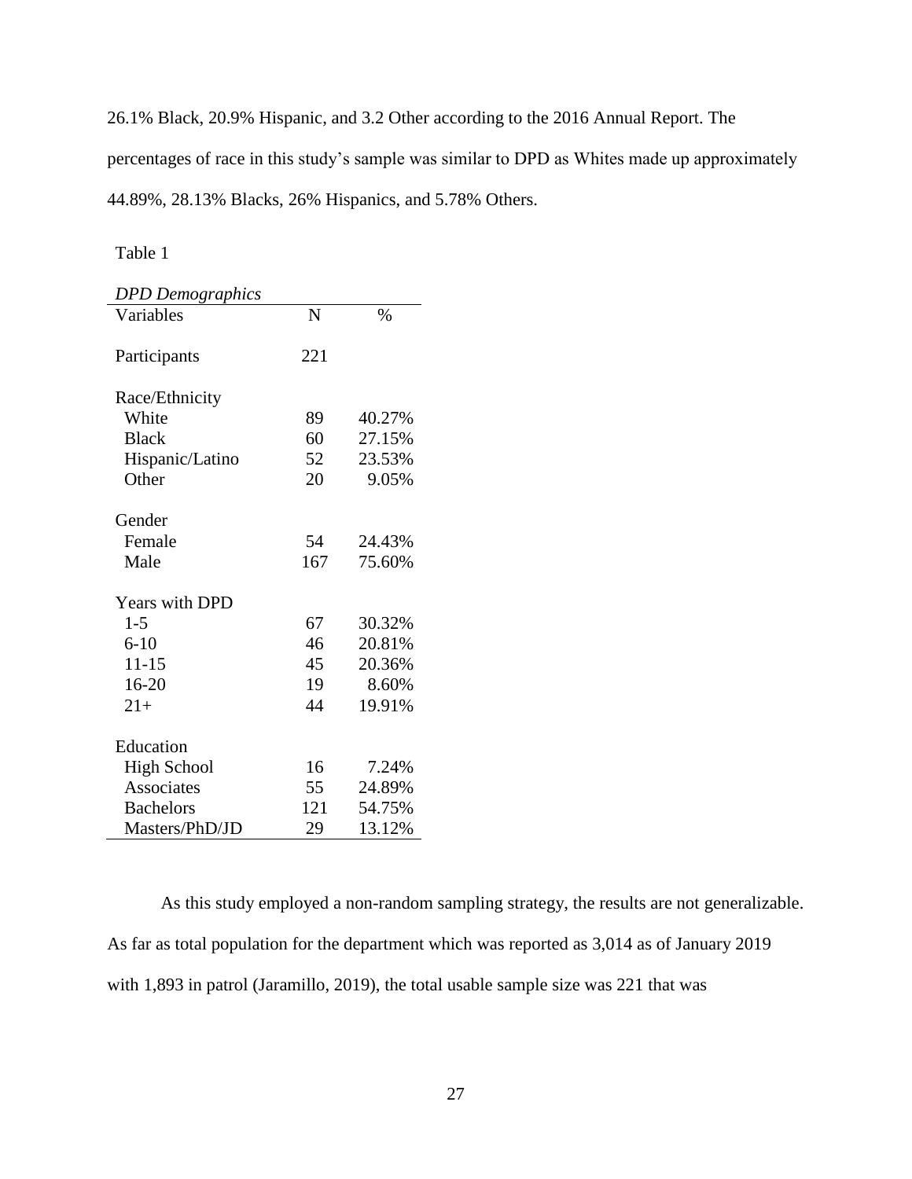26.1% Black, 20.9% Hispanic, and 3.2 Other according to the 2016 Annual Report. The percentages of race in this study's sample was similar to DPD as Whites made up approximately 44.89%, 28.13% Blacks, 26% Hispanics, and 5.78% Others.

Table 1

*DPD Demographics*

| Variables | N | % |
|---|---|---|
| Participants | 221 | |
| Race/Ethnicity | | |
| White | 89 | 40.27% |
| Black | 60 | 27.15% |
| Hispanic/Latino | 52 | 23.53% |
| Other | 20 | 9.05% |
| Gender | | |
| Female | 54 | 24.43% |
| Male | 167 | 75.60% |
| Years with DPD | | |
| 1-5 | 67 | 30.32% |
| 6-10 | 46 | 20.81% |
| 11-15 | 45 | 20.36% |
| 16-20 | 19 | 8.60% |
| 21+ | 44 | 19.91% |
| Education | | |
| High School | 16 | 7.24% |
| Associates | 55 | 24.89% |
| Bachelors | 121 | 54.75% |
| Masters/PhD/JD | 29 | 13.12% |

As this study employed a non-random sampling strategy, the results are not generalizable. As far as total population for the department which was reported as 3,014 as of January 2019 with 1,893 in patrol (Jaramillo, 2019), the total usable sample size was 221 that was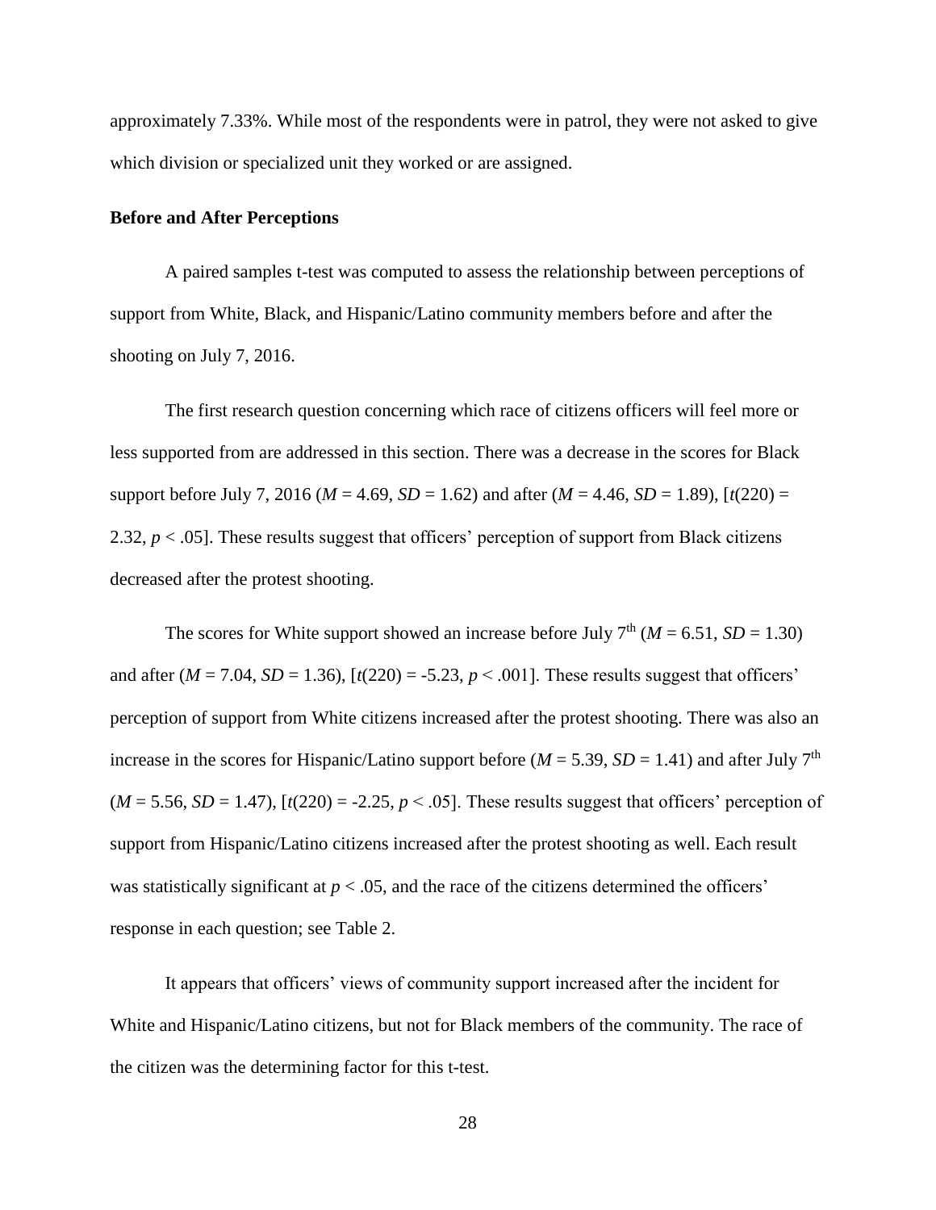approximately 7.33%. While most of the respondents were in patrol, they were not asked to give which division or specialized unit they worked or are assigned.

**Before and After Perceptions**

A paired samples t-test was computed to assess the relationship between perceptions of support from White, Black, and Hispanic/Latino community members before and after the shooting on July 7, 2016.

The first research question concerning which race of citizens officers will feel more or less supported from are addressed in this section. There was a decrease in the scores for Black support before July 7, 2016 ($M$ = 4.69, $SD$ = 1.62) and after ($M$ = 4.46, $SD$ = 1.89), [$t(220)$ = 2.32, $p < .05$]. These results suggest that officers' perception of support from Black citizens decreased after the protest shooting.

The scores for White support showed an increase before July 7th ($M$ = 6.51, $SD$ = 1.30) and after ($M$ = 7.04, $SD$ = 1.36), [$t(220)$ = -5.23, $p < .001$]. These results suggest that officers' perception of support from White citizens increased after the protest shooting. There was also an increase in the scores for Hispanic/Latino support before ($M$ = 5.39, $SD$ = 1.41) and after July 7th ($M$ = 5.56, $SD$ = 1.47), [$t(220)$ = -2.25, $p < .05$]. These results suggest that officers' perception of support from Hispanic/Latino citizens increased after the protest shooting as well. Each result was statistically significant at $p < .05$, and the race of the citizens determined the officers' response in each question; see Table 2.

It appears that officers' views of community support increased after the incident for White and Hispanic/Latino citizens, but not for Black members of the community. The race of the citizen was the determining factor for this t-test.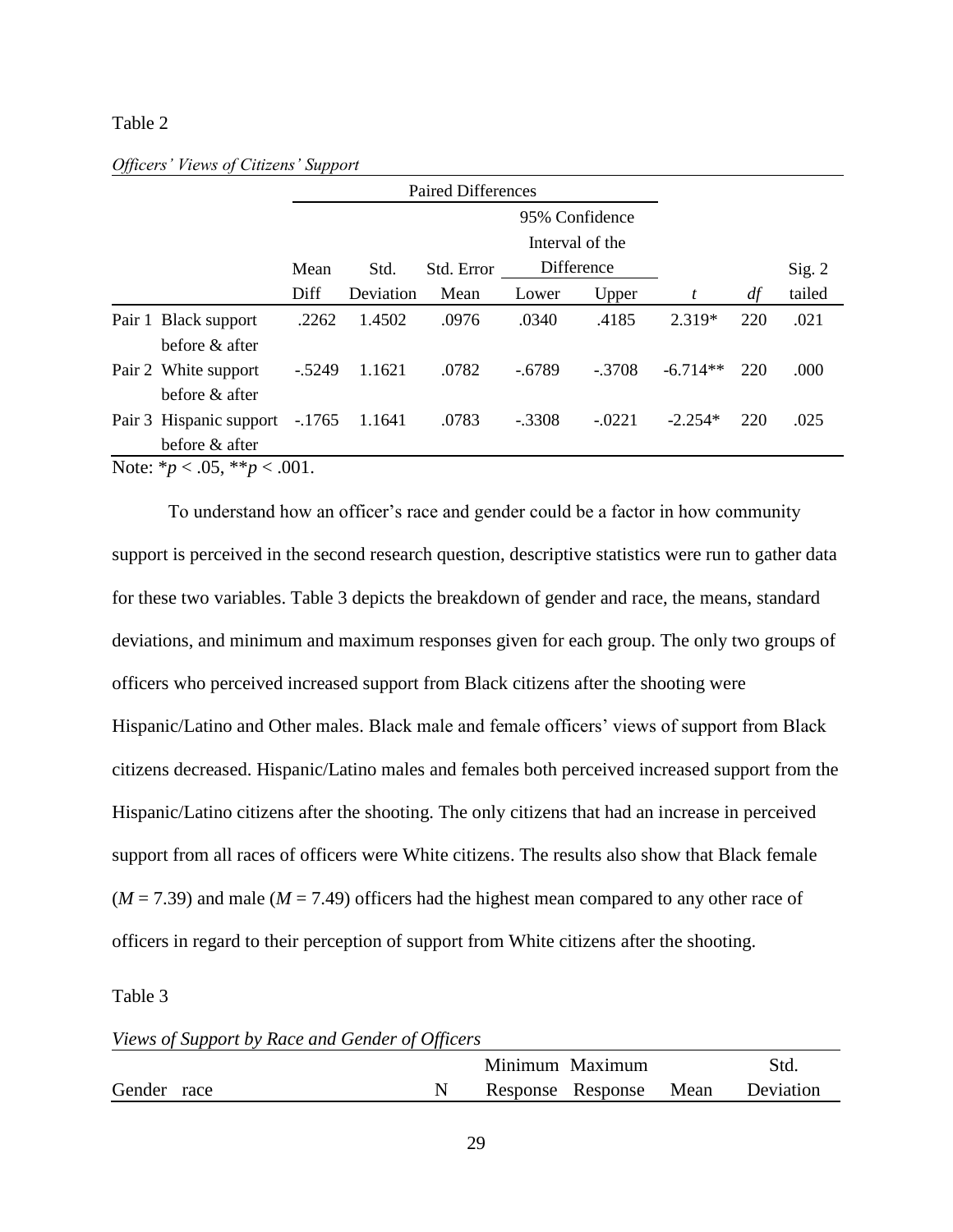Table 2

*Officers' Views of Citizens' Support*

| | Paired Differences | | | | | | | |
|---|---|---|---|---|---|---|---|---|
| | | | | 95% Confidence Interval of the Difference | | | | |
| | Mean Diff | Std. Deviation | Std. Error Mean | Lower | Upper | *t* | *df* | Sig. 2 tailed |
| Pair 1 Black support before & after | .2262 | 1.4502 | .0976 | .0340 | .4185 | 2.319* | 220 | .021 |
| Pair 2 White support before & after | -.5249 | 1.1621 | .0782 | -.6789 | -.3708 | -6.714** | 220 | .000 |
| Pair 3 Hispanic support before & after | -.1765 | 1.1641 | .0783 | -.3308 | -.0221 | -2.254* | 220 | .025 |

Note: \**p* < .05, \*\**p* < .001.

To understand how an officer's race and gender could be a factor in how community support is perceived in the second research question, descriptive statistics were run to gather data for these two variables. Table 3 depicts the breakdown of gender and race, the means, standard deviations, and minimum and maximum responses given for each group. The only two groups of officers who perceived increased support from Black citizens after the shooting were Hispanic/Latino and Other males. Black male and female officers' views of support from Black citizens decreased. Hispanic/Latino males and females both perceived increased support from the Hispanic/Latino citizens after the shooting. The only citizens that had an increase in perceived support from all races of officers were White citizens. The results also show that Black female ($M$ = 7.39) and male ($M$ = 7.49) officers had the highest mean compared to any other race of officers in regard to their perception of support from White citizens after the shooting.

Table 3

*Views of Support by Race and Gender of Officers*

| Gender | race | N | Minimum Response | Maximum Response | Mean | Std. Deviation |
|---|---|---|---|---|---|---|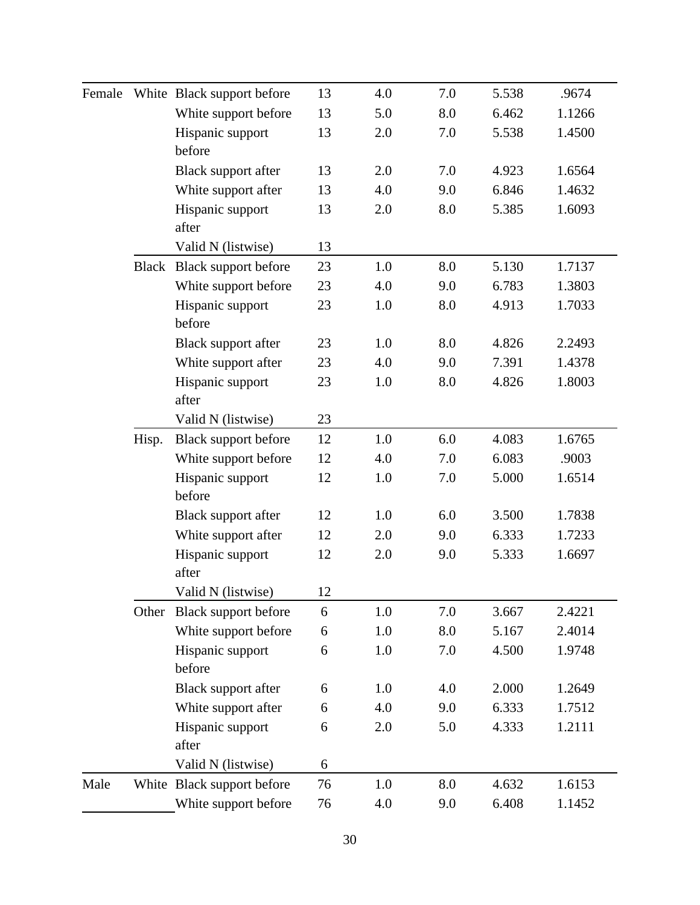| | | | | | | | |
|---|---|---|---|---|---|---|---|
| Female | White | Black support before | 13 | 4.0 | 7.0 | 5.538 | .9674 |
| | | White support before | 13 | 5.0 | 8.0 | 6.462 | 1.1266 |
| | | Hispanic support before | 13 | 2.0 | 7.0 | 5.538 | 1.4500 |
| | | Black support after | 13 | 2.0 | 7.0 | 4.923 | 1.6564 |
| | | White support after | 13 | 4.0 | 9.0 | 6.846 | 1.4632 |
| | | Hispanic support after | 13 | 2.0 | 8.0 | 5.385 | 1.6093 |
| | | Valid N (listwise) | 13 | | | | |
| | Black | Black support before | 23 | 1.0 | 8.0 | 5.130 | 1.7137 |
| | | White support before | 23 | 4.0 | 9.0 | 6.783 | 1.3803 |
| | | Hispanic support before | 23 | 1.0 | 8.0 | 4.913 | 1.7033 |
| | | Black support after | 23 | 1.0 | 8.0 | 4.826 | 2.2493 |
| | | White support after | 23 | 4.0 | 9.0 | 7.391 | 1.4378 |
| | | Hispanic support after | 23 | 1.0 | 8.0 | 4.826 | 1.8003 |
| | | Valid N (listwise) | 23 | | | | |
| | Hisp. | Black support before | 12 | 1.0 | 6.0 | 4.083 | 1.6765 |
| | | White support before | 12 | 4.0 | 7.0 | 6.083 | .9003 |
| | | Hispanic support before | 12 | 1.0 | 7.0 | 5.000 | 1.6514 |
| | | Black support after | 12 | 1.0 | 6.0 | 3.500 | 1.7838 |
| | | White support after | 12 | 2.0 | 9.0 | 6.333 | 1.7233 |
| | | Hispanic support after | 12 | 2.0 | 9.0 | 5.333 | 1.6697 |
| | | Valid N (listwise) | 12 | | | | |
| | Other | Black support before | 6 | 1.0 | 7.0 | 3.667 | 2.4221 |
| | | White support before | 6 | 1.0 | 8.0 | 5.167 | 2.4014 |
| | | Hispanic support before | 6 | 1.0 | 7.0 | 4.500 | 1.9748 |
| | | Black support after | 6 | 1.0 | 4.0 | 2.000 | 1.2649 |
| | | White support after | 6 | 4.0 | 9.0 | 6.333 | 1.7512 |
| | | Hispanic support after | 6 | 2.0 | 5.0 | 4.333 | 1.2111 |
| | | Valid N (listwise) | 6 | | | | |
| Male | White | Black support before | 76 | 1.0 | 8.0 | 4.632 | 1.6153 |
| | | White support before | 76 | 4.0 | 9.0 | 6.408 | 1.1452 |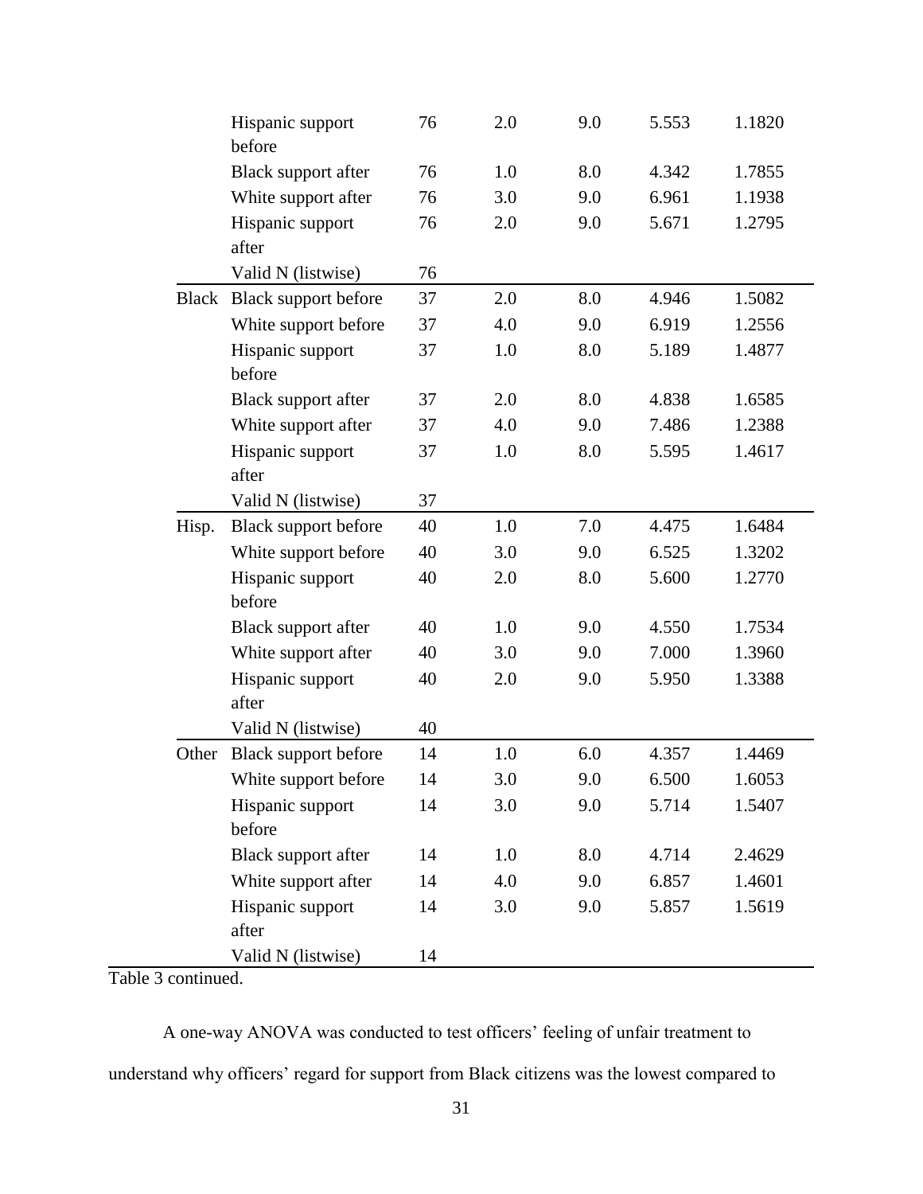| | | | | | | |
|---|---|---|---|---|---|---|
| | Hispanic support before | 76 | 2.0 | 9.0 | 5.553 | 1.1820 |
| | Black support after | 76 | 1.0 | 8.0 | 4.342 | 1.7855 |
| | White support after | 76 | 3.0 | 9.0 | 6.961 | 1.1938 |
| | Hispanic support after | 76 | 2.0 | 9.0 | 5.671 | 1.2795 |
| | Valid N (listwise) | 76 | | | | |
| Black | Black support before | 37 | 2.0 | 8.0 | 4.946 | 1.5082 |
| | White support before | 37 | 4.0 | 9.0 | 6.919 | 1.2556 |
| | Hispanic support before | 37 | 1.0 | 8.0 | 5.189 | 1.4877 |
| | Black support after | 37 | 2.0 | 8.0 | 4.838 | 1.6585 |
| | White support after | 37 | 4.0 | 9.0 | 7.486 | 1.2388 |
| | Hispanic support after | 37 | 1.0 | 8.0 | 5.595 | 1.4617 |
| | Valid N (listwise) | 37 | | | | |
| Hisp. | Black support before | 40 | 1.0 | 7.0 | 4.475 | 1.6484 |
| | White support before | 40 | 3.0 | 9.0 | 6.525 | 1.3202 |
| | Hispanic support before | 40 | 2.0 | 8.0 | 5.600 | 1.2770 |
| | Black support after | 40 | 1.0 | 9.0 | 4.550 | 1.7534 |
| | White support after | 40 | 3.0 | 9.0 | 7.000 | 1.3960 |
| | Hispanic support after | 40 | 2.0 | 9.0 | 5.950 | 1.3388 |
| | Valid N (listwise) | 40 | | | | |
| Other | Black support before | 14 | 1.0 | 6.0 | 4.357 | 1.4469 |
| | White support before | 14 | 3.0 | 9.0 | 6.500 | 1.6053 |
| | Hispanic support before | 14 | 3.0 | 9.0 | 5.714 | 1.5407 |
| | Black support after | 14 | 1.0 | 8.0 | 4.714 | 2.4629 |
| | White support after | 14 | 4.0 | 9.0 | 6.857 | 1.4601 |
| | Hispanic support after | 14 | 3.0 | 9.0 | 5.857 | 1.5619 |
| | Valid N (listwise) | 14 | | | | |

Table 3 continued.

A one-way ANOVA was conducted to test officers' feeling of unfair treatment to understand why officers' regard for support from Black citizens was the lowest compared to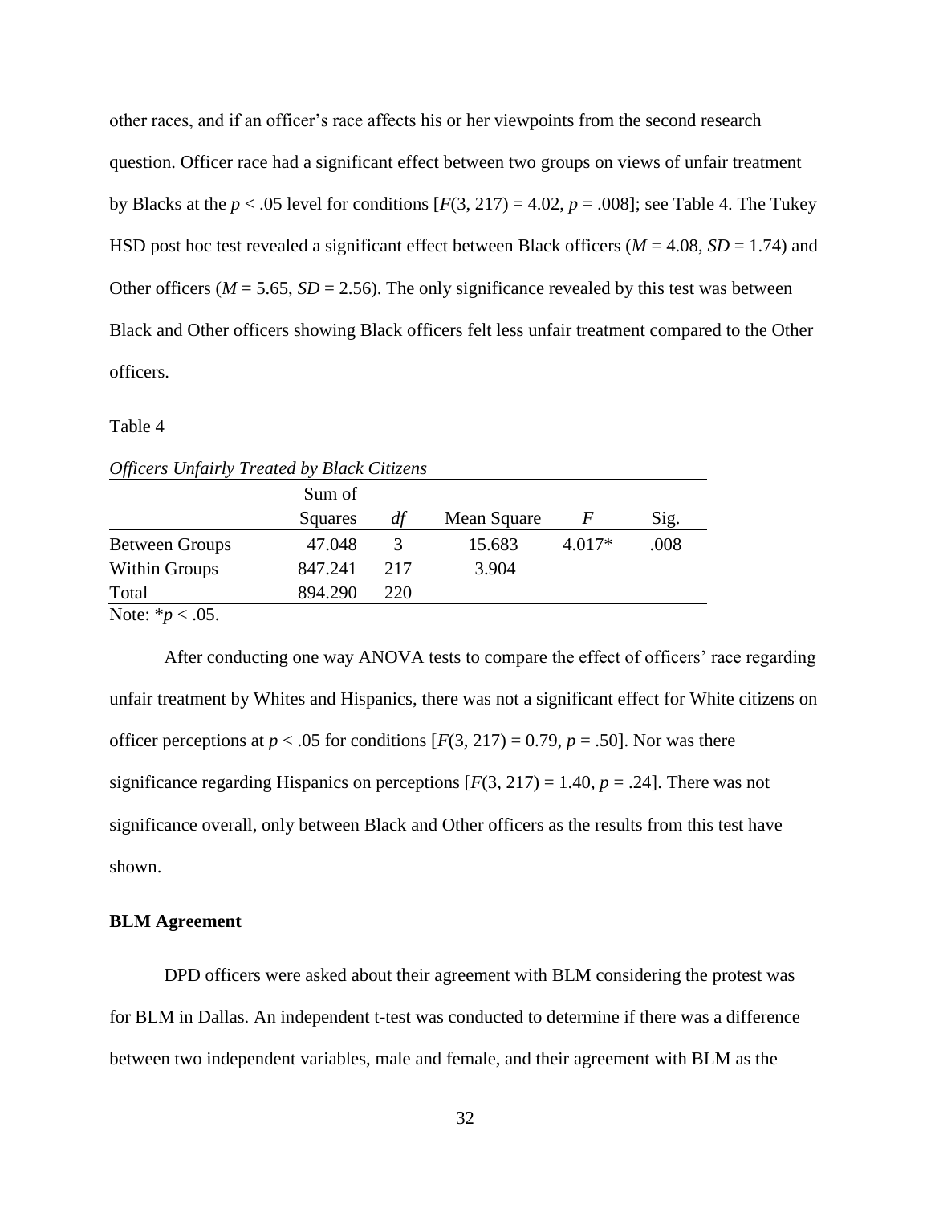other races, and if an officer's race affects his or her viewpoints from the second research question. Officer race had a significant effect between two groups on views of unfair treatment by Blacks at the $p < .05$ level for conditions [$F(3, 217) = 4.02$, $p = .008$]; see Table 4. The Tukey HSD post hoc test revealed a significant effect between Black officers ($M = 4.08$, $SD = 1.74$) and Other officers ($M = 5.65$, $SD = 2.56$). The only significance revealed by this test was between Black and Other officers showing Black officers felt less unfair treatment compared to the Other officers.

Table 4

*Officers Unfairly Treated by Black Citizens*

| | Sum of Squares | *df* | Mean Square | *F* | Sig. |
|---|---|---|---|---|---|
| Between Groups | 47.048 | 3 | 15.683 | 4.017* | .008 |
| Within Groups | 847.241 | 217 | 3.904 | | |
| Total | 894.290 | 220 | | | |

Note: $*p < .05$.

After conducting one way ANOVA tests to compare the effect of officers' race regarding unfair treatment by Whites and Hispanics, there was not a significant effect for White citizens on officer perceptions at $p < .05$ for conditions [$F(3, 217) = 0.79$, $p = .50$]. Nor was there significance regarding Hispanics on perceptions [$F(3, 217) = 1.40$, $p = .24$]. There was not significance overall, only between Black and Other officers as the results from this test have shown.

**BLM Agreement**

DPD officers were asked about their agreement with BLM considering the protest was for BLM in Dallas. An independent t-test was conducted to determine if there was a difference between two independent variables, male and female, and their agreement with BLM as the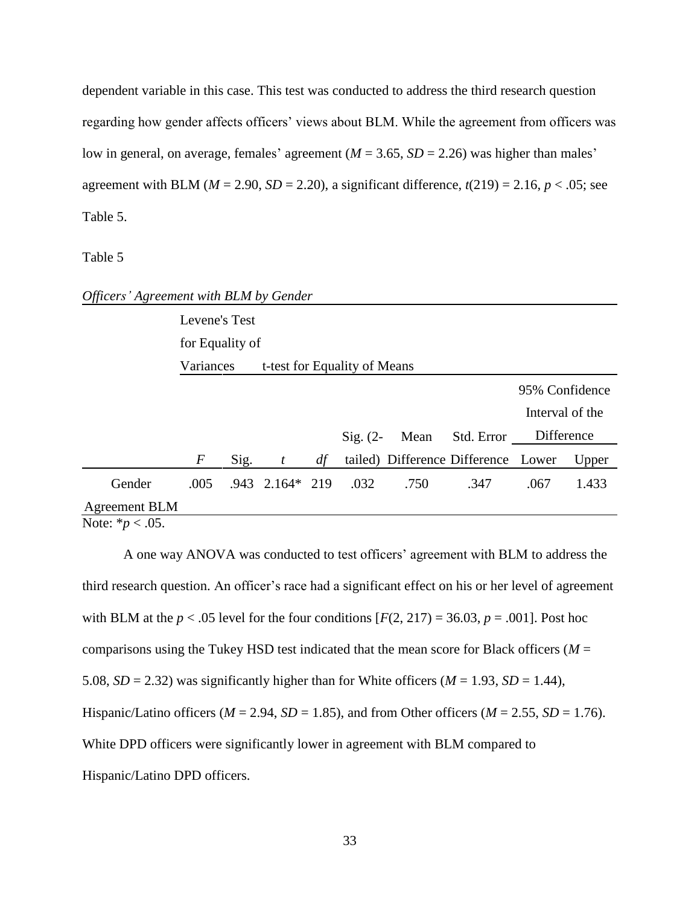dependent variable in this case. This test was conducted to address the third research question regarding how gender affects officers' views about BLM. While the agreement from officers was low in general, on average, females' agreement ($M$ = 3.65, $SD$ = 2.26) was higher than males' agreement with BLM ($M$ = 2.90, $SD$ = 2.20), a significant difference, $t(219) = 2.16$, $p < .05$; see Table 5.

Table 5

*Officers' Agreement with BLM by Gender*

| | Levene's Test for Equality of Variances | | t-test for Equality of Means | | | | | | |
|---|---|---|---|---|---|---|---|---|---|
| | | | | | | | | 95% Confidence Interval of the Difference | |
| | $F$ | Sig. | $t$ | $df$ | Sig. (2-tailed) | Mean Difference | Std. Error Difference | Lower | Upper |
| Gender Agreement BLM | .005 | .943 | 2.164* | 219 | .032 | .750 | .347 | .067 | 1.433 |

Note: $*p < .05$.

A one way ANOVA was conducted to test officers' agreement with BLM to address the third research question. An officer's race had a significant effect on his or her level of agreement with BLM at the $p < .05$ level for the four conditions [$F(2, 217) = 36.03$, $p = .001$]. Post hoc comparisons using the Tukey HSD test indicated that the mean score for Black officers ($M$ = 5.08, $SD$ = 2.32) was significantly higher than for White officers ($M$ = 1.93, $SD$ = 1.44), Hispanic/Latino officers ($M$ = 2.94, $SD$ = 1.85), and from Other officers ($M$ = 2.55, $SD$ = 1.76). White DPD officers were significantly lower in agreement with BLM compared to Hispanic/Latino DPD officers.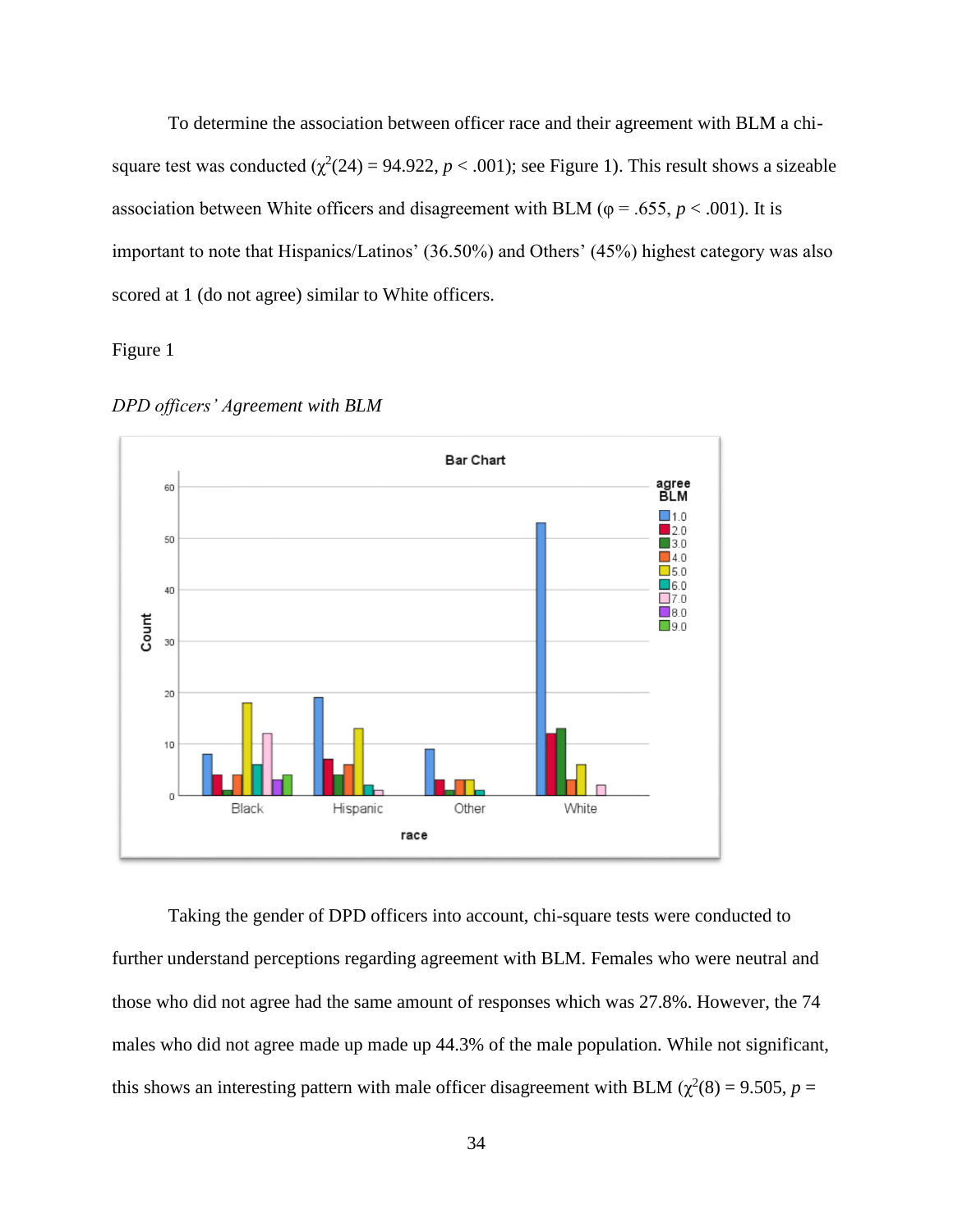To determine the association between officer race and their agreement with BLM a chi-square test was conducted ($\chi^2(24) = 94.922$, $p < .001$); see Figure 1). This result shows a sizeable association between White officers and disagreement with BLM ($\varphi = .655$, $p < .001$). It is important to note that Hispanics/Latinos' (36.50%) and Others' (45%) highest category was also scored at 1 (do not agree) similar to White officers.

Figure 1

*DPD officers' Agreement with BLM*

Taking the gender of DPD officers into account, chi-square tests were conducted to further understand perceptions regarding agreement with BLM. Females who were neutral and those who did not agree had the same amount of responses which was 27.8%. However, the 74 males who did not agree made up made up 44.3% of the male population. While not significant, this shows an interesting pattern with male officer disagreement with BLM ($\chi^2(8) = 9.505$, $p$ =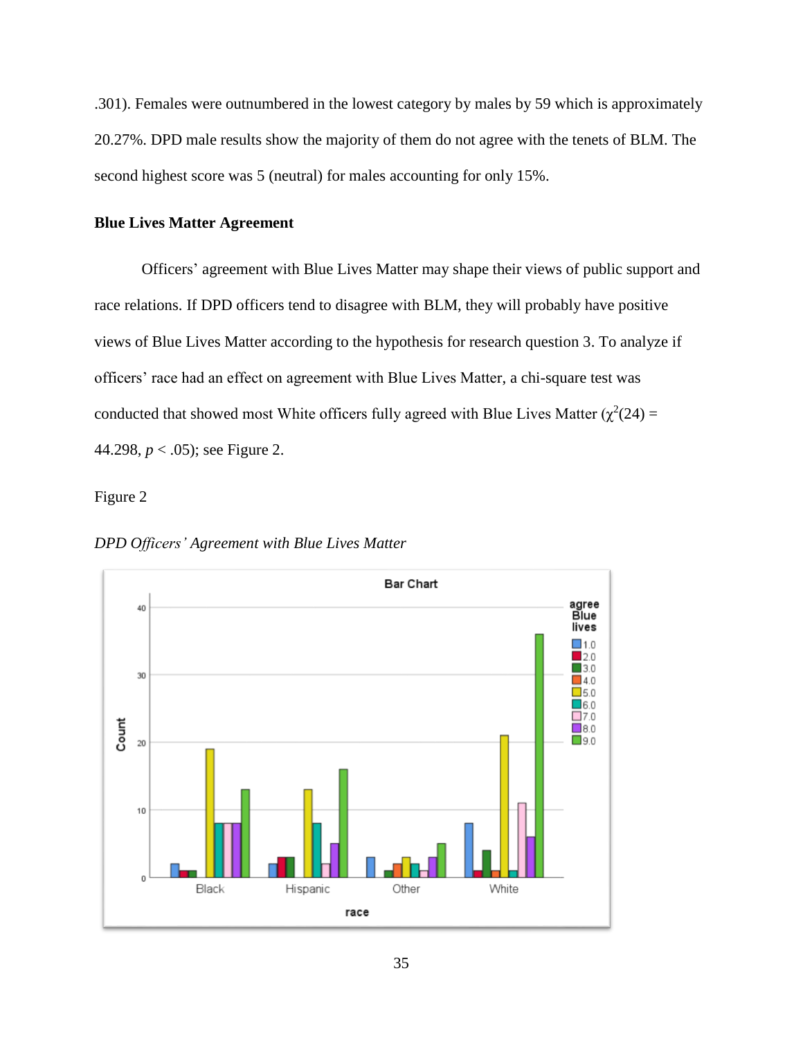.301). Females were outnumbered in the lowest category by males by 59 which is approximately 20.27%. DPD male results show the majority of them do not agree with the tenets of BLM. The second highest score was 5 (neutral) for males accounting for only 15%.

### Blue Lives Matter Agreement

Officers' agreement with Blue Lives Matter may shape their views of public support and race relations. If DPD officers tend to disagree with BLM, they will probably have positive views of Blue Lives Matter according to the hypothesis for research question 3. To analyze if officers' race had an effect on agreement with Blue Lives Matter, a chi-square test was conducted that showed most White officers fully agreed with Blue Lives Matter ($\chi^2(24) = 44.298$, $p < .05$); see Figure 2.

Figure 2

*DPD Officers' Agreement with Blue Lives Matter*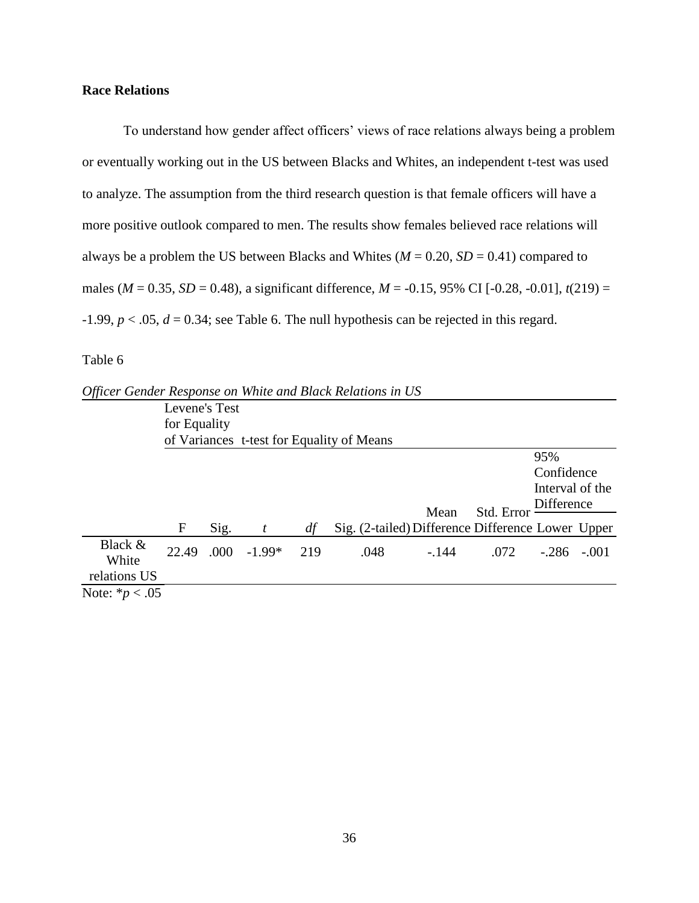**Race Relations**

To understand how gender affect officers' views of race relations always being a problem or eventually working out in the US between Blacks and Whites, an independent t-test was used to analyze. The assumption from the third research question is that female officers will have a more positive outlook compared to men. The results show females believed race relations will always be a problem the US between Blacks and Whites ($M$ = 0.20, $SD$ = 0.41) compared to males ($M$ = 0.35, $SD$ = 0.48), a significant difference, $M$ = -0.15, 95% CI [-0.28, -0.01], $t(219)$ = -1.99, $p < .05$, $d$ = 0.34; see Table 6. The null hypothesis can be rejected in this regard.

Table 6

*Officer Gender Response on White and Black Relations in US*

| | Levene's Test for Equality of Variances | | t-test for Equality of Means | | | | | | |
|---|---|---|---|---|---|---|---|---|---|
| | | | | | | | | 95% Confidence Interval of the Difference | |
| | F | Sig. | *t* | *df* | Sig. (2-tailed) | Mean Difference | Std. Error Difference | Lower | Upper |
| Black & White relations US | 22.49 | .000 | -1.99* | 219 | .048 | -.144 | .072 | -.286 | -.001 |

Note: $*p < .05$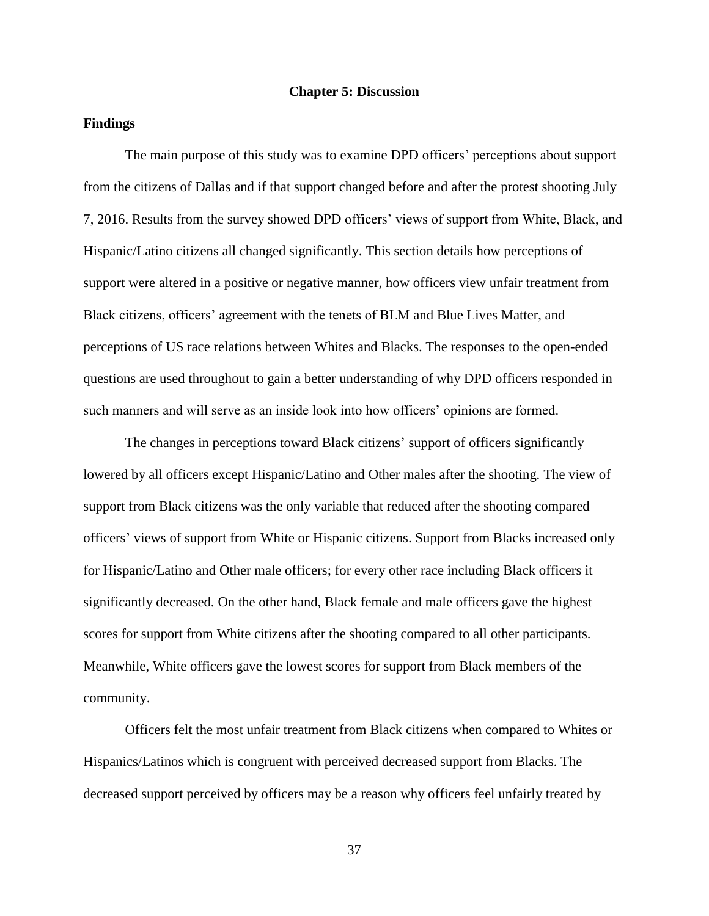# Chapter 5: Discussion

## Findings

The main purpose of this study was to examine DPD officers' perceptions about support from the citizens of Dallas and if that support changed before and after the protest shooting July 7, 2016. Results from the survey showed DPD officers' views of support from White, Black, and Hispanic/Latino citizens all changed significantly. This section details how perceptions of support were altered in a positive or negative manner, how officers view unfair treatment from Black citizens, officers' agreement with the tenets of BLM and Blue Lives Matter, and perceptions of US race relations between Whites and Blacks. The responses to the open-ended questions are used throughout to gain a better understanding of why DPD officers responded in such manners and will serve as an inside look into how officers' opinions are formed.

The changes in perceptions toward Black citizens' support of officers significantly lowered by all officers except Hispanic/Latino and Other males after the shooting. The view of support from Black citizens was the only variable that reduced after the shooting compared officers' views of support from White or Hispanic citizens. Support from Blacks increased only for Hispanic/Latino and Other male officers; for every other race including Black officers it significantly decreased. On the other hand, Black female and male officers gave the highest scores for support from White citizens after the shooting compared to all other participants. Meanwhile, White officers gave the lowest scores for support from Black members of the community.

Officers felt the most unfair treatment from Black citizens when compared to Whites or Hispanics/Latinos which is congruent with perceived decreased support from Blacks. The decreased support perceived by officers may be a reason why officers feel unfairly treated by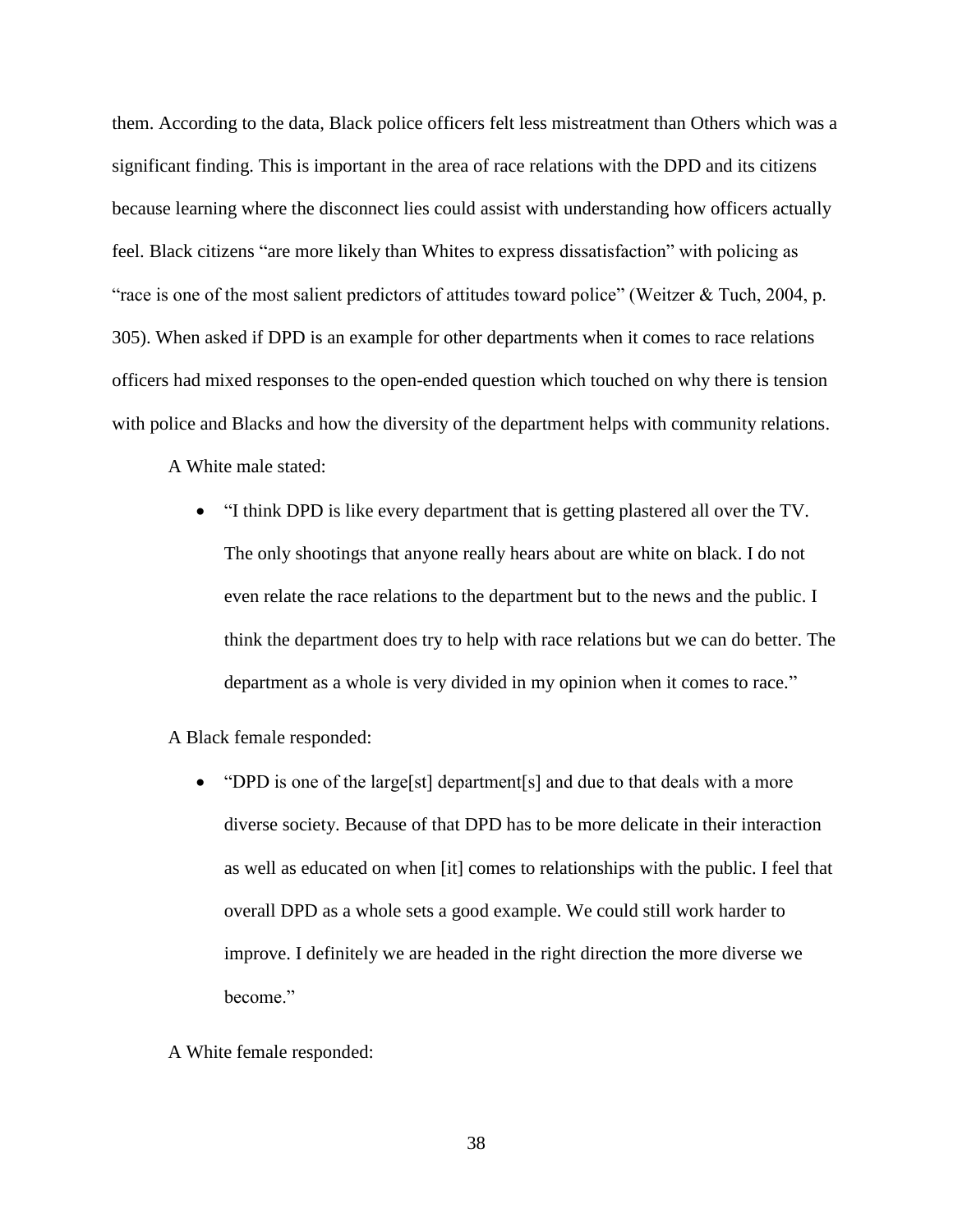them. According to the data, Black police officers felt less mistreatment than Others which was a significant finding. This is important in the area of race relations with the DPD and its citizens because learning where the disconnect lies could assist with understanding how officers actually feel. Black citizens "are more likely than Whites to express dissatisfaction" with policing as "race is one of the most salient predictors of attitudes toward police" (Weitzer & Tuch, 2004, p. 305). When asked if DPD is an example for other departments when it comes to race relations officers had mixed responses to the open-ended question which touched on why there is tension with police and Blacks and how the diversity of the department helps with community relations.

A White male stated:

- "I think DPD is like every department that is getting plastered all over the TV. The only shootings that anyone really hears about are white on black. I do not even relate the race relations to the department but to the news and the public. I think the department does try to help with race relations but we can do better. The department as a whole is very divided in my opinion when it comes to race."

A Black female responded:

- "DPD is one of the large[st] department[s] and due to that deals with a more diverse society. Because of that DPD has to be more delicate in their interaction as well as educated on when [it] comes to relationships with the public. I feel that overall DPD as a whole sets a good example. We could still work harder to improve. I definitely we are headed in the right direction the more diverse we become."

A White female responded: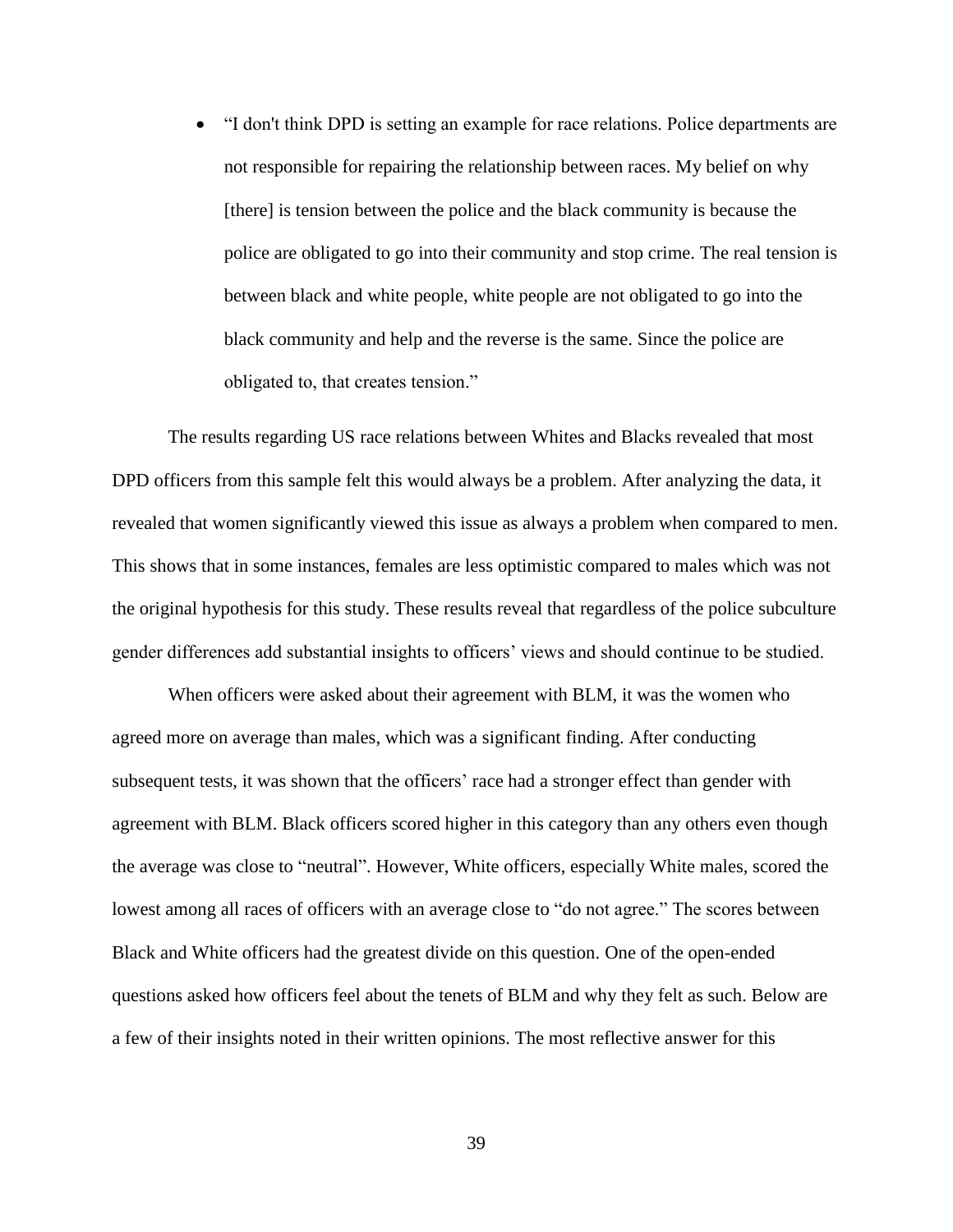- "I don't think DPD is setting an example for race relations. Police departments are not responsible for repairing the relationship between races. My belief on why [there] is tension between the police and the black community is because the police are obligated to go into their community and stop crime. The real tension is between black and white people, white people are not obligated to go into the black community and help and the reverse is the same. Since the police are obligated to, that creates tension."

The results regarding US race relations between Whites and Blacks revealed that most DPD officers from this sample felt this would always be a problem. After analyzing the data, it revealed that women significantly viewed this issue as always a problem when compared to men. This shows that in some instances, females are less optimistic compared to males which was not the original hypothesis for this study. These results reveal that regardless of the police subculture gender differences add substantial insights to officers' views and should continue to be studied.

When officers were asked about their agreement with BLM, it was the women who agreed more on average than males, which was a significant finding. After conducting subsequent tests, it was shown that the officers' race had a stronger effect than gender with agreement with BLM. Black officers scored higher in this category than any others even though the average was close to "neutral". However, White officers, especially White males, scored the lowest among all races of officers with an average close to "do not agree." The scores between Black and White officers had the greatest divide on this question. One of the open-ended questions asked how officers feel about the tenets of BLM and why they felt as such. Below are a few of their insights noted in their written opinions. The most reflective answer for this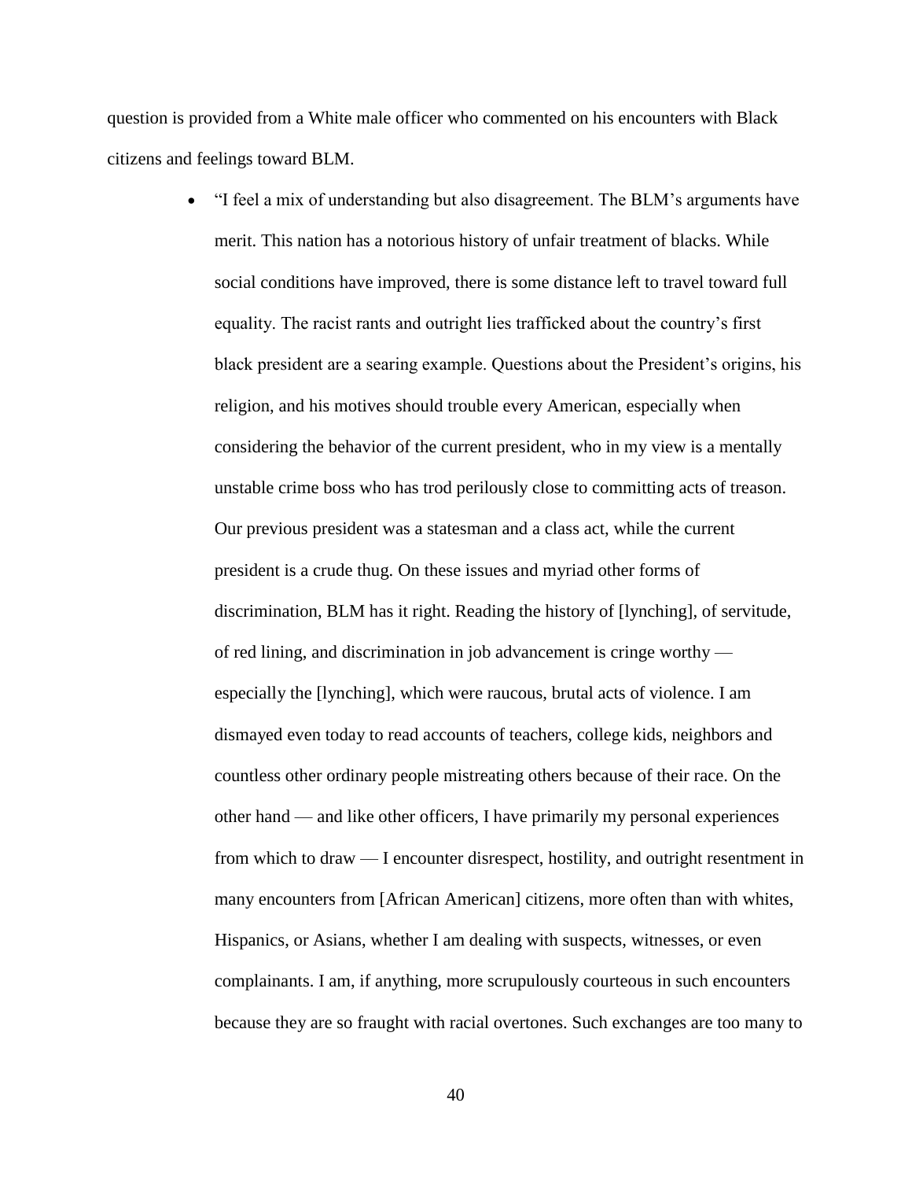question is provided from a White male officer who commented on his encounters with Black citizens and feelings toward BLM.

- "I feel a mix of understanding but also disagreement. The BLM's arguments have merit. This nation has a notorious history of unfair treatment of blacks. While social conditions have improved, there is some distance left to travel toward full equality. The racist rants and outright lies trafficked about the country's first black president are a searing example. Questions about the President's origins, his religion, and his motives should trouble every American, especially when considering the behavior of the current president, who in my view is a mentally unstable crime boss who has trod perilously close to committing acts of treason. Our previous president was a statesman and a class act, while the current president is a crude thug. On these issues and myriad other forms of discrimination, BLM has it right. Reading the history of [lynching], of servitude, of red lining, and discrimination in job advancement is cringe worthy — especially the [lynching], which were raucous, brutal acts of violence. I am dismayed even today to read accounts of teachers, college kids, neighbors and countless other ordinary people mistreating others because of their race. On the other hand — and like other officers, I have primarily my personal experiences from which to draw — I encounter disrespect, hostility, and outright resentment in many encounters from [African American] citizens, more often than with whites, Hispanics, or Asians, whether I am dealing with suspects, witnesses, or even complainants. I am, if anything, more scrupulously courteous in such encounters because they are so fraught with racial overtones. Such exchanges are too many to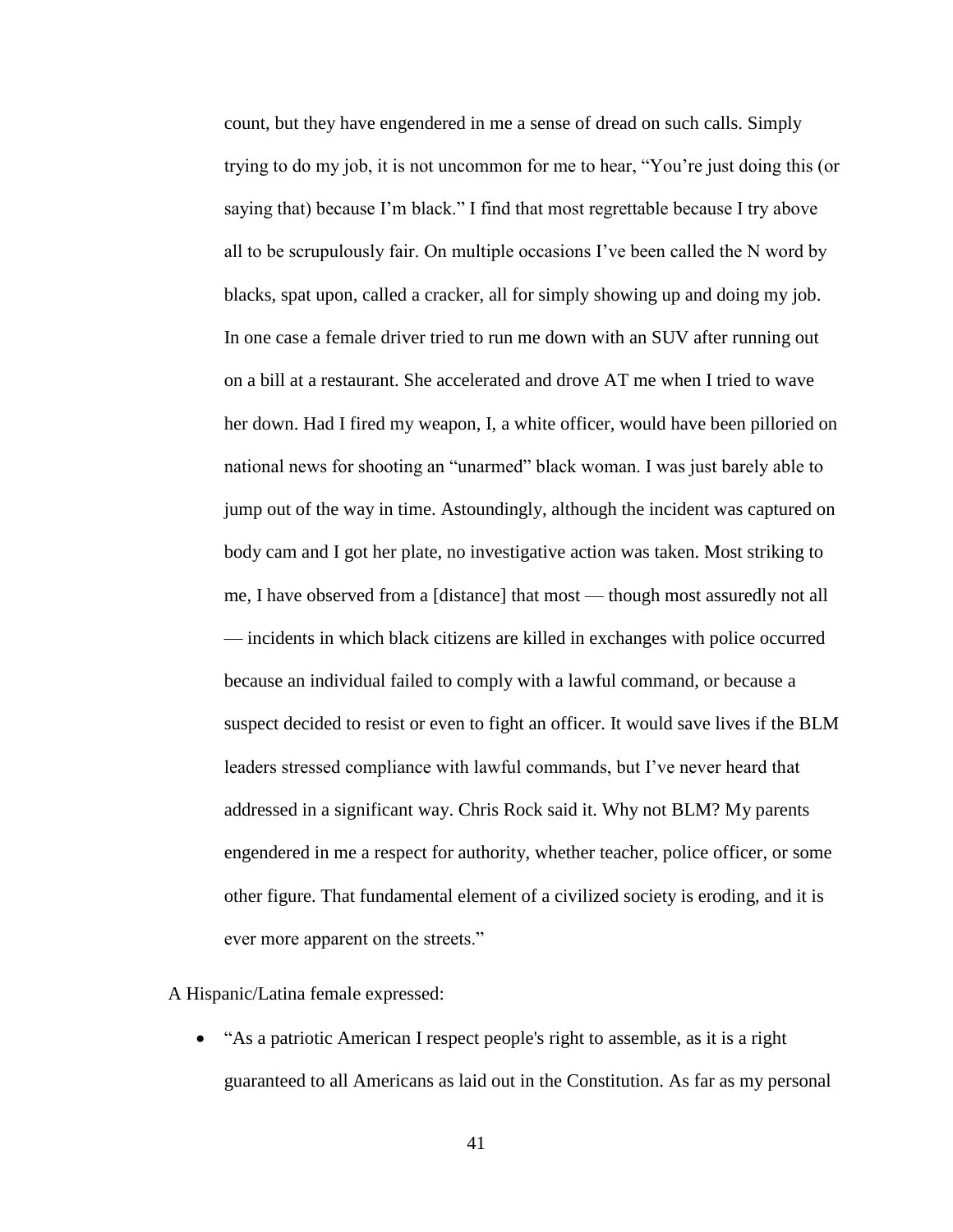count, but they have engendered in me a sense of dread on such calls. Simply trying to do my job, it is not uncommon for me to hear, "You're just doing this (or saying that) because I'm black." I find that most regrettable because I try above all to be scrupulously fair. On multiple occasions I've been called the N word by blacks, spat upon, called a cracker, all for simply showing up and doing my job. In one case a female driver tried to run me down with an SUV after running out on a bill at a restaurant. She accelerated and drove AT me when I tried to wave her down. Had I fired my weapon, I, a white officer, would have been pilloried on national news for shooting an "unarmed" black woman. I was just barely able to jump out of the way in time. Astoundingly, although the incident was captured on body cam and I got her plate, no investigative action was taken. Most striking to me, I have observed from a [distance] that most — though most assuredly not all — incidents in which black citizens are killed in exchanges with police occurred because an individual failed to comply with a lawful command, or because a suspect decided to resist or even to fight an officer. It would save lives if the BLM leaders stressed compliance with lawful commands, but I've never heard that addressed in a significant way. Chris Rock said it. Why not BLM? My parents engendered in me a respect for authority, whether teacher, police officer, or some other figure. That fundamental element of a civilized society is eroding, and it is ever more apparent on the streets."

A Hispanic/Latina female expressed:

- "As a patriotic American I respect people's right to assemble, as it is a right guaranteed to all Americans as laid out in the Constitution. As far as my personal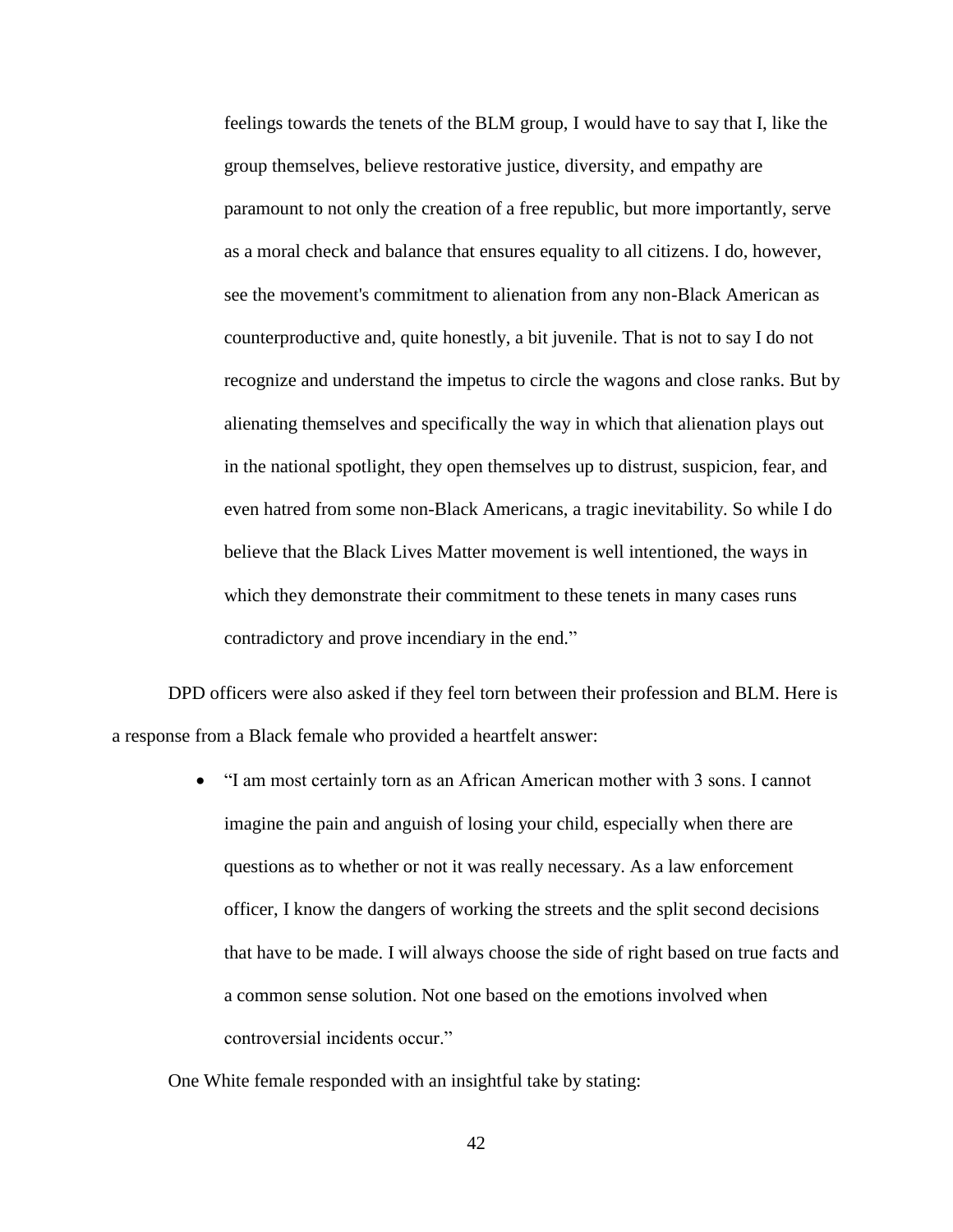feelings towards the tenets of the BLM group, I would have to say that I, like the group themselves, believe restorative justice, diversity, and empathy are paramount to not only the creation of a free republic, but more importantly, serve as a moral check and balance that ensures equality to all citizens. I do, however, see the movement's commitment to alienation from any non-Black American as counterproductive and, quite honestly, a bit juvenile. That is not to say I do not recognize and understand the impetus to circle the wagons and close ranks. But by alienating themselves and specifically the way in which that alienation plays out in the national spotlight, they open themselves up to distrust, suspicion, fear, and even hatred from some non-Black Americans, a tragic inevitability. So while I do believe that the Black Lives Matter movement is well intentioned, the ways in which they demonstrate their commitment to these tenets in many cases runs contradictory and prove incendiary in the end."

DPD officers were also asked if they feel torn between their profession and BLM. Here is a response from a Black female who provided a heartfelt answer:

- "I am most certainly torn as an African American mother with 3 sons. I cannot imagine the pain and anguish of losing your child, especially when there are questions as to whether or not it was really necessary. As a law enforcement officer, I know the dangers of working the streets and the split second decisions that have to be made. I will always choose the side of right based on true facts and a common sense solution. Not one based on the emotions involved when controversial incidents occur."

One White female responded with an insightful take by stating: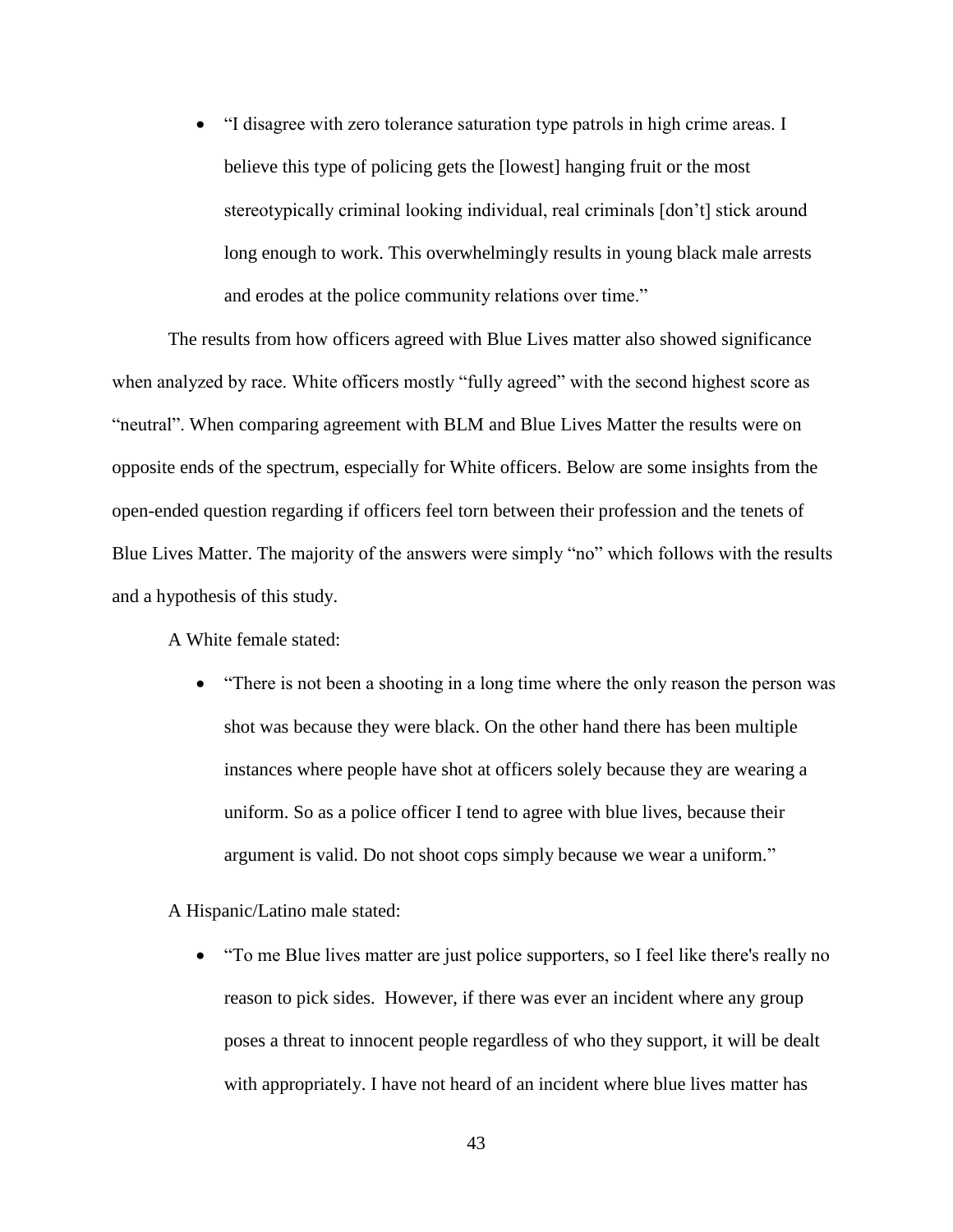- “I disagree with zero tolerance saturation type patrols in high crime areas. I believe this type of policing gets the [lowest] hanging fruit or the most stereotypically criminal looking individual, real criminals [don’t] stick around long enough to work. This overwhelmingly results in young black male arrests and erodes at the police community relations over time.”

The results from how officers agreed with Blue Lives matter also showed significance when analyzed by race. White officers mostly “fully agreed” with the second highest score as “neutral”. When comparing agreement with BLM and Blue Lives Matter the results were on opposite ends of the spectrum, especially for White officers. Below are some insights from the open-ended question regarding if officers feel torn between their profession and the tenets of Blue Lives Matter. The majority of the answers were simply “no” which follows with the results and a hypothesis of this study.

A White female stated:

- “There is not been a shooting in a long time where the only reason the person was shot was because they were black. On the other hand there has been multiple instances where people have shot at officers solely because they are wearing a uniform. So as a police officer I tend to agree with blue lives, because their argument is valid. Do not shoot cops simply because we wear a uniform.”

A Hispanic/Latino male stated:

- “To me Blue lives matter are just police supporters, so I feel like there's really no reason to pick sides. However, if there was ever an incident where any group poses a threat to innocent people regardless of who they support, it will be dealt with appropriately. I have not heard of an incident where blue lives matter has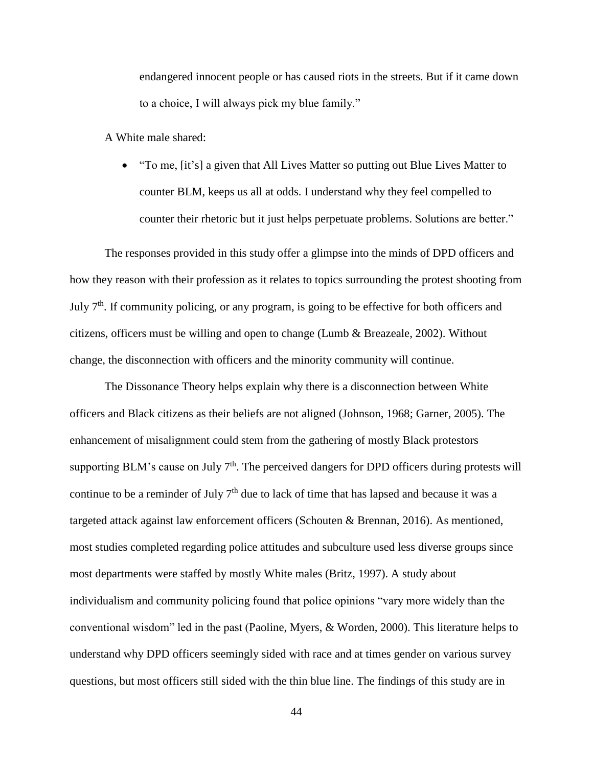endangered innocent people or has caused riots in the streets. But if it came down to a choice, I will always pick my blue family."

A White male shared:

- "To me, [it's] a given that All Lives Matter so putting out Blue Lives Matter to counter BLM, keeps us all at odds. I understand why they feel compelled to counter their rhetoric but it just helps perpetuate problems. Solutions are better."

The responses provided in this study offer a glimpse into the minds of DPD officers and how they reason with their profession as it relates to topics surrounding the protest shooting from July 7th. If community policing, or any program, is going to be effective for both officers and citizens, officers must be willing and open to change (Lumb & Breazeale, 2002). Without change, the disconnection with officers and the minority community will continue.

The Dissonance Theory helps explain why there is a disconnection between White officers and Black citizens as their beliefs are not aligned (Johnson, 1968; Garner, 2005). The enhancement of misalignment could stem from the gathering of mostly Black protestors supporting BLM's cause on July 7th. The perceived dangers for DPD officers during protests will continue to be a reminder of July 7th due to lack of time that has lapsed and because it was a targeted attack against law enforcement officers (Schouten & Brennan, 2016). As mentioned, most studies completed regarding police attitudes and subculture used less diverse groups since most departments were staffed by mostly White males (Britz, 1997). A study about individualism and community policing found that police opinions "vary more widely than the conventional wisdom" led in the past (Paoline, Myers, & Worden, 2000). This literature helps to understand why DPD officers seemingly sided with race and at times gender on various survey questions, but most officers still sided with the thin blue line. The findings of this study are in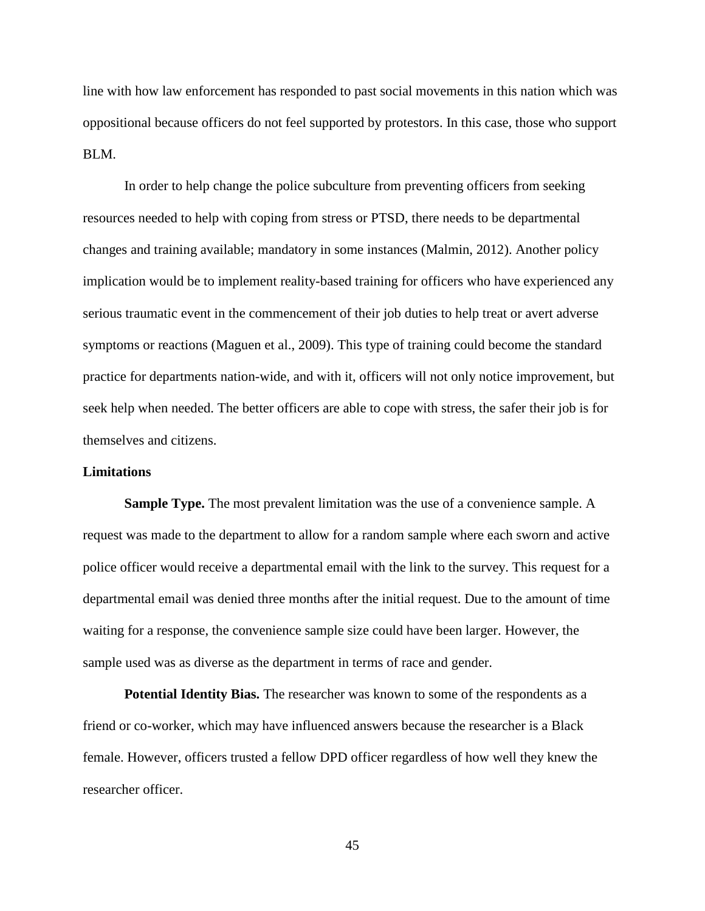line with how law enforcement has responded to past social movements in this nation which was oppositional because officers do not feel supported by protestors. In this case, those who support BLM.

In order to help change the police subculture from preventing officers from seeking resources needed to help with coping from stress or PTSD, there needs to be departmental changes and training available; mandatory in some instances (Malmin, 2012). Another policy implication would be to implement reality-based training for officers who have experienced any serious traumatic event in the commencement of their job duties to help treat or avert adverse symptoms or reactions (Maguen et al., 2009). This type of training could become the standard practice for departments nation-wide, and with it, officers will not only notice improvement, but seek help when needed. The better officers are able to cope with stress, the safer their job is for themselves and citizens.

### Limitations

**Sample Type.** The most prevalent limitation was the use of a convenience sample. A request was made to the department to allow for a random sample where each sworn and active police officer would receive a departmental email with the link to the survey. This request for a departmental email was denied three months after the initial request. Due to the amount of time waiting for a response, the convenience sample size could have been larger. However, the sample used was as diverse as the department in terms of race and gender.

**Potential Identity Bias.** The researcher was known to some of the respondents as a friend or co-worker, which may have influenced answers because the researcher is a Black female. However, officers trusted a fellow DPD officer regardless of how well they knew the researcher officer.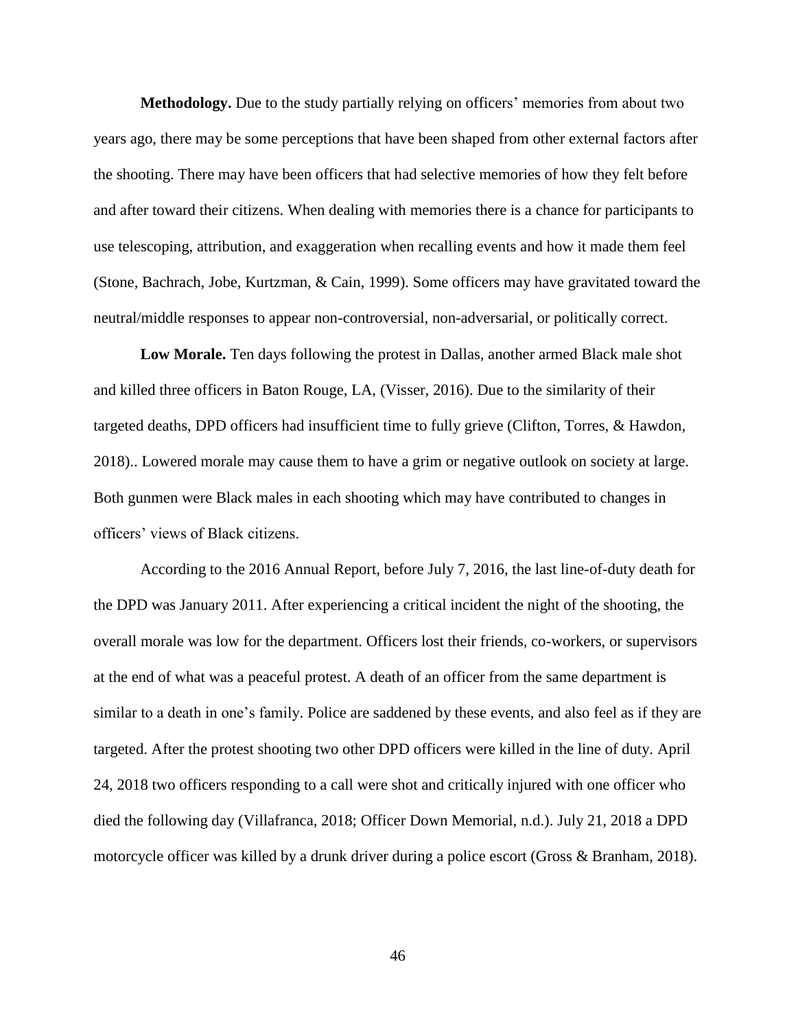**Methodology.** Due to the study partially relying on officers' memories from about two years ago, there may be some perceptions that have been shaped from other external factors after the shooting. There may have been officers that had selective memories of how they felt before and after toward their citizens. When dealing with memories there is a chance for participants to use telescoping, attribution, and exaggeration when recalling events and how it made them feel (Stone, Bachrach, Jobe, Kurtzman, & Cain, 1999). Some officers may have gravitated toward the neutral/middle responses to appear non-controversial, non-adversarial, or politically correct.

**Low Morale.** Ten days following the protest in Dallas, another armed Black male shot and killed three officers in Baton Rouge, LA, (Visser, 2016). Due to the similarity of their targeted deaths, DPD officers had insufficient time to fully grieve (Clifton, Torres, & Hawdon, 2018).. Lowered morale may cause them to have a grim or negative outlook on society at large. Both gunmen were Black males in each shooting which may have contributed to changes in officers' views of Black citizens.

According to the 2016 Annual Report, before July 7, 2016, the last line-of-duty death for the DPD was January 2011. After experiencing a critical incident the night of the shooting, the overall morale was low for the department. Officers lost their friends, co-workers, or supervisors at the end of what was a peaceful protest. A death of an officer from the same department is similar to a death in one's family. Police are saddened by these events, and also feel as if they are targeted. After the protest shooting two other DPD officers were killed in the line of duty. April 24, 2018 two officers responding to a call were shot and critically injured with one officer who died the following day (Villafranca, 2018; Officer Down Memorial, n.d.). July 21, 2018 a DPD motorcycle officer was killed by a drunk driver during a police escort (Gross & Branham, 2018).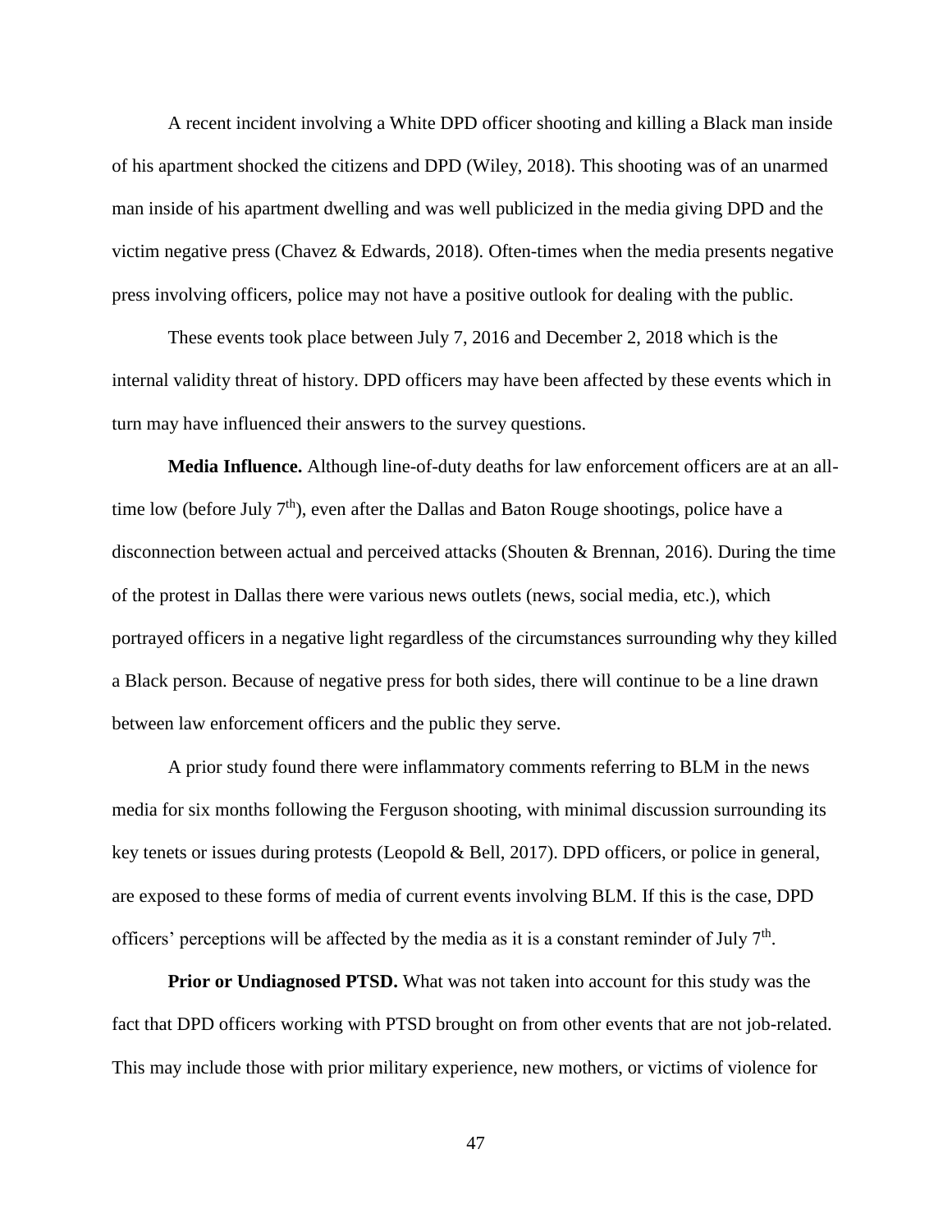A recent incident involving a White DPD officer shooting and killing a Black man inside of his apartment shocked the citizens and DPD (Wiley, 2018). This shooting was of an unarmed man inside of his apartment dwelling and was well publicized in the media giving DPD and the victim negative press (Chavez & Edwards, 2018). Often-times when the media presents negative press involving officers, police may not have a positive outlook for dealing with the public.

These events took place between July 7, 2016 and December 2, 2018 which is the internal validity threat of history. DPD officers may have been affected by these events which in turn may have influenced their answers to the survey questions.

**Media Influence.** Although line-of-duty deaths for law enforcement officers are at an all-time low (before July 7th), even after the Dallas and Baton Rouge shootings, police have a disconnection between actual and perceived attacks (Shouten & Brennan, 2016). During the time of the protest in Dallas there were various news outlets (news, social media, etc.), which portrayed officers in a negative light regardless of the circumstances surrounding why they killed a Black person. Because of negative press for both sides, there will continue to be a line drawn between law enforcement officers and the public they serve.

A prior study found there were inflammatory comments referring to BLM in the news media for six months following the Ferguson shooting, with minimal discussion surrounding its key tenets or issues during protests (Leopold & Bell, 2017). DPD officers, or police in general, are exposed to these forms of media of current events involving BLM. If this is the case, DPD officers' perceptions will be affected by the media as it is a constant reminder of July 7th.

**Prior or Undiagnosed PTSD.** What was not taken into account for this study was the fact that DPD officers working with PTSD brought on from other events that are not job-related. This may include those with prior military experience, new mothers, or victims of violence for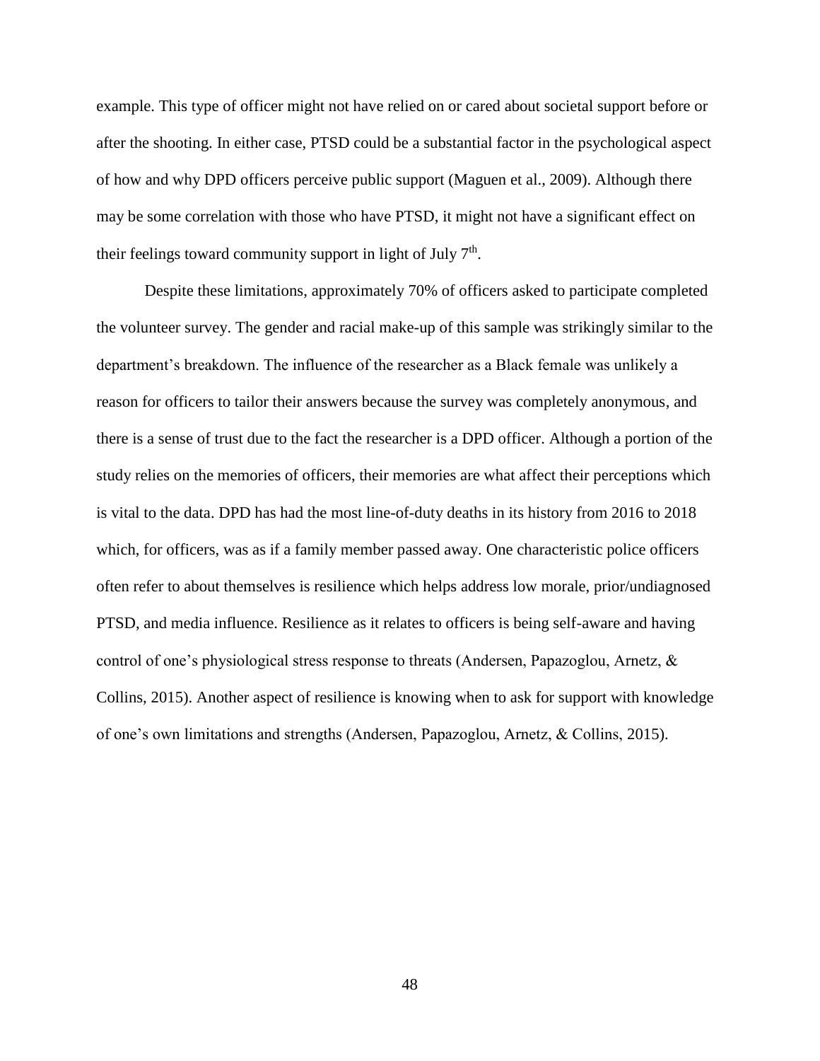example. This type of officer might not have relied on or cared about societal support before or after the shooting. In either case, PTSD could be a substantial factor in the psychological aspect of how and why DPD officers perceive public support (Maguen et al., 2009). Although there may be some correlation with those who have PTSD, it might not have a significant effect on their feelings toward community support in light of July 7th.

Despite these limitations, approximately 70% of officers asked to participate completed the volunteer survey. The gender and racial make-up of this sample was strikingly similar to the department's breakdown. The influence of the researcher as a Black female was unlikely a reason for officers to tailor their answers because the survey was completely anonymous, and there is a sense of trust due to the fact the researcher is a DPD officer. Although a portion of the study relies on the memories of officers, their memories are what affect their perceptions which is vital to the data. DPD has had the most line-of-duty deaths in its history from 2016 to 2018 which, for officers, was as if a family member passed away. One characteristic police officers often refer to about themselves is resilience which helps address low morale, prior/undiagnosed PTSD, and media influence. Resilience as it relates to officers is being self-aware and having control of one's physiological stress response to threats (Andersen, Papazoglou, Arnetz, & Collins, 2015). Another aspect of resilience is knowing when to ask for support with knowledge of one's own limitations and strengths (Andersen, Papazoglou, Arnetz, & Collins, 2015).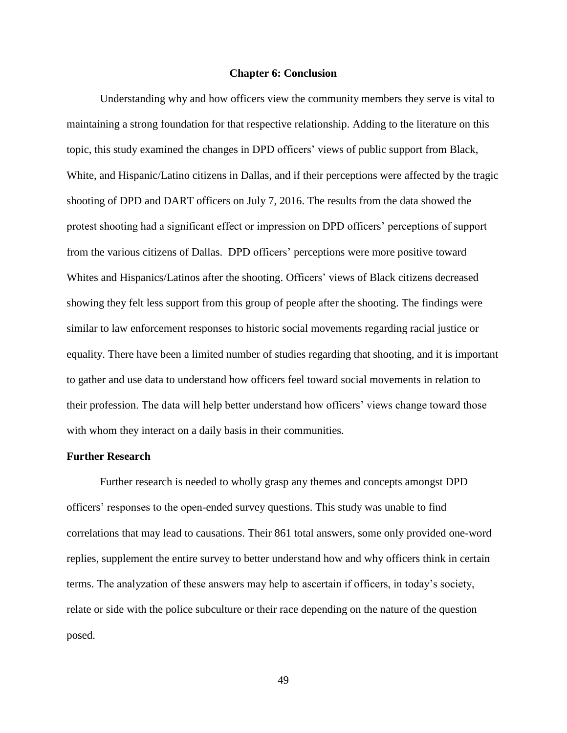# Chapter 6: Conclusion

Understanding why and how officers view the community members they serve is vital to maintaining a strong foundation for that respective relationship. Adding to the literature on this topic, this study examined the changes in DPD officers' views of public support from Black, White, and Hispanic/Latino citizens in Dallas, and if their perceptions were affected by the tragic shooting of DPD and DART officers on July 7, 2016. The results from the data showed the protest shooting had a significant effect or impression on DPD officers' perceptions of support from the various citizens of Dallas. DPD officers' perceptions were more positive toward Whites and Hispanics/Latinos after the shooting. Officers' views of Black citizens decreased showing they felt less support from this group of people after the shooting. The findings were similar to law enforcement responses to historic social movements regarding racial justice or equality. There have been a limited number of studies regarding that shooting, and it is important to gather and use data to understand how officers feel toward social movements in relation to their profession. The data will help better understand how officers' views change toward those with whom they interact on a daily basis in their communities.

## Further Research

Further research is needed to wholly grasp any themes and concepts amongst DPD officers' responses to the open-ended survey questions. This study was unable to find correlations that may lead to causations. Their 861 total answers, some only provided one-word replies, supplement the entire survey to better understand how and why officers think in certain terms. The analyzation of these answers may help to ascertain if officers, in today's society, relate or side with the police subculture or their race depending on the nature of the question posed.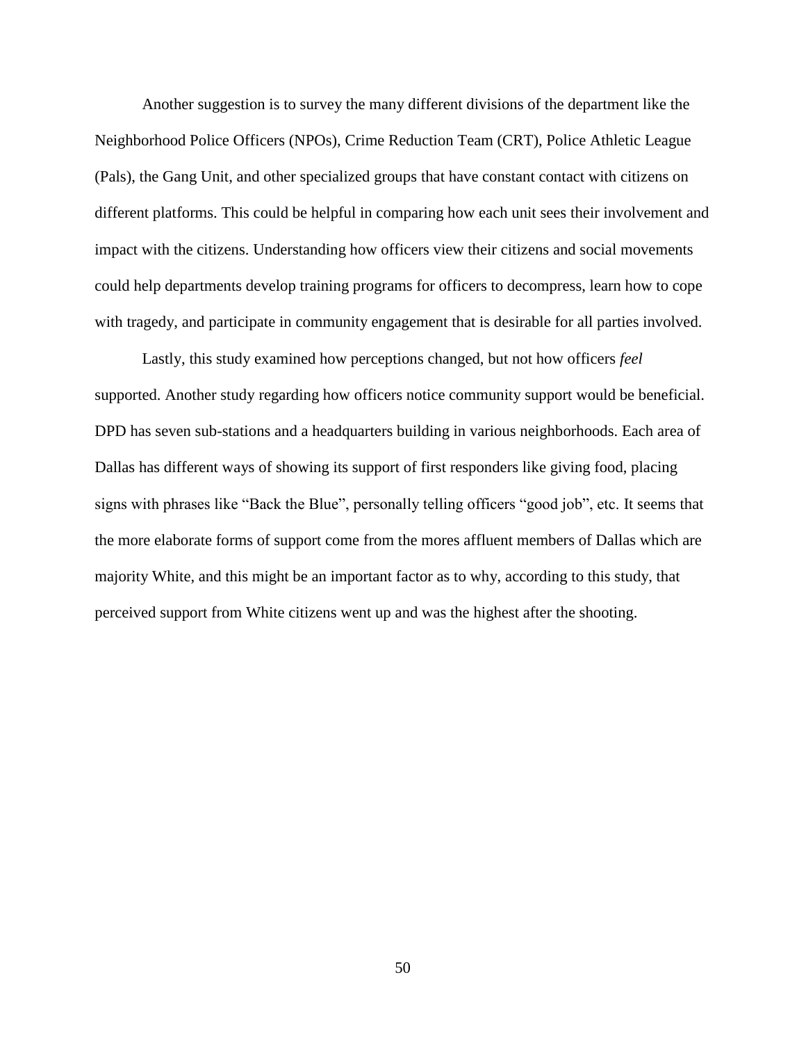Another suggestion is to survey the many different divisions of the department like the Neighborhood Police Officers (NPOs), Crime Reduction Team (CRT), Police Athletic League (Pals), the Gang Unit, and other specialized groups that have constant contact with citizens on different platforms. This could be helpful in comparing how each unit sees their involvement and impact with the citizens. Understanding how officers view their citizens and social movements could help departments develop training programs for officers to decompress, learn how to cope with tragedy, and participate in community engagement that is desirable for all parties involved.

Lastly, this study examined how perceptions changed, but not how officers *feel* supported. Another study regarding how officers notice community support would be beneficial. DPD has seven sub-stations and a headquarters building in various neighborhoods. Each area of Dallas has different ways of showing its support of first responders like giving food, placing signs with phrases like "Back the Blue", personally telling officers "good job", etc. It seems that the more elaborate forms of support come from the mores affluent members of Dallas which are majority White, and this might be an important factor as to why, according to this study, that perceived support from White citizens went up and was the highest after the shooting.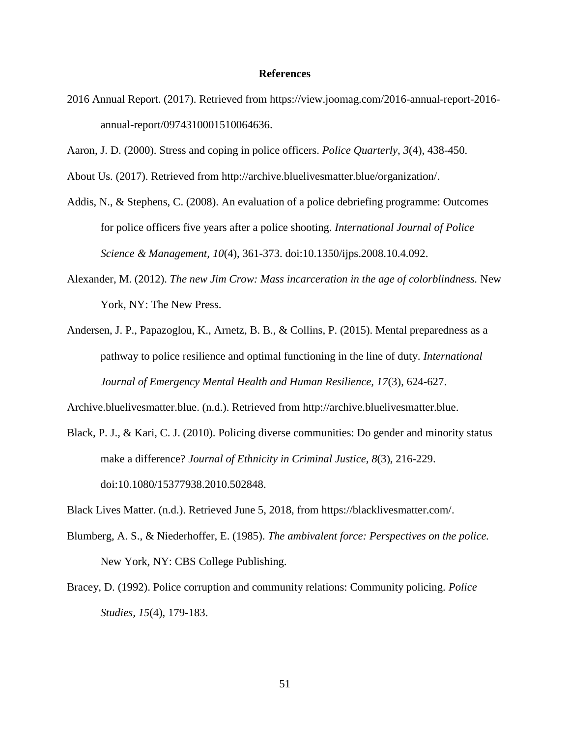# References

2016 Annual Report. (2017). Retrieved from https://view.joomag.com/2016-annual-report-2016-annual-report/0974310001510064636.

Aaron, J. D. (2000). Stress and coping in police officers. *Police Quarterly*, *3*(4), 438-450.

About Us. (2017). Retrieved from http://archive.bluelivesmatter.blue/organization/.

Addis, N., & Stephens, C. (2008). An evaluation of a police debriefing programme: Outcomes for police officers five years after a police shooting. *International Journal of Police Science & Management*, *10*(4), 361-373. doi:10.1350/ijps.2008.10.4.092.

Alexander, M. (2012). *The new Jim Crow: Mass incarceration in the age of colorblindness.* New York, NY: The New Press.

Andersen, J. P., Papazoglou, K., Arnetz, B. B., & Collins, P. (2015). Mental preparedness as a pathway to police resilience and optimal functioning in the line of duty. *International Journal of Emergency Mental Health and Human Resilience*, *17*(3), 624-627.

Archive.bluelivesmatter.blue. (n.d.). Retrieved from http://archive.bluelivesmatter.blue.

Black, P. J., & Kari, C. J. (2010). Policing diverse communities: Do gender and minority status make a difference? *Journal of Ethnicity in Criminal Justice*, *8*(3), 216-229. doi:10.1080/15377938.2010.502848.

Black Lives Matter. (n.d.). Retrieved June 5, 2018, from https://blacklivesmatter.com/.

Blumberg, A. S., & Niederhoffer, E. (1985). *The ambivalent force: Perspectives on the police.* New York, NY: CBS College Publishing.

Bracey, D. (1992). Police corruption and community relations: Community policing. *Police Studies*, *15*(4), 179-183.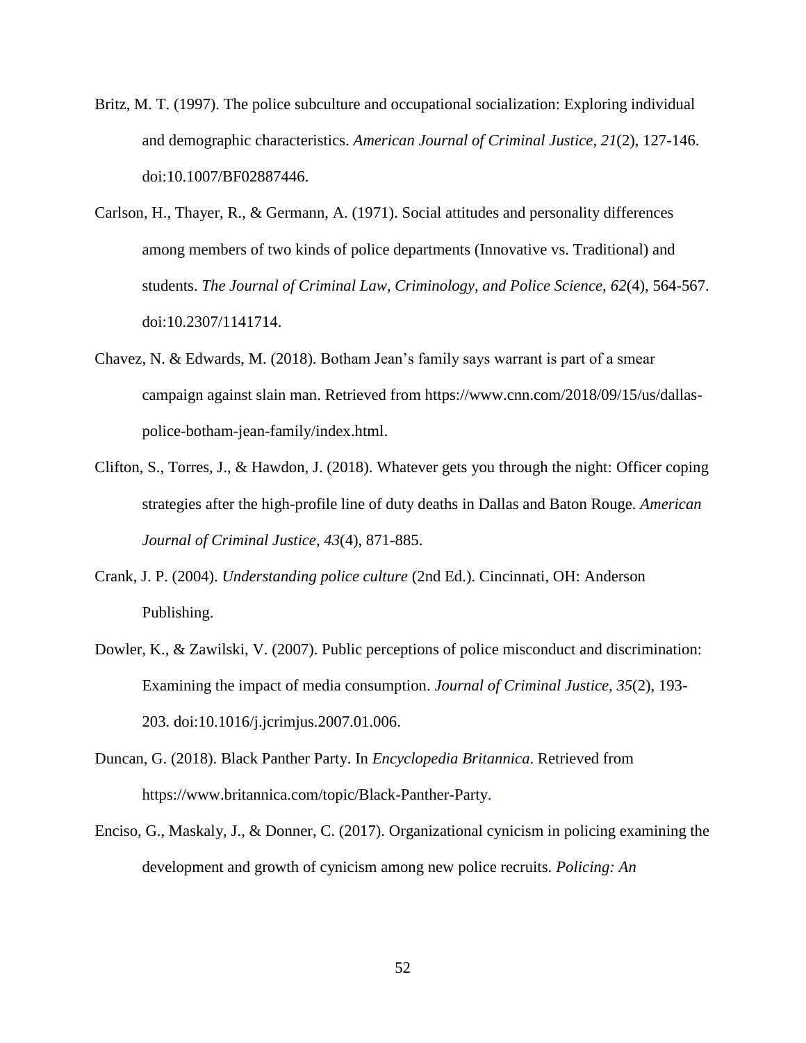Britz, M. T. (1997). The police subculture and occupational socialization: Exploring individual and demographic characteristics. *American Journal of Criminal Justice*, *21*(2), 127-146. doi:10.1007/BF02887446.

Carlson, H., Thayer, R., & Germann, A. (1971). Social attitudes and personality differences among members of two kinds of police departments (Innovative vs. Traditional) and students. *The Journal of Criminal Law, Criminology, and Police Science*, *62*(4), 564-567. doi:10.2307/1141714.

Chavez, N. & Edwards, M. (2018). Botham Jean's family says warrant is part of a smear campaign against slain man. Retrieved from https://www.cnn.com/2018/09/15/us/dallas-police-botham-jean-family/index.html.

Clifton, S., Torres, J., & Hawdon, J. (2018). Whatever gets you through the night: Officer coping strategies after the high-profile line of duty deaths in Dallas and Baton Rouge. *American Journal of Criminal Justice*, *43*(4), 871-885.

Crank, J. P. (2004). *Understanding police culture* (2nd Ed.). Cincinnati, OH: Anderson Publishing.

Dowler, K., & Zawilski, V. (2007). Public perceptions of police misconduct and discrimination: Examining the impact of media consumption. *Journal of Criminal Justice, 35*(2), 193-203. doi:10.1016/j.jcrimjus.2007.01.006.

Duncan, G. (2018). Black Panther Party. In *Encyclopedia Britannica*. Retrieved from https://www.britannica.com/topic/Black-Panther-Party.

Enciso, G., Maskaly, J., & Donner, C. (2017). Organizational cynicism in policing examining the development and growth of cynicism among new police recruits. *Policing: An*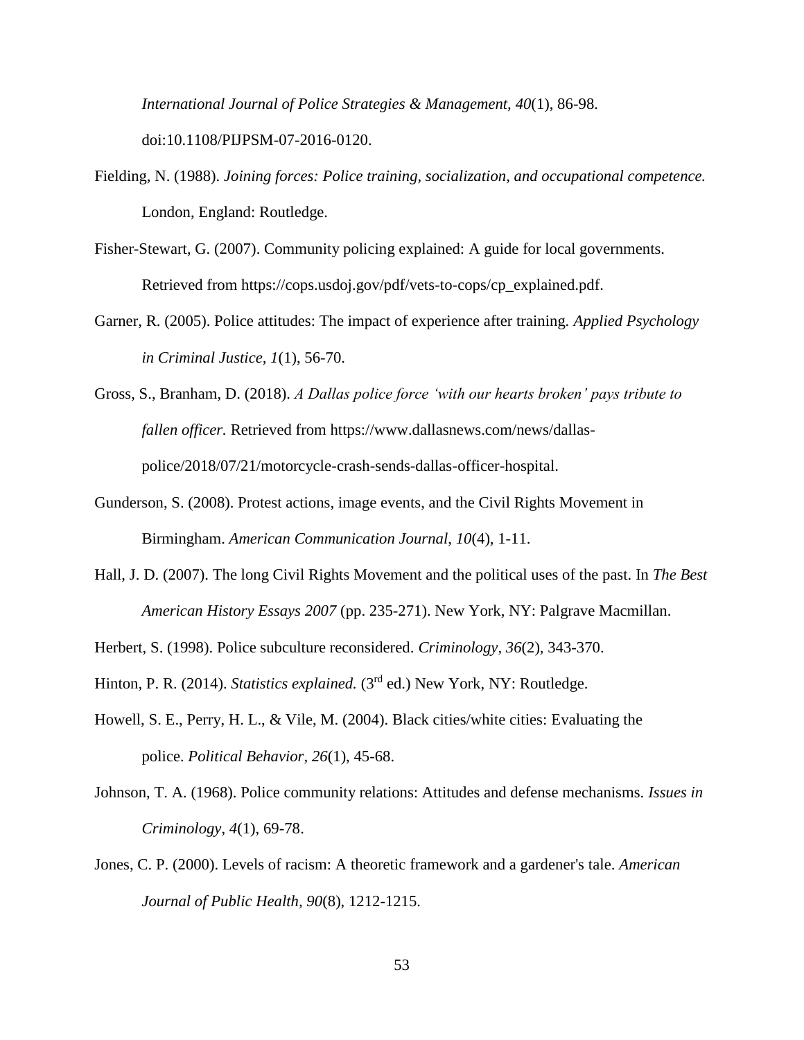*International Journal of Police Strategies & Management, 40*(1), 86-98. doi:10.1108/PIJPSM-07-2016-0120.

Fielding, N. (1988). *Joining forces: Police training, socialization, and occupational competence.* London, England: Routledge.

Fisher-Stewart, G. (2007). Community policing explained: A guide for local governments. Retrieved from https://cops.usdoj.gov/pdf/vets-to-cops/cp_explained.pdf.

Garner, R. (2005). Police attitudes: The impact of experience after training. *Applied Psychology in Criminal Justice, 1*(1), 56-70.

Gross, S., Branham, D. (2018). *A Dallas police force 'with our hearts broken' pays tribute to fallen officer.* Retrieved from https://www.dallasnews.com/news/dallas-police/2018/07/21/motorcycle-crash-sends-dallas-officer-hospital.

Gunderson, S. (2008). Protest actions, image events, and the Civil Rights Movement in Birmingham. *American Communication Journal, 10*(4), 1-11.

Hall, J. D. (2007). The long Civil Rights Movement and the political uses of the past. In *The Best American History Essays 2007* (pp. 235-271). New York, NY: Palgrave Macmillan.

Herbert, S. (1998). Police subculture reconsidered. *Criminology, 36*(2), 343-370.

Hinton, P. R. (2014). *Statistics explained.* (3rd ed.) New York, NY: Routledge.

Howell, S. E., Perry, H. L., & Vile, M. (2004). Black cities/white cities: Evaluating the police. *Political Behavior, 26*(1), 45-68.

Johnson, T. A. (1968). Police community relations: Attitudes and defense mechanisms. *Issues in Criminology, 4*(1), 69-78.

Jones, C. P. (2000). Levels of racism: A theoretic framework and a gardener's tale. *American Journal of Public Health, 90*(8), 1212-1215.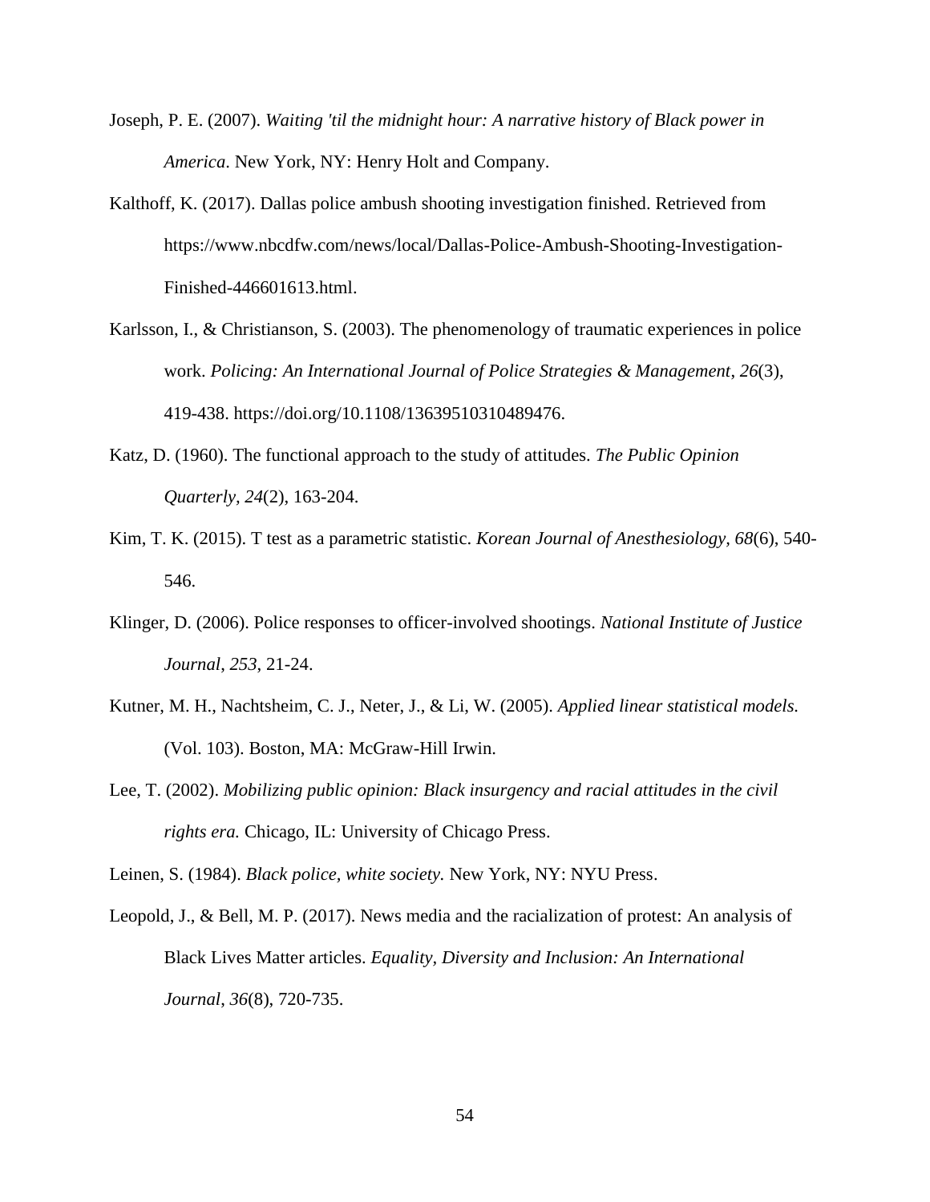Joseph, P. E. (2007). *Waiting 'til the midnight hour: A narrative history of Black power in America*. New York, NY: Henry Holt and Company.

Kalthoff, K. (2017). Dallas police ambush shooting investigation finished. Retrieved from https://www.nbcdfw.com/news/local/Dallas-Police-Ambush-Shooting-Investigation-Finished-446601613.html.

Karlsson, I., & Christianson, S. (2003). The phenomenology of traumatic experiences in police work. *Policing: An International Journal of Police Strategies & Management*, *26*(3), 419-438. https://doi.org/10.1108/13639510310489476.

Katz, D. (1960). The functional approach to the study of attitudes. *The Public Opinion Quarterly, 24*(2), 163-204.

Kim, T. K. (2015). T test as a parametric statistic. *Korean Journal of Anesthesiology, 68*(6), 540-546.

Klinger, D. (2006). Police responses to officer-involved shootings. *National Institute of Justice Journal*, *253*, 21-24.

Kutner, M. H., Nachtsheim, C. J., Neter, J., & Li, W. (2005). *Applied linear statistical models.* (Vol. 103). Boston, MA: McGraw-Hill Irwin.

Lee, T. (2002). *Mobilizing public opinion: Black insurgency and racial attitudes in the civil rights era.* Chicago, IL: University of Chicago Press.

Leinen, S. (1984). *Black police, white society.* New York, NY: NYU Press.

Leopold, J., & Bell, M. P. (2017). News media and the racialization of protest: An analysis of Black Lives Matter articles. *Equality, Diversity and Inclusion: An International Journal*, *36*(8), 720-735.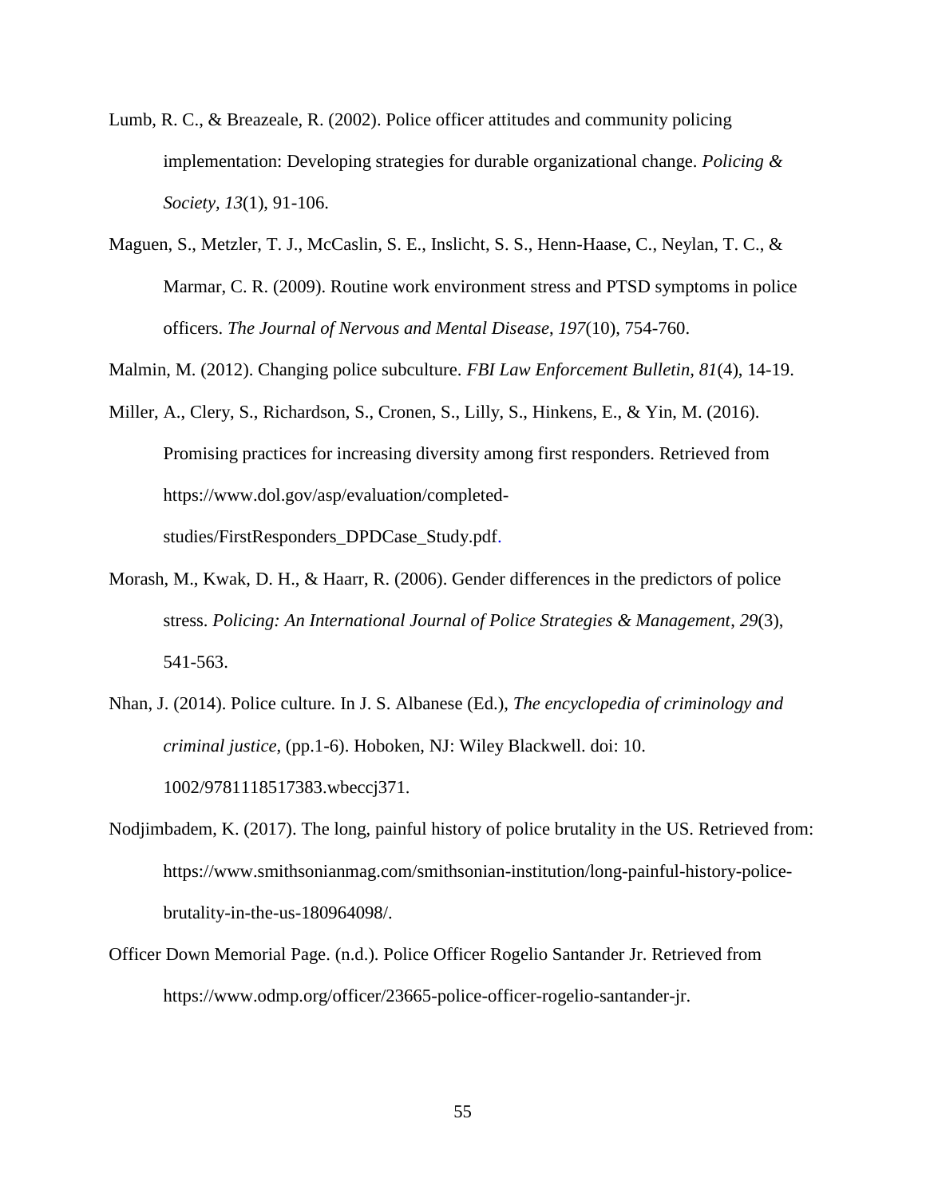Lumb, R. C., & Breazeale, R. (2002). Police officer attitudes and community policing implementation: Developing strategies for durable organizational change. *Policing & Society, 13*(1), 91-106.

Maguen, S., Metzler, T. J., McCaslin, S. E., Inslicht, S. S., Henn-Haase, C., Neylan, T. C., & Marmar, C. R. (2009). Routine work environment stress and PTSD symptoms in police officers. *The Journal of Nervous and Mental Disease*, *197*(10), 754-760.

Malmin, M. (2012). Changing police subculture. *FBI Law Enforcement Bulletin, 81*(4), 14-19.

Miller, A., Clery, S., Richardson, S., Cronen, S., Lilly, S., Hinkens, E., & Yin, M. (2016). Promising practices for increasing diversity among first responders. Retrieved from https://www.dol.gov/asp/evaluation/completed-studies/FirstResponders_DPDCase_Study.pdf.

Morash, M., Kwak, D. H., & Haarr, R. (2006). Gender differences in the predictors of police stress. *Policing: An International Journal of Police Strategies & Management, 29*(3), 541-563.

Nhan, J. (2014). Police culture. In J. S. Albanese (Ed.), *The encyclopedia of criminology and criminal justice*, (pp.1-6). Hoboken, NJ: Wiley Blackwell. doi: 10. 1002/9781118517383.wbeccj371.

Nodjimbadem, K. (2017). The long, painful history of police brutality in the US. Retrieved from: https://www.smithsonianmag.com/smithsonian-institution/long-painful-history-police-brutality-in-the-us-180964098/.

Officer Down Memorial Page. (n.d.). Police Officer Rogelio Santander Jr. Retrieved from https://www.odmp.org/officer/23665-police-officer-rogelio-santander-jr.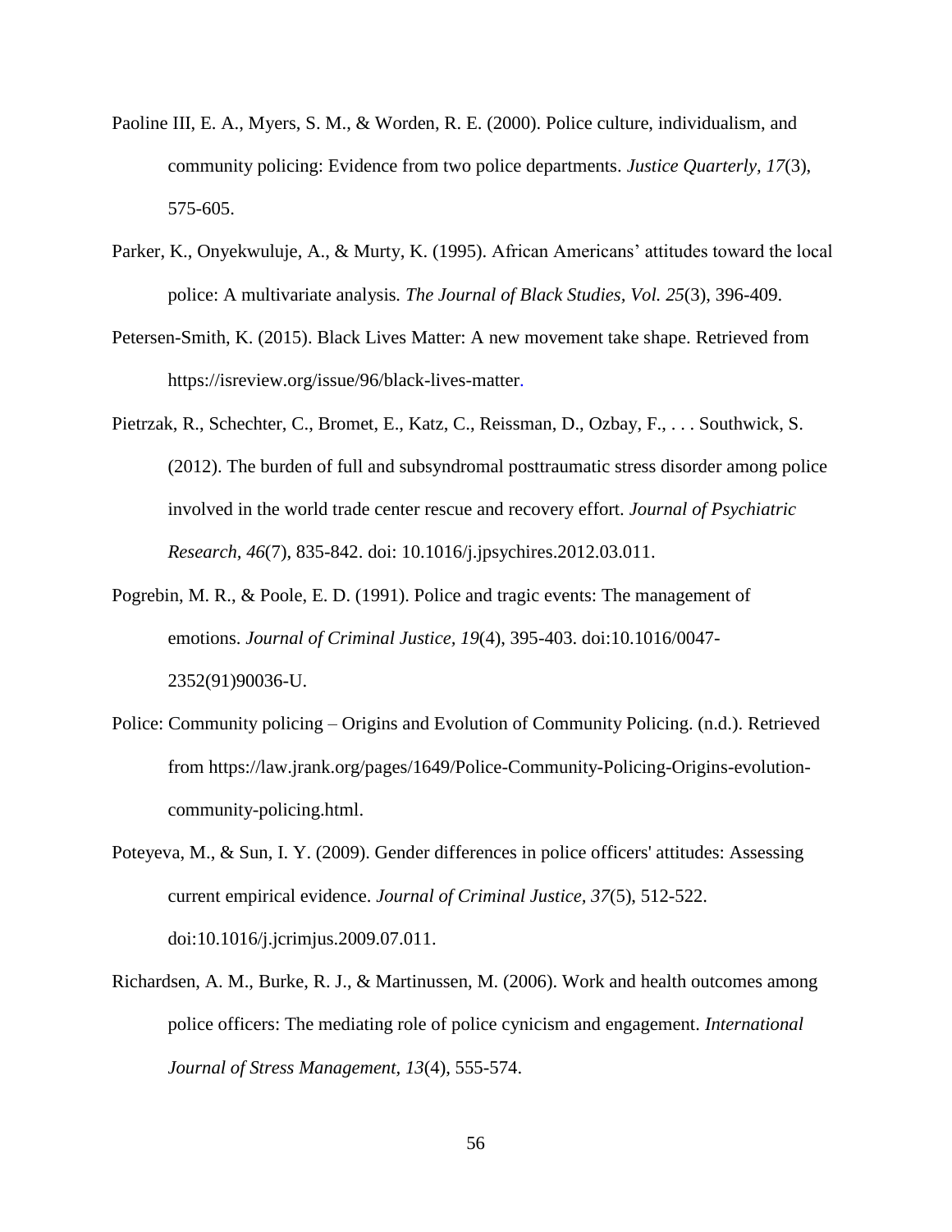Paoline III, E. A., Myers, S. M., & Worden, R. E. (2000). Police culture, individualism, and community policing: Evidence from two police departments. *Justice Quarterly*, *17*(3), 575-605.

Parker, K., Onyekwuluje, A., & Murty, K. (1995). African Americans' attitudes toward the local police: A multivariate analysis. *The Journal of Black Studies, Vol. 25*(3), 396-409.

Petersen-Smith, K. (2015). Black Lives Matter: A new movement take shape. Retrieved from https://isreview.org/issue/96/black-lives-matter.

Pietrzak, R., Schechter, C., Bromet, E., Katz, C., Reissman, D., Ozbay, F., . . . Southwick, S. (2012). The burden of full and subsyndromal posttraumatic stress disorder among police involved in the world trade center rescue and recovery effort. *Journal of Psychiatric Research*, *46*(7), 835-842. doi: 10.1016/j.jpsychires.2012.03.011.

Pogrebin, M. R., & Poole, E. D. (1991). Police and tragic events: The management of emotions. *Journal of Criminal Justice, 19*(4), 395-403. doi:10.1016/0047-2352(91)90036-U.

Police: Community policing – Origins and Evolution of Community Policing. (n.d.). Retrieved from https://law.jrank.org/pages/1649/Police-Community-Policing-Origins-evolution-community-policing.html.

Poteyeva, M., & Sun, I. Y. (2009). Gender differences in police officers' attitudes: Assessing current empirical evidence. *Journal of Criminal Justice, 37*(5), 512-522. doi:10.1016/j.jcrimjus.2009.07.011.

Richardsen, A. M., Burke, R. J., & Martinussen, M. (2006). Work and health outcomes among police officers: The mediating role of police cynicism and engagement. *International Journal of Stress Management*, *13*(4), 555-574.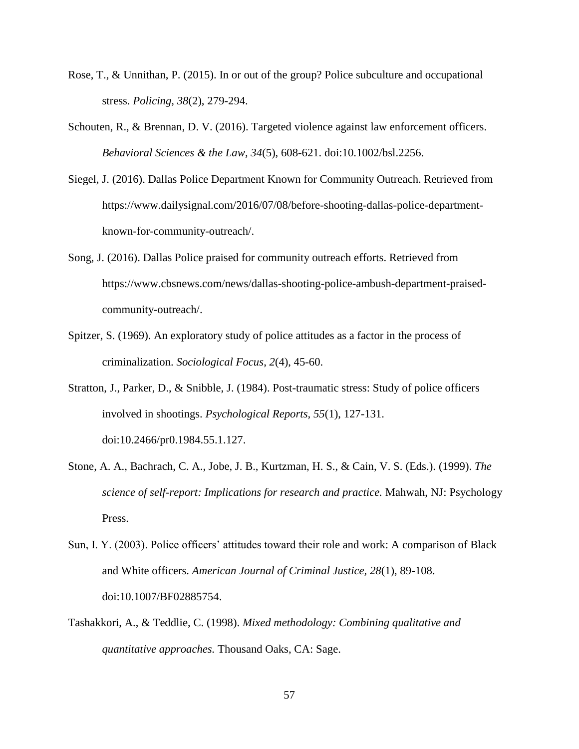Rose, T., & Unnithan, P. (2015). In or out of the group? Police subculture and occupational stress. *Policing, 38*(2), 279-294.

Schouten, R., & Brennan, D. V. (2016). Targeted violence against law enforcement officers. *Behavioral Sciences & the Law, 34*(5), 608-621. doi:10.1002/bsl.2256.

Siegel, J. (2016). Dallas Police Department Known for Community Outreach. Retrieved from https://www.dailysignal.com/2016/07/08/before-shooting-dallas-police-department-known-for-community-outreach/.

Song, J. (2016). Dallas Police praised for community outreach efforts. Retrieved from https://www.cbsnews.com/news/dallas-shooting-police-ambush-department-praised-community-outreach/.

Spitzer, S. (1969). An exploratory study of police attitudes as a factor in the process of criminalization. *Sociological Focus*, *2*(4), 45-60.

Stratton, J., Parker, D., & Snibble, J. (1984). Post-traumatic stress: Study of police officers involved in shootings. *Psychological Reports, 55*(1), 127-131. doi:10.2466/pr0.1984.55.1.127.

Stone, A. A., Bachrach, C. A., Jobe, J. B., Kurtzman, H. S., & Cain, V. S. (Eds.). (1999). *The science of self-report: Implications for research and practice.* Mahwah, NJ: Psychology Press.

Sun, I. Y. (2003). Police officers' attitudes toward their role and work: A comparison of Black and White officers. *American Journal of Criminal Justice, 28*(1), 89-108. doi:10.1007/BF02885754.

Tashakkori, A., & Teddlie, C. (1998). *Mixed methodology: Combining qualitative and quantitative approaches.* Thousand Oaks, CA: Sage.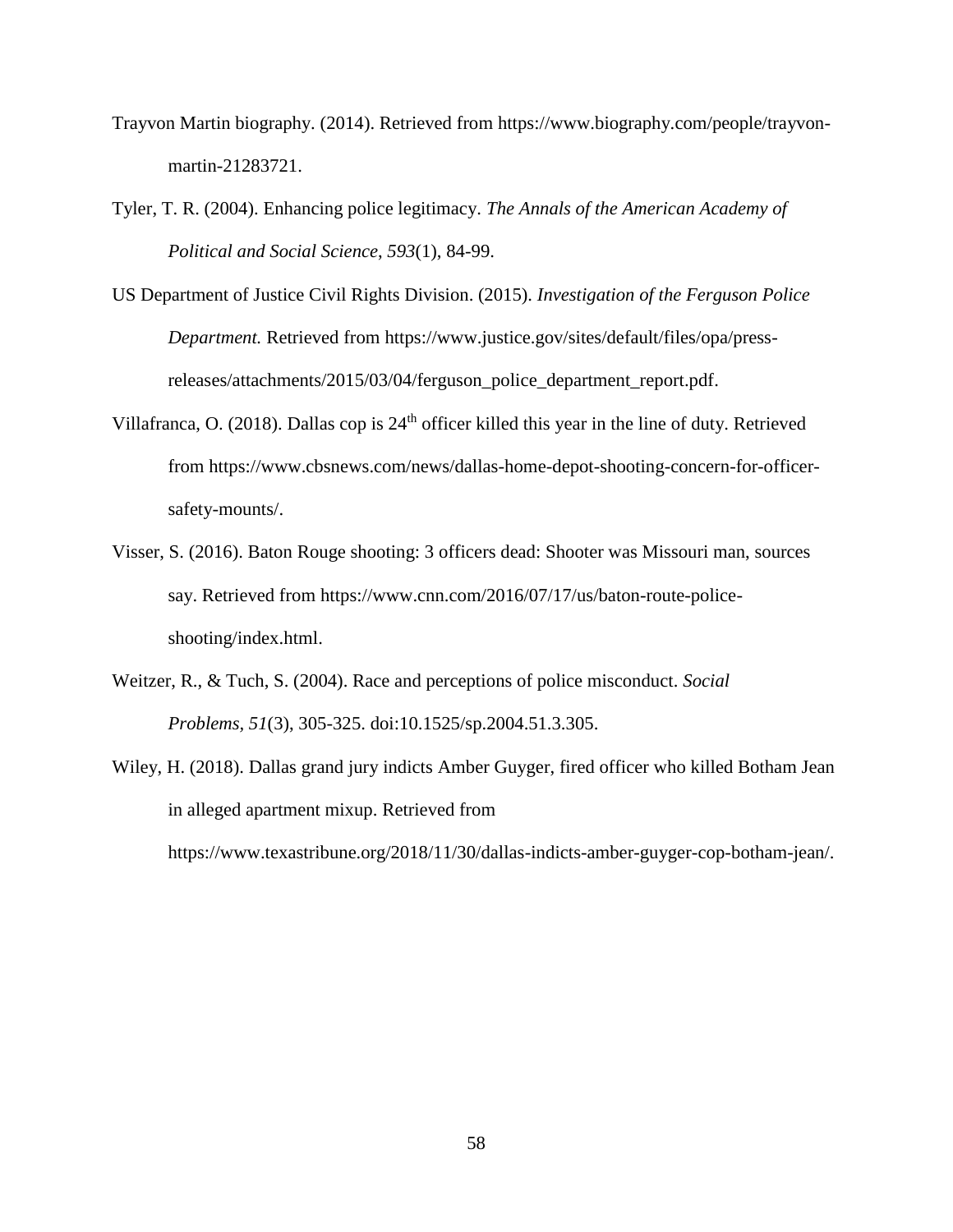Trayvon Martin biography. (2014). Retrieved from https://www.biography.com/people/trayvon-martin-21283721.

Tyler, T. R. (2004). Enhancing police legitimacy. *The Annals of the American Academy of Political and Social Science*, *593*(1), 84-99.

US Department of Justice Civil Rights Division. (2015). *Investigation of the Ferguson Police Department.* Retrieved from https://www.justice.gov/sites/default/files/opa/press-releases/attachments/2015/03/04/ferguson_police_department_report.pdf.

Villafranca, O. (2018). Dallas cop is 24th officer killed this year in the line of duty. Retrieved from https://www.cbsnews.com/news/dallas-home-depot-shooting-concern-for-officer-safety-mounts/.

Visser, S. (2016). Baton Rouge shooting: 3 officers dead: Shooter was Missouri man, sources say. Retrieved from https://www.cnn.com/2016/07/17/us/baton-route-police-shooting/index.html.

Weitzer, R., & Tuch, S. (2004). Race and perceptions of police misconduct. *Social Problems*, *51*(3), 305-325. doi:10.1525/sp.2004.51.3.305.

Wiley, H. (2018). Dallas grand jury indicts Amber Guyger, fired officer who killed Botham Jean in alleged apartment mixup. Retrieved from https://www.texastribune.org/2018/11/30/dallas-indicts-amber-guyger-cop-botham-jean/.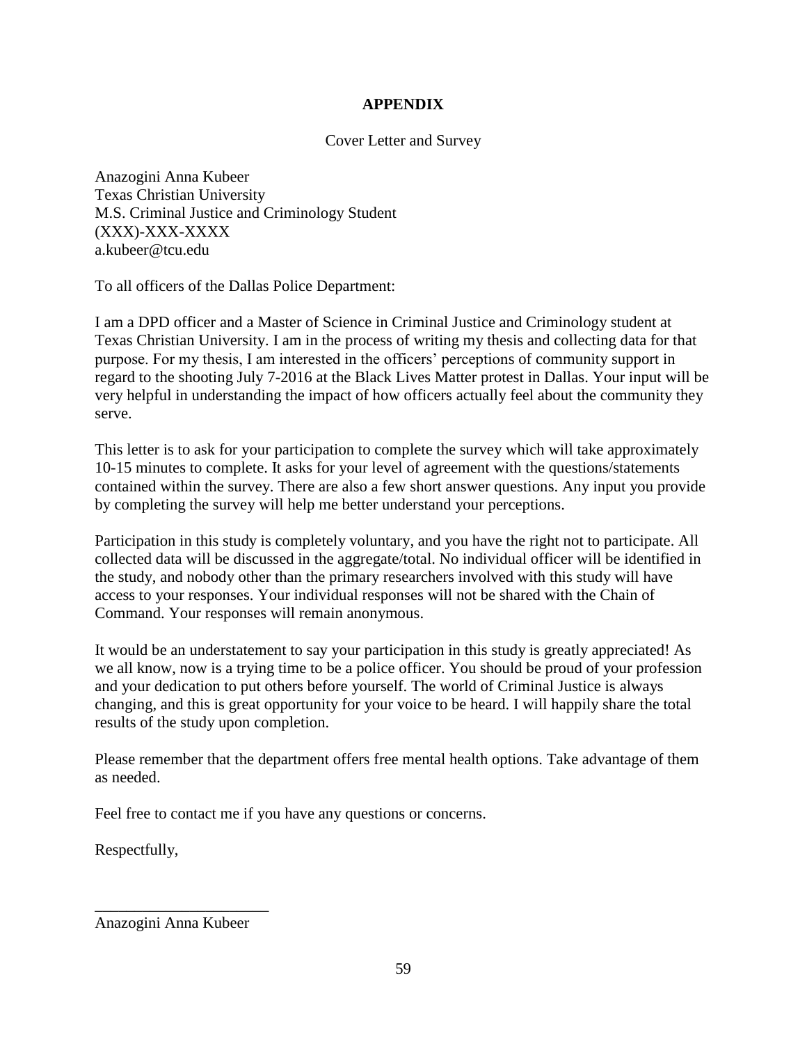# APPENDIX

Cover Letter and Survey

Anazogini Anna Kubeer
Texas Christian University
M.S. Criminal Justice and Criminology Student
(XXX)-XXX-XXXX
a.kubeer@tcu.edu

To all officers of the Dallas Police Department:

I am a DPD officer and a Master of Science in Criminal Justice and Criminology student at Texas Christian University. I am in the process of writing my thesis and collecting data for that purpose. For my thesis, I am interested in the officers' perceptions of community support in regard to the shooting July 7-2016 at the Black Lives Matter protest in Dallas. Your input will be very helpful in understanding the impact of how officers actually feel about the community they serve.

This letter is to ask for your participation to complete the survey which will take approximately 10-15 minutes to complete. It asks for your level of agreement with the questions/statements contained within the survey. There are also a few short answer questions. Any input you provide by completing the survey will help me better understand your perceptions.

Participation in this study is completely voluntary, and you have the right not to participate. All collected data will be discussed in the aggregate/total. No individual officer will be identified in the study, and nobody other than the primary researchers involved with this study will have access to your responses. Your individual responses will not be shared with the Chain of Command. Your responses will remain anonymous.

It would be an understatement to say your participation in this study is greatly appreciated! As we all know, now is a trying time to be a police officer. You should be proud of your profession and your dedication to put others before yourself. The world of Criminal Justice is always changing, and this is great opportunity for your voice to be heard. I will happily share the total results of the study upon completion.

Please remember that the department offers free mental health options. Take advantage of them as needed.

Feel free to contact me if you have any questions or concerns.

Respectfully,

______________________
Anazogini Anna Kubeer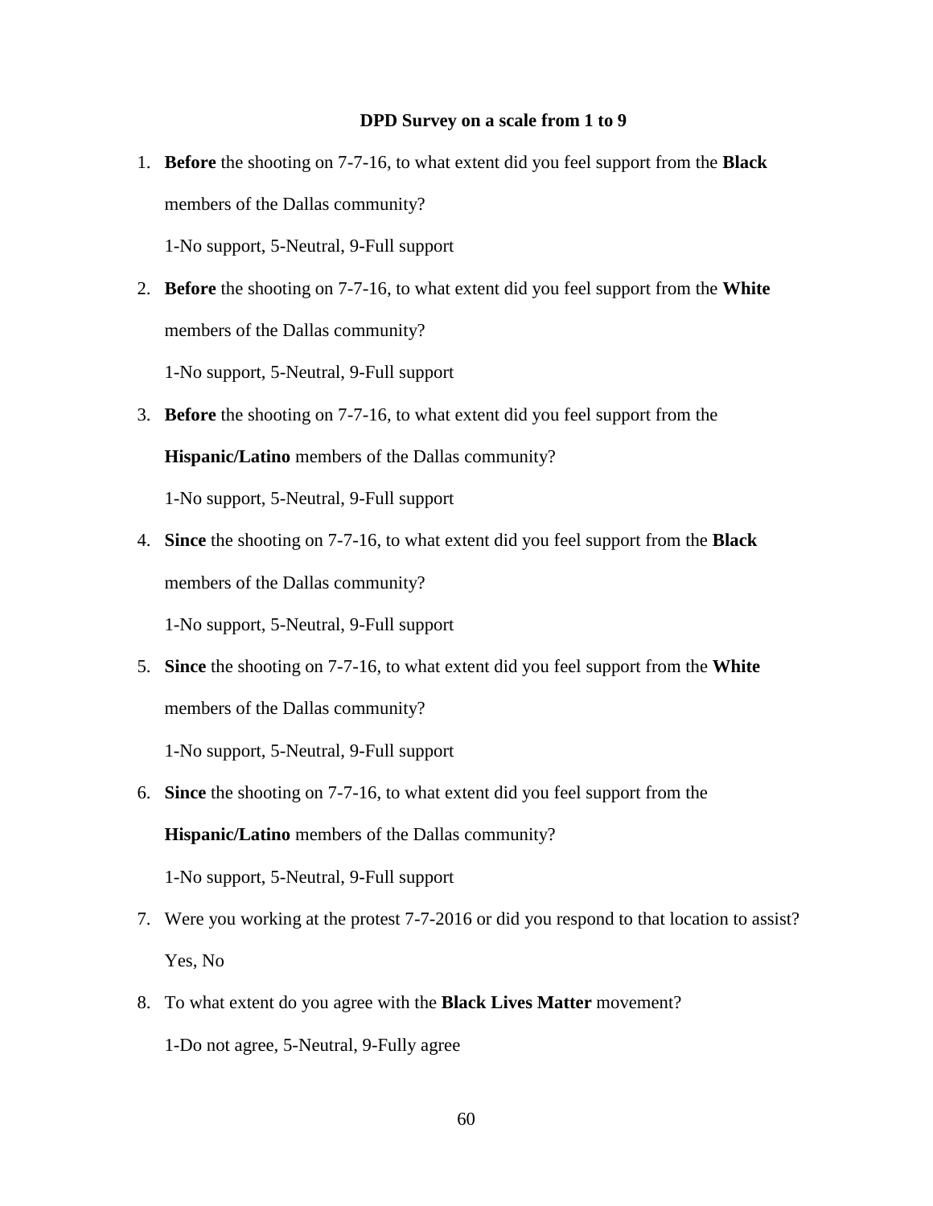**DPD Survey on a scale from 1 to 9**

1. **Before** the shooting on 7-7-16, to what extent did you feel support from the **Black** members of the Dallas community?

   1-No support, 5-Neutral, 9-Full support

2. **Before** the shooting on 7-7-16, to what extent did you feel support from the **White** members of the Dallas community?

   1-No support, 5-Neutral, 9-Full support

3. **Before** the shooting on 7-7-16, to what extent did you feel support from the **Hispanic/Latino** members of the Dallas community?

   1-No support, 5-Neutral, 9-Full support

4. **Since** the shooting on 7-7-16, to what extent did you feel support from the **Black** members of the Dallas community?

   1-No support, 5-Neutral, 9-Full support

5. **Since** the shooting on 7-7-16, to what extent did you feel support from the **White** members of the Dallas community?

   1-No support, 5-Neutral, 9-Full support

6. **Since** the shooting on 7-7-16, to what extent did you feel support from the **Hispanic/Latino** members of the Dallas community?

   1-No support, 5-Neutral, 9-Full support

7. Were you working at the protest 7-7-2016 or did you respond to that location to assist?

   Yes, No

8. To what extent do you agree with the **Black Lives Matter** movement?

   1-Do not agree, 5-Neutral, 9-Fully agree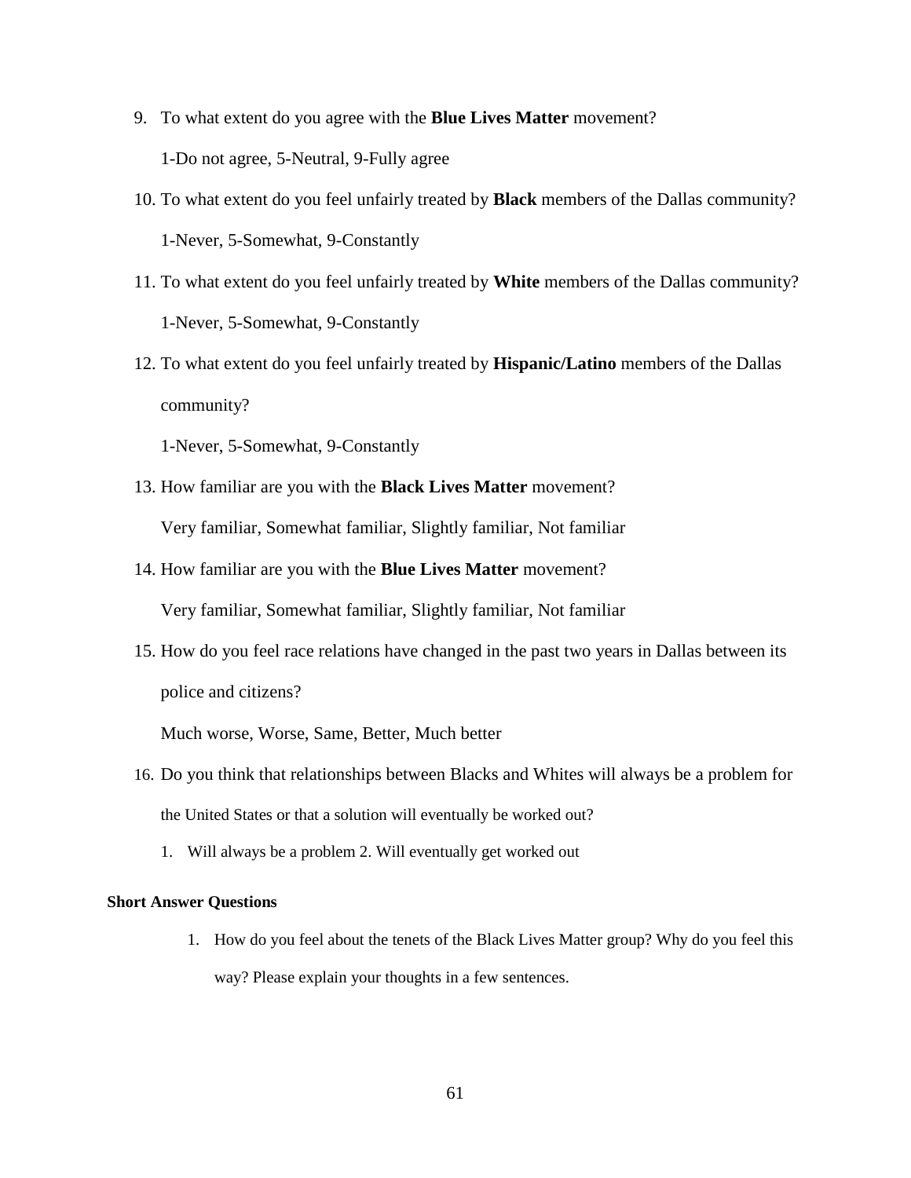9. To what extent do you agree with the **Blue Lives Matter** movement?

   1-Do not agree, 5-Neutral, 9-Fully agree

10. To what extent do you feel unfairly treated by **Black** members of the Dallas community?

    1-Never, 5-Somewhat, 9-Constantly

11. To what extent do you feel unfairly treated by **White** members of the Dallas community?

    1-Never, 5-Somewhat, 9-Constantly

12. To what extent do you feel unfairly treated by **Hispanic/Latino** members of the Dallas community?

    1-Never, 5-Somewhat, 9-Constantly

13. How familiar are you with the **Black Lives Matter** movement?

    Very familiar, Somewhat familiar, Slightly familiar, Not familiar

14. How familiar are you with the **Blue Lives Matter** movement?

    Very familiar, Somewhat familiar, Slightly familiar, Not familiar

15. How do you feel race relations have changed in the past two years in Dallas between its police and citizens?

    Much worse, Worse, Same, Better, Much better

16. Do you think that relationships between Blacks and Whites will always be a problem for the United States or that a solution will eventually be worked out?

    1. Will always be a problem 2. Will eventually get worked out

**Short Answer Questions**

1. How do you feel about the tenets of the Black Lives Matter group? Why do you feel this way? Please explain your thoughts in a few sentences.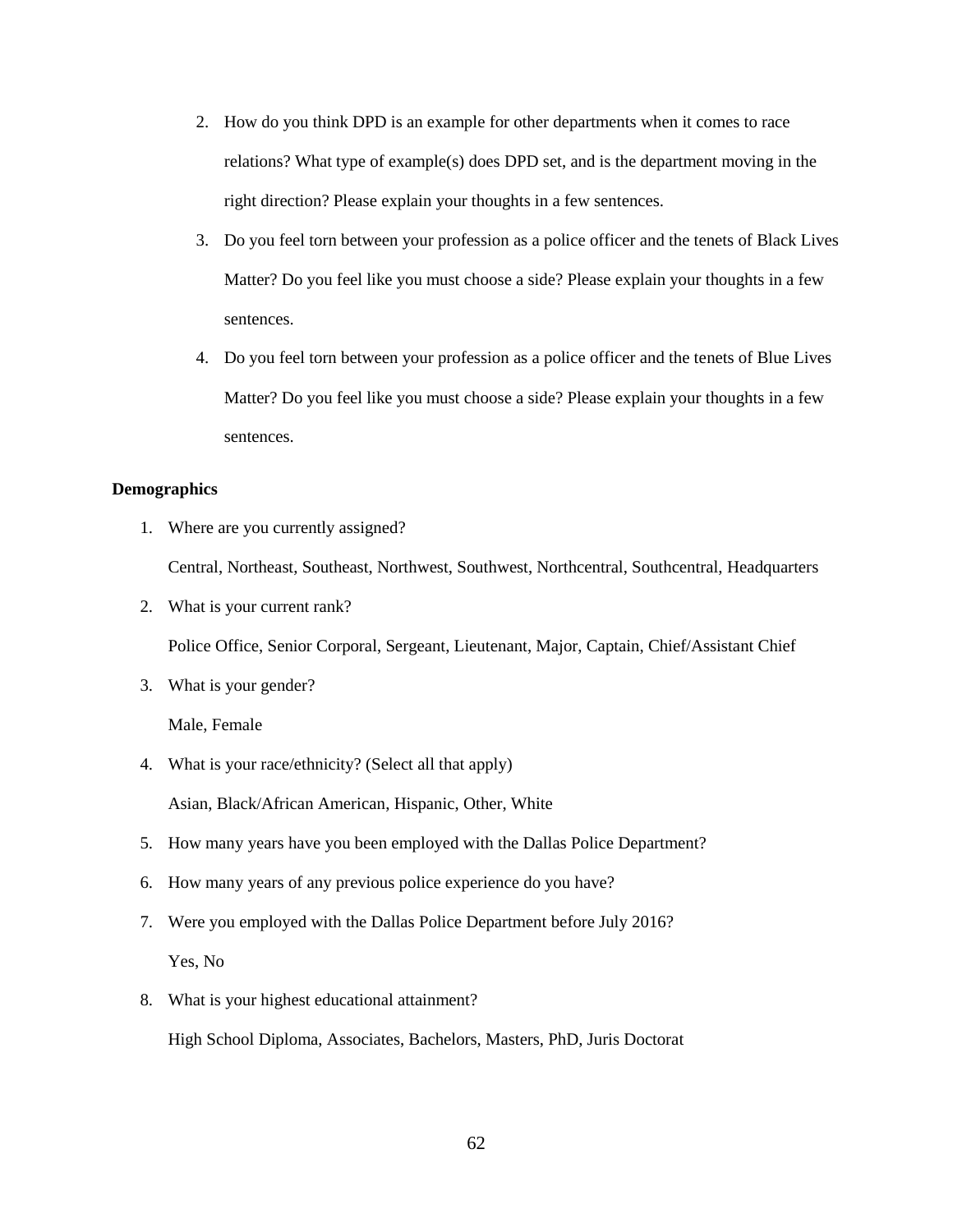2. How do you think DPD is an example for other departments when it comes to race relations? What type of example(s) does DPD set, and is the department moving in the right direction? Please explain your thoughts in a few sentences.
3. Do you feel torn between your profession as a police officer and the tenets of Black Lives Matter? Do you feel like you must choose a side? Please explain your thoughts in a few sentences.
4. Do you feel torn between your profession as a police officer and the tenets of Blue Lives Matter? Do you feel like you must choose a side? Please explain your thoughts in a few sentences.

**Demographics**

1. Where are you currently assigned?

   Central, Northeast, Southeast, Northwest, Southwest, Northcentral, Southcentral, Headquarters
2. What is your current rank?

   Police Office, Senior Corporal, Sergeant, Lieutenant, Major, Captain, Chief/Assistant Chief
3. What is your gender?

   Male, Female
4. What is your race/ethnicity? (Select all that apply)

   Asian, Black/African American, Hispanic, Other, White
5. How many years have you been employed with the Dallas Police Department?
6. How many years of any previous police experience do you have?
7. Were you employed with the Dallas Police Department before July 2016?

   Yes, No
8. What is your highest educational attainment?

   High School Diploma, Associates, Bachelors, Masters, PhD, Juris Doctorat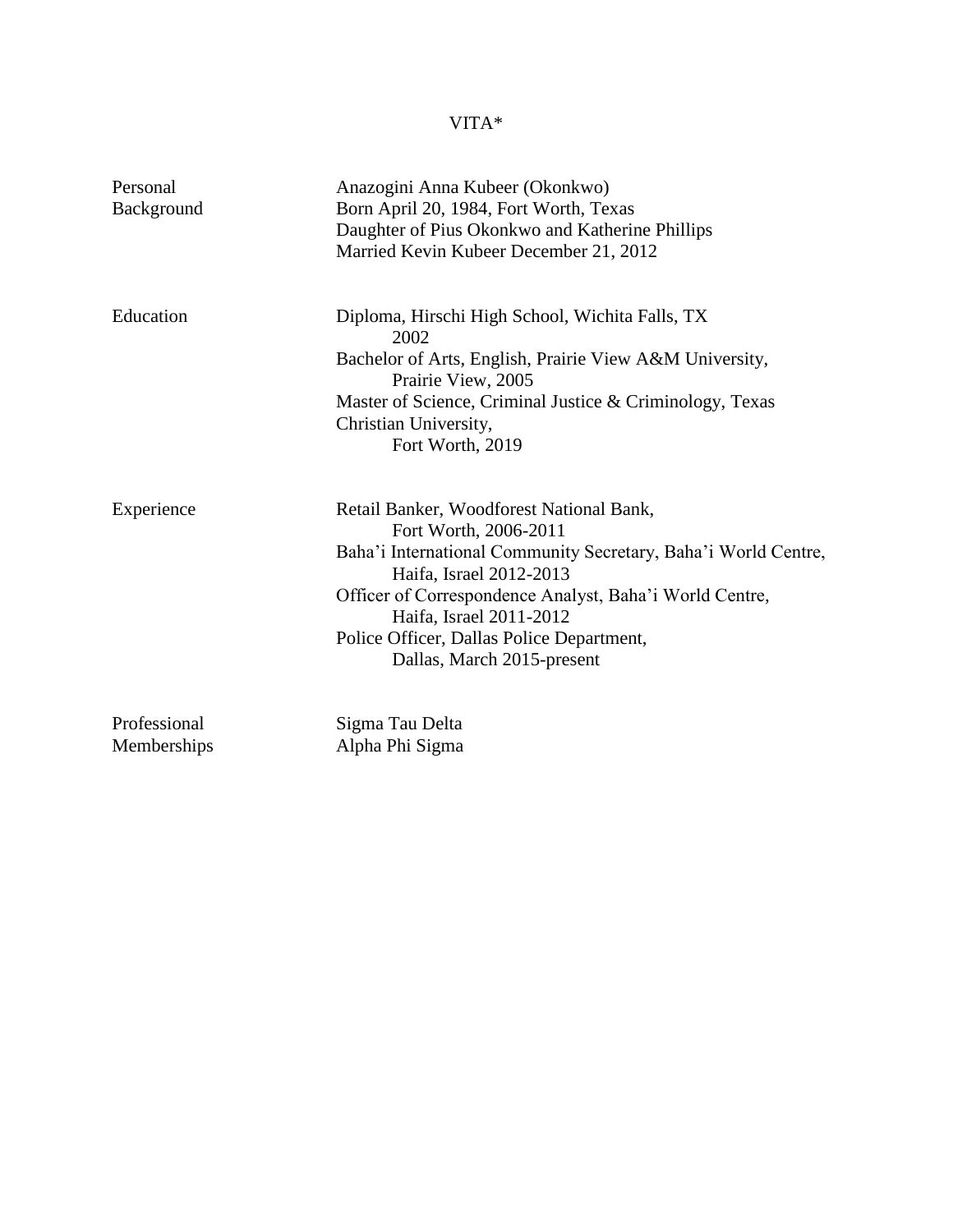# VITA*

| | |
|---|---|
| Personal Background | Anazogini Anna Kubeer (Okonkwo)<br>Born April 20, 1984, Fort Worth, Texas<br>Daughter of Pius Okonkwo and Katherine Phillips<br>Married Kevin Kubeer December 21, 2012 |
| Education | Diploma, Hirschi High School, Wichita Falls, TX 2002<br>Bachelor of Arts, English, Prairie View A&M University, Prairie View, 2005<br>Master of Science, Criminal Justice & Criminology, Texas Christian University, Fort Worth, 2019 |
| Experience | Retail Banker, Woodforest National Bank, Fort Worth, 2006-2011<br>Baha'i International Community Secretary, Baha'i World Centre, Haifa, Israel 2012-2013<br>Officer of Correspondence Analyst, Baha'i World Centre, Haifa, Israel 2011-2012<br>Police Officer, Dallas Police Department, Dallas, March 2015-present |
| Professional Memberships | Sigma Tau Delta<br>Alpha Phi Sigma |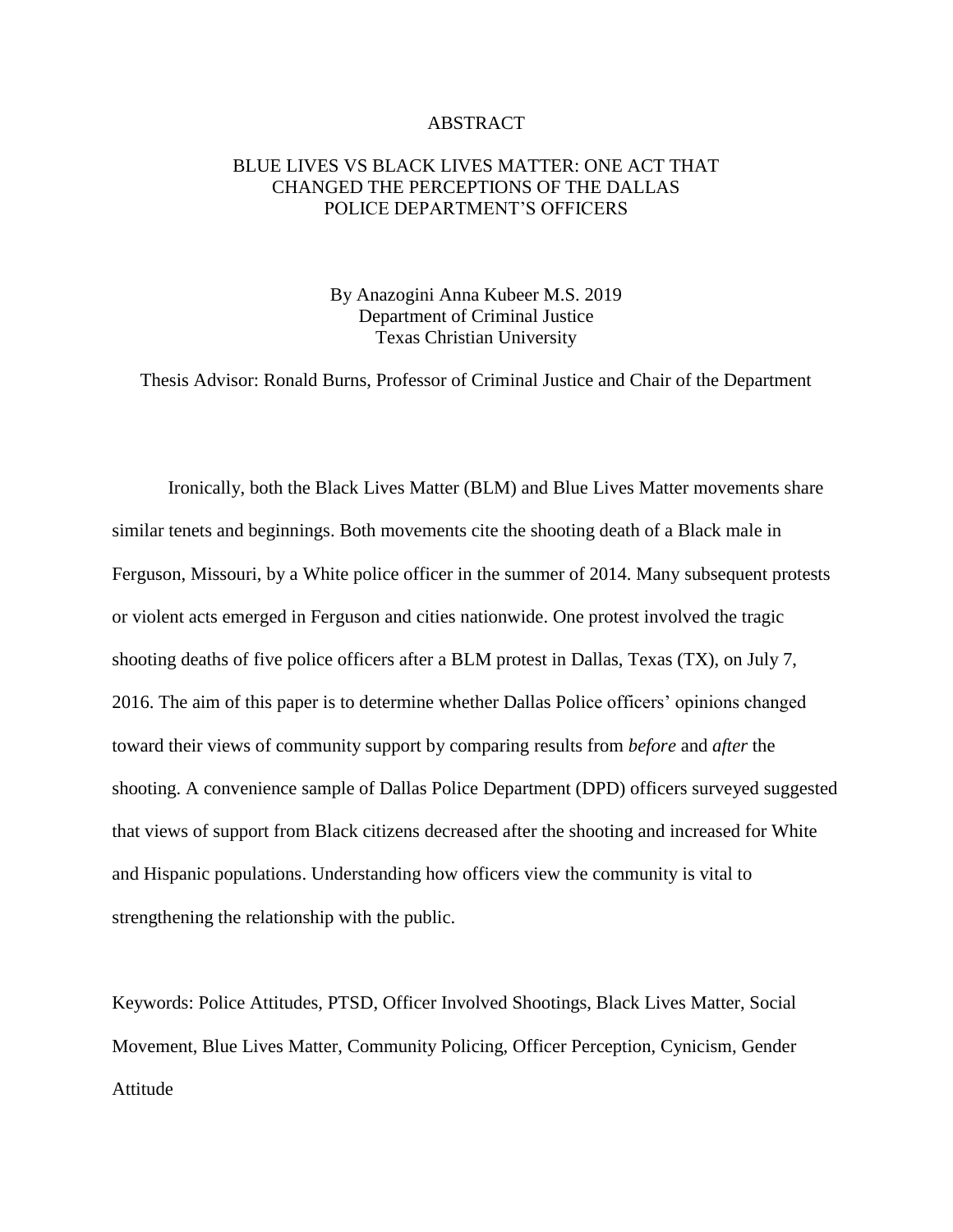# ABSTRACT

## BLUE LIVES VS BLACK LIVES MATTER: ONE ACT THAT CHANGED THE PERCEPTIONS OF THE DALLAS POLICE DEPARTMENT'S OFFICERS

By Anazogini Anna Kubeer M.S. 2019
Department of Criminal Justice
Texas Christian University

Thesis Advisor: Ronald Burns, Professor of Criminal Justice and Chair of the Department

Ironically, both the Black Lives Matter (BLM) and Blue Lives Matter movements share similar tenets and beginnings. Both movements cite the shooting death of a Black male in Ferguson, Missouri, by a White police officer in the summer of 2014. Many subsequent protests or violent acts emerged in Ferguson and cities nationwide. One protest involved the tragic shooting deaths of five police officers after a BLM protest in Dallas, Texas (TX), on July 7, 2016. The aim of this paper is to determine whether Dallas Police officers' opinions changed toward their views of community support by comparing results from *before* and *after* the shooting. A convenience sample of Dallas Police Department (DPD) officers surveyed suggested that views of support from Black citizens decreased after the shooting and increased for White and Hispanic populations. Understanding how officers view the community is vital to strengthening the relationship with the public.

Keywords: Police Attitudes, PTSD, Officer Involved Shootings, Black Lives Matter, Social Movement, Blue Lives Matter, Community Policing, Officer Perception, Cynicism, Gender Attitude